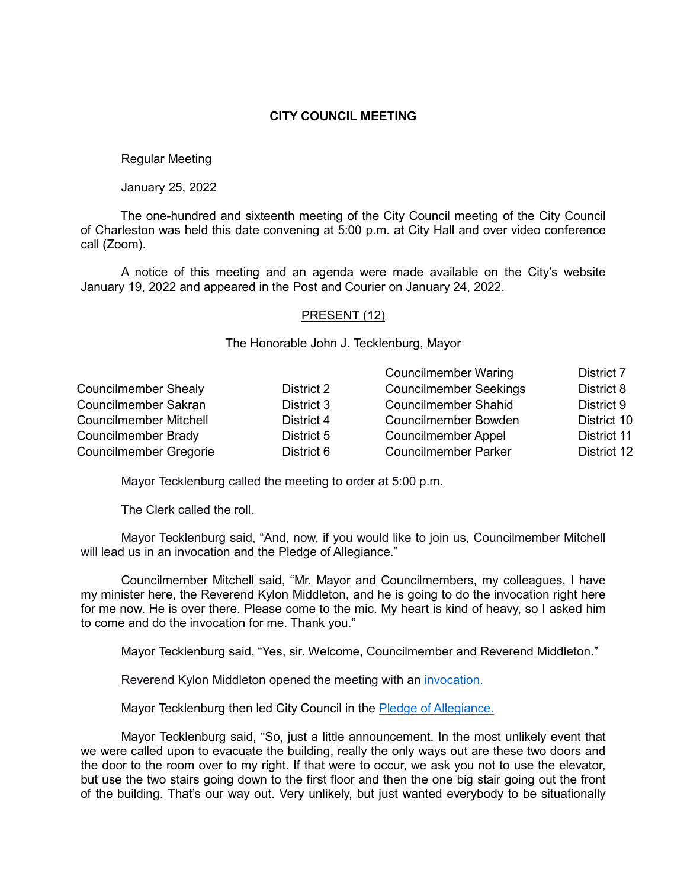# CITY COUNCIL MEETING

Regular Meeting

January 25, 2022

The one-hundred and sixteenth meeting of the City Council meeting of the City Council of Charleston was held this date convening at 5:00 p.m. at City Hall and over video conference call (Zoom).

A notice of this meeting and an agenda were made available on the City's website January 19, 2022 and appeared in the Post and Courier on January 24, 2022.

PRESENT (12)

The Honorable John J. Tecklenburg, Mayor

| | | | |
|---|---|---|---|
| | | Councilmember Waring | District 7 |
| Councilmember Shealy | District 2 | Councilmember Seekings | District 8 |
| Councilmember Sakran | District 3 | Councilmember Shahid | District 9 |
| Councilmember Mitchell | District 4 | Councilmember Bowden | District 10 |
| Councilmember Brady | District 5 | Councilmember Appel | District 11 |
| Councilmember Gregorie | District 6 | Councilmember Parker | District 12 |

Mayor Tecklenburg called the meeting to order at 5:00 p.m.

The Clerk called the roll.

Mayor Tecklenburg said, "And, now, if you would like to join us, Councilmember Mitchell will lead us in an invocation and the Pledge of Allegiance."

Councilmember Mitchell said, "Mr. Mayor and Councilmembers, my colleagues, I have my minister here, the Reverend Kylon Middleton, and he is going to do the invocation right here for me now. He is over there. Please come to the mic. My heart is kind of heavy, so I asked him to come and do the invocation for me. Thank you."

Mayor Tecklenburg said, "Yes, sir. Welcome, Councilmember and Reverend Middleton."

Reverend Kylon Middleton opened the meeting with an invocation.

Mayor Tecklenburg then led City Council in the Pledge of Allegiance.

Mayor Tecklenburg said, "So, just a little announcement. In the most unlikely event that we were called upon to evacuate the building, really the only ways out are these two doors and the door to the room over to my right. If that were to occur, we ask you not to use the elevator, but use the two stairs going down to the first floor and then the one big stair going out the front of the building. That's our way out. Very unlikely, but just wanted everybody to be situationally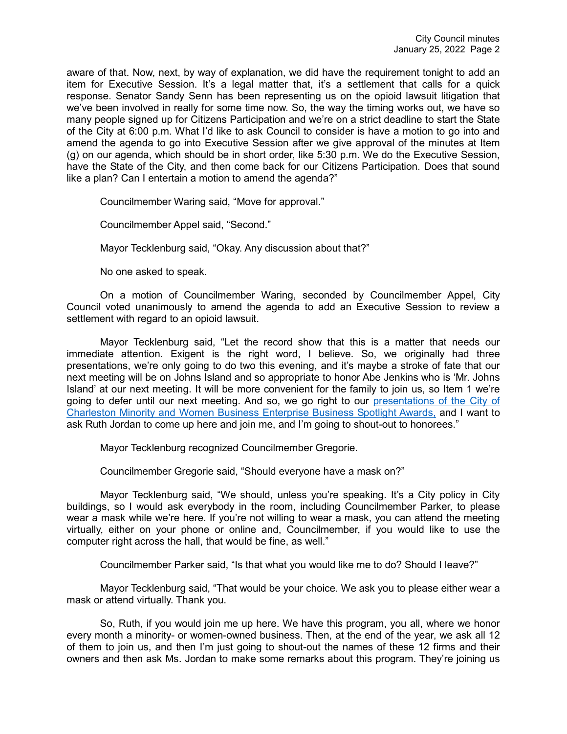aware of that. Now, next, by way of explanation, we did have the requirement tonight to add an item for Executive Session. It's a legal matter that, it's a settlement that calls for a quick response. Senator Sandy Senn has been representing us on the opioid lawsuit litigation that we've been involved in really for some time now. So, the way the timing works out, we have so many people signed up for Citizens Participation and we're on a strict deadline to start the State of the City at 6:00 p.m. What I'd like to ask Council to consider is have a motion to go into and amend the agenda to go into Executive Session after we give approval of the minutes at Item (g) on our agenda, which should be in short order, like 5:30 p.m. We do the Executive Session, have the State of the City, and then come back for our Citizens Participation. Does that sound like a plan? Can I entertain a motion to amend the agenda?"

Councilmember Waring said, "Move for approval."

Councilmember Appel said, "Second."

Mayor Tecklenburg said, "Okay. Any discussion about that?"

No one asked to speak.

On a motion of Councilmember Waring, seconded by Councilmember Appel, City Council voted unanimously to amend the agenda to add an Executive Session to review a settlement with regard to an opioid lawsuit.

Mayor Tecklenburg said, "Let the record show that this is a matter that needs our immediate attention. Exigent is the right word, I believe. So, we originally had three presentations, we're only going to do two this evening, and it's maybe a stroke of fate that our next meeting will be on Johns Island and so appropriate to honor Abe Jenkins who is 'Mr. Johns Island' at our next meeting. It will be more convenient for the family to join us, so Item 1 we're going to defer until our next meeting. And so, we go right to our presentations of the City of Charleston Minority and Women Business Enterprise Business Spotlight Awards, and I want to ask Ruth Jordan to come up here and join me, and I'm going to shout-out to honorees."

Mayor Tecklenburg recognized Councilmember Gregorie.

Councilmember Gregorie said, "Should everyone have a mask on?"

Mayor Tecklenburg said, "We should, unless you're speaking. It's a City policy in City buildings, so I would ask everybody in the room, including Councilmember Parker, to please wear a mask while we're here. If you're not willing to wear a mask, you can attend the meeting virtually, either on your phone or online and, Councilmember, if you would like to use the computer right across the hall, that would be fine, as well."

Councilmember Parker said, "Is that what you would like me to do? Should I leave?"

Mayor Tecklenburg said, "That would be your choice. We ask you to please either wear a mask or attend virtually. Thank you.

So, Ruth, if you would join me up here. We have this program, you all, where we honor every month a minority- or women-owned business. Then, at the end of the year, we ask all 12 of them to join us, and then I'm just going to shout-out the names of these 12 firms and their owners and then ask Ms. Jordan to make some remarks about this program. They're joining us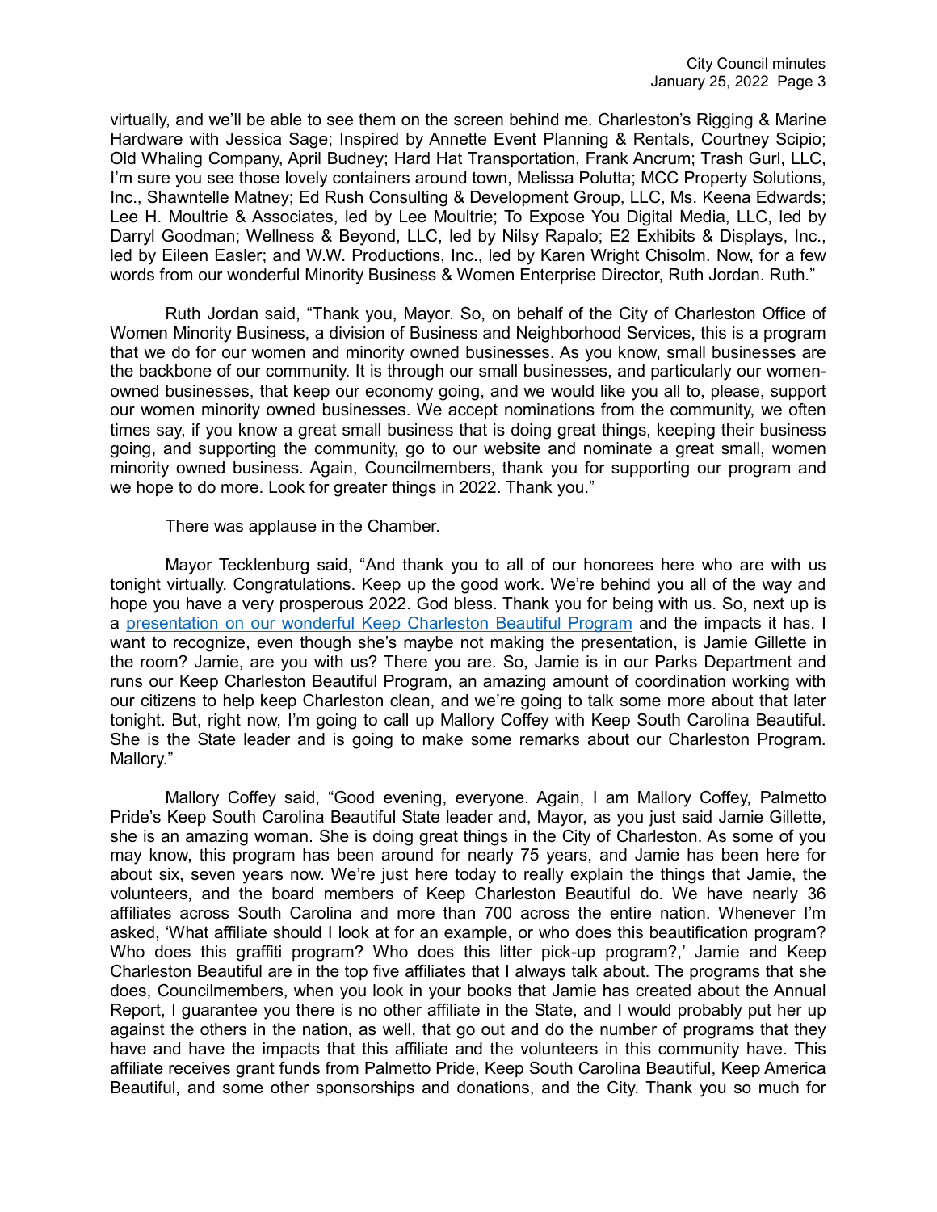virtually, and we'll be able to see them on the screen behind me. Charleston's Rigging & Marine Hardware with Jessica Sage; Inspired by Annette Event Planning & Rentals, Courtney Scipio; Old Whaling Company, April Budney; Hard Hat Transportation, Frank Ancrum; Trash Gurl, LLC, I'm sure you see those lovely containers around town, Melissa Polutta; MCC Property Solutions, Inc., Shawntelle Matney; Ed Rush Consulting & Development Group, LLC, Ms. Keena Edwards; Lee H. Moultrie & Associates, led by Lee Moultrie; To Expose You Digital Media, LLC, led by Darryl Goodman; Wellness & Beyond, LLC, led by Nilsy Rapalo; E2 Exhibits & Displays, Inc., led by Eileen Easler; and W.W. Productions, Inc., led by Karen Wright Chisolm. Now, for a few words from our wonderful Minority Business & Women Enterprise Director, Ruth Jordan. Ruth."

Ruth Jordan said, "Thank you, Mayor. So, on behalf of the City of Charleston Office of Women Minority Business, a division of Business and Neighborhood Services, this is a program that we do for our women and minority owned businesses. As you know, small businesses are the backbone of our community. It is through our small businesses, and particularly our women-owned businesses, that keep our economy going, and we would like you all to, please, support our women minority owned businesses. We accept nominations from the community, we often times say, if you know a great small business that is doing great things, keeping their business going, and supporting the community, go to our website and nominate a great small, women minority owned business. Again, Councilmembers, thank you for supporting our program and we hope to do more. Look for greater things in 2022. Thank you."

There was applause in the Chamber.

Mayor Tecklenburg said, "And thank you to all of our honorees here who are with us tonight virtually. Congratulations. Keep up the good work. We're behind you all of the way and hope you have a very prosperous 2022. God bless. Thank you for being with us. So, next up is a presentation on our wonderful Keep Charleston Beautiful Program and the impacts it has. I want to recognize, even though she's maybe not making the presentation, is Jamie Gillette in the room? Jamie, are you with us? There you are. So, Jamie is in our Parks Department and runs our Keep Charleston Beautiful Program, an amazing amount of coordination working with our citizens to help keep Charleston clean, and we're going to talk some more about that later tonight. But, right now, I'm going to call up Mallory Coffey with Keep South Carolina Beautiful. She is the State leader and is going to make some remarks about our Charleston Program. Mallory."

Mallory Coffey said, "Good evening, everyone. Again, I am Mallory Coffey, Palmetto Pride's Keep South Carolina Beautiful State leader and, Mayor, as you just said Jamie Gillette, she is an amazing woman. She is doing great things in the City of Charleston. As some of you may know, this program has been around for nearly 75 years, and Jamie has been here for about six, seven years now. We're just here today to really explain the things that Jamie, the volunteers, and the board members of Keep Charleston Beautiful do. We have nearly 36 affiliates across South Carolina and more than 700 across the entire nation. Whenever I'm asked, 'What affiliate should I look at for an example, or who does this beautification program? Who does this graffiti program? Who does this litter pick-up program?,' Jamie and Keep Charleston Beautiful are in the top five affiliates that I always talk about. The programs that she does, Councilmembers, when you look in your books that Jamie has created about the Annual Report, I guarantee you there is no other affiliate in the State, and I would probably put her up against the others in the nation, as well, that go out and do the number of programs that they have and have the impacts that this affiliate and the volunteers in this community have. This affiliate receives grant funds from Palmetto Pride, Keep South Carolina Beautiful, Keep America Beautiful, and some other sponsorships and donations, and the City. Thank you so much for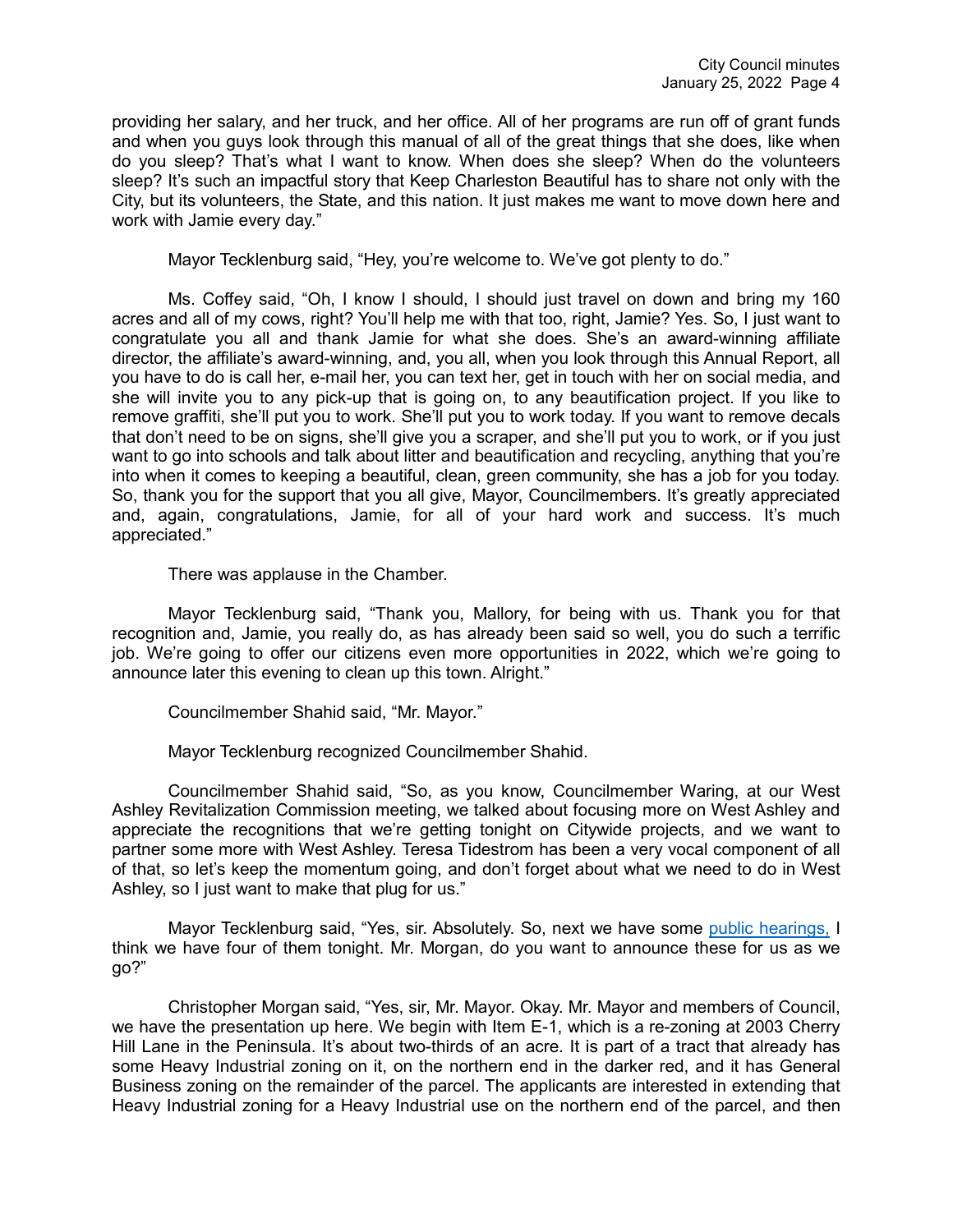providing her salary, and her truck, and her office. All of her programs are run off of grant funds and when you guys look through this manual of all of the great things that she does, like when do you sleep? That's what I want to know. When does she sleep? When do the volunteers sleep? It's such an impactful story that Keep Charleston Beautiful has to share not only with the City, but its volunteers, the State, and this nation. It just makes me want to move down here and work with Jamie every day."

Mayor Tecklenburg said, "Hey, you're welcome to. We've got plenty to do."

Ms. Coffey said, "Oh, I know I should, I should just travel on down and bring my 160 acres and all of my cows, right? You'll help me with that too, right, Jamie? Yes. So, I just want to congratulate you all and thank Jamie for what she does. She's an award-winning affiliate director, the affiliate's award-winning, and, you all, when you look through this Annual Report, all you have to do is call her, e-mail her, you can text her, get in touch with her on social media, and she will invite you to any pick-up that is going on, to any beautification project. If you like to remove graffiti, she'll put you to work. She'll put you to work today. If you want to remove decals that don't need to be on signs, she'll give you a scraper, and she'll put you to work, or if you just want to go into schools and talk about litter and beautification and recycling, anything that you're into when it comes to keeping a beautiful, clean, green community, she has a job for you today. So, thank you for the support that you all give, Mayor, Councilmembers. It's greatly appreciated and, again, congratulations, Jamie, for all of your hard work and success. It's much appreciated."

There was applause in the Chamber.

Mayor Tecklenburg said, "Thank you, Mallory, for being with us. Thank you for that recognition and, Jamie, you really do, as has already been said so well, you do such a terrific job. We're going to offer our citizens even more opportunities in 2022, which we're going to announce later this evening to clean up this town. Alright."

Councilmember Shahid said, "Mr. Mayor."

Mayor Tecklenburg recognized Councilmember Shahid.

Councilmember Shahid said, "So, as you know, Councilmember Waring, at our West Ashley Revitalization Commission meeting, we talked about focusing more on West Ashley and appreciate the recognitions that we're getting tonight on Citywide projects, and we want to partner some more with West Ashley. Teresa Tidestrom has been a very vocal component of all of that, so let's keep the momentum going, and don't forget about what we need to do in West Ashley, so I just want to make that plug for us."

Mayor Tecklenburg said, "Yes, sir. Absolutely. So, next we have some public hearings, I think we have four of them tonight. Mr. Morgan, do you want to announce these for us as we go?"

Christopher Morgan said, "Yes, sir, Mr. Mayor. Okay. Mr. Mayor and members of Council, we have the presentation up here. We begin with Item E-1, which is a re-zoning at 2003 Cherry Hill Lane in the Peninsula. It's about two-thirds of an acre. It is part of a tract that already has some Heavy Industrial zoning on it, on the northern end in the darker red, and it has General Business zoning on the remainder of the parcel. The applicants are interested in extending that Heavy Industrial zoning for a Heavy Industrial use on the northern end of the parcel, and then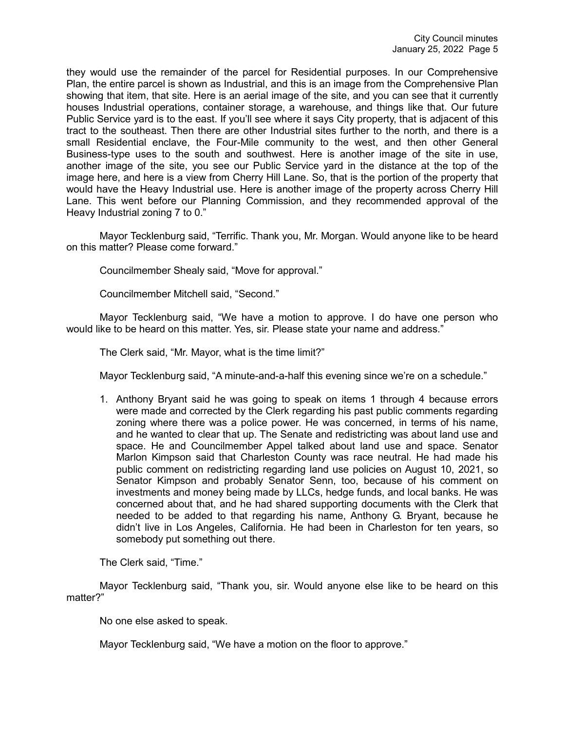they would use the remainder of the parcel for Residential purposes. In our Comprehensive Plan, the entire parcel is shown as Industrial, and this is an image from the Comprehensive Plan showing that item, that site. Here is an aerial image of the site, and you can see that it currently houses Industrial operations, container storage, a warehouse, and things like that. Our future Public Service yard is to the east. If you'll see where it says City property, that is adjacent of this tract to the southeast. Then there are other Industrial sites further to the north, and there is a small Residential enclave, the Four-Mile community to the west, and then other General Business-type uses to the south and southwest. Here is another image of the site in use, another image of the site, you see our Public Service yard in the distance at the top of the image here, and here is a view from Cherry Hill Lane. So, that is the portion of the property that would have the Heavy Industrial use. Here is another image of the property across Cherry Hill Lane. This went before our Planning Commission, and they recommended approval of the Heavy Industrial zoning 7 to 0."

Mayor Tecklenburg said, "Terrific. Thank you, Mr. Morgan. Would anyone like to be heard on this matter? Please come forward."

Councilmember Shealy said, "Move for approval."

Councilmember Mitchell said, "Second."

Mayor Tecklenburg said, "We have a motion to approve. I do have one person who would like to be heard on this matter. Yes, sir. Please state your name and address."

The Clerk said, "Mr. Mayor, what is the time limit?"

Mayor Tecklenburg said, "A minute-and-a-half this evening since we're on a schedule."

1. Anthony Bryant said he was going to speak on items 1 through 4 because errors were made and corrected by the Clerk regarding his past public comments regarding zoning where there was a police power. He was concerned, in terms of his name, and he wanted to clear that up. The Senate and redistricting was about land use and space. He and Councilmember Appel talked about land use and space. Senator Marlon Kimpson said that Charleston County was race neutral. He had made his public comment on redistricting regarding land use policies on August 10, 2021, so Senator Kimpson and probably Senator Senn, too, because of his comment on investments and money being made by LLCs, hedge funds, and local banks. He was concerned about that, and he had shared supporting documents with the Clerk that needed to be added to that regarding his name, Anthony G. Bryant, because he didn't live in Los Angeles, California. He had been in Charleston for ten years, so somebody put something out there.

The Clerk said, "Time."

Mayor Tecklenburg said, "Thank you, sir. Would anyone else like to be heard on this matter?"

No one else asked to speak.

Mayor Tecklenburg said, "We have a motion on the floor to approve."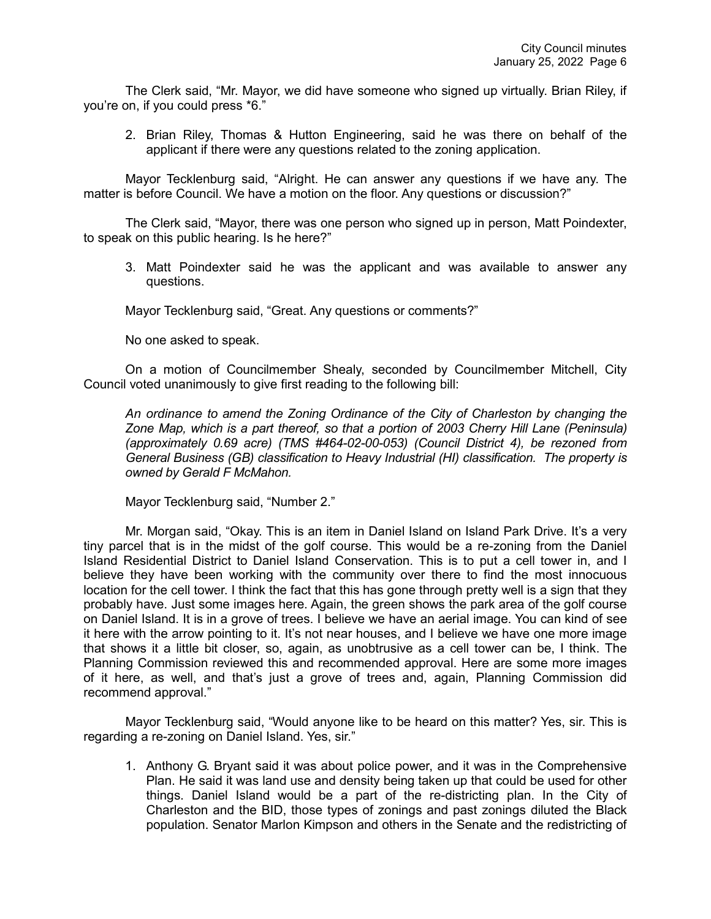The Clerk said, "Mr. Mayor, we did have someone who signed up virtually. Brian Riley, if you're on, if you could press *6."

2. Brian Riley, Thomas & Hutton Engineering, said he was there on behalf of the applicant if there were any questions related to the zoning application.

Mayor Tecklenburg said, "Alright. He can answer any questions if we have any. The matter is before Council. We have a motion on the floor. Any questions or discussion?"

The Clerk said, "Mayor, there was one person who signed up in person, Matt Poindexter, to speak on this public hearing. Is he here?"

3. Matt Poindexter said he was the applicant and was available to answer any questions.

Mayor Tecklenburg said, "Great. Any questions or comments?"

No one asked to speak.

On a motion of Councilmember Shealy, seconded by Councilmember Mitchell, City Council voted unanimously to give first reading to the following bill:

*An ordinance to amend the Zoning Ordinance of the City of Charleston by changing the Zone Map, which is a part thereof, so that a portion of 2003 Cherry Hill Lane (Peninsula) (approximately 0.69 acre) (TMS #464-02-00-053) (Council District 4), be rezoned from General Business (GB) classification to Heavy Industrial (HI) classification. The property is owned by Gerald F McMahon.*

Mayor Tecklenburg said, "Number 2."

Mr. Morgan said, "Okay. This is an item in Daniel Island on Island Park Drive. It's a very tiny parcel that is in the midst of the golf course. This would be a re-zoning from the Daniel Island Residential District to Daniel Island Conservation. This is to put a cell tower in, and I believe they have been working with the community over there to find the most innocuous location for the cell tower. I think the fact that this has gone through pretty well is a sign that they probably have. Just some images here. Again, the green shows the park area of the golf course on Daniel Island. It is in a grove of trees. I believe we have an aerial image. You can kind of see it here with the arrow pointing to it. It's not near houses, and I believe we have one more image that shows it a little bit closer, so, again, as unobtrusive as a cell tower can be, I think. The Planning Commission reviewed this and recommended approval. Here are some more images of it here, as well, and that's just a grove of trees and, again, Planning Commission did recommend approval."

Mayor Tecklenburg said, "Would anyone like to be heard on this matter? Yes, sir. This is regarding a re-zoning on Daniel Island. Yes, sir."

1. Anthony G. Bryant said it was about police power, and it was in the Comprehensive Plan. He said it was land use and density being taken up that could be used for other things. Daniel Island would be a part of the re-districting plan. In the City of Charleston and the BID, those types of zonings and past zonings diluted the Black population. Senator Marlon Kimpson and others in the Senate and the redistricting of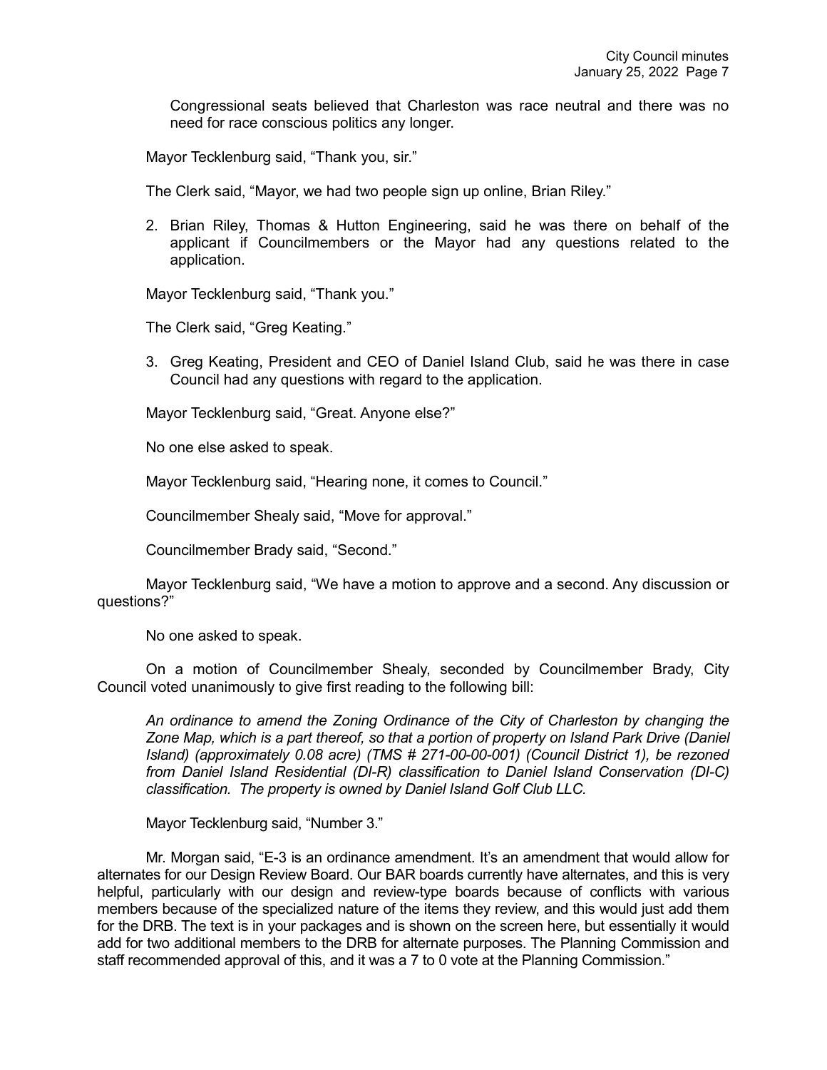Congressional seats believed that Charleston was race neutral and there was no need for race conscious politics any longer.

Mayor Tecklenburg said, "Thank you, sir."

The Clerk said, "Mayor, we had two people sign up online, Brian Riley."

2. Brian Riley, Thomas & Hutton Engineering, said he was there on behalf of the applicant if Councilmembers or the Mayor had any questions related to the application.

Mayor Tecklenburg said, "Thank you."

The Clerk said, "Greg Keating."

3. Greg Keating, President and CEO of Daniel Island Club, said he was there in case Council had any questions with regard to the application.

Mayor Tecklenburg said, "Great. Anyone else?"

No one else asked to speak.

Mayor Tecklenburg said, "Hearing none, it comes to Council."

Councilmember Shealy said, "Move for approval."

Councilmember Brady said, "Second."

Mayor Tecklenburg said, "We have a motion to approve and a second. Any discussion or questions?"

No one asked to speak.

On a motion of Councilmember Shealy, seconded by Councilmember Brady, City Council voted unanimously to give first reading to the following bill:

*An ordinance to amend the Zoning Ordinance of the City of Charleston by changing the Zone Map, which is a part thereof, so that a portion of property on Island Park Drive (Daniel Island) (approximately 0.08 acre) (TMS # 271-00-00-001) (Council District 1), be rezoned from Daniel Island Residential (DI-R) classification to Daniel Island Conservation (DI-C) classification. The property is owned by Daniel Island Golf Club LLC.*

Mayor Tecklenburg said, "Number 3."

Mr. Morgan said, "E-3 is an ordinance amendment. It's an amendment that would allow for alternates for our Design Review Board. Our BAR boards currently have alternates, and this is very helpful, particularly with our design and review-type boards because of conflicts with various members because of the specialized nature of the items they review, and this would just add them for the DRB. The text is in your packages and is shown on the screen here, but essentially it would add for two additional members to the DRB for alternate purposes. The Planning Commission and staff recommended approval of this, and it was a 7 to 0 vote at the Planning Commission."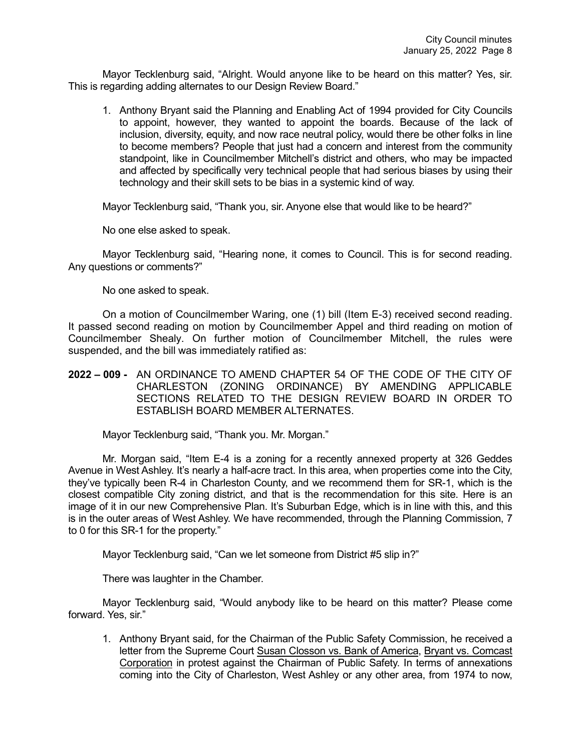Mayor Tecklenburg said, "Alright. Would anyone like to be heard on this matter? Yes, sir. This is regarding adding alternates to our Design Review Board."

1. Anthony Bryant said the Planning and Enabling Act of 1994 provided for City Councils to appoint, however, they wanted to appoint the boards. Because of the lack of inclusion, diversity, equity, and now race neutral policy, would there be other folks in line to become members? People that just had a concern and interest from the community standpoint, like in Councilmember Mitchell's district and others, who may be impacted and affected by specifically very technical people that had serious biases by using their technology and their skill sets to be bias in a systemic kind of way.

Mayor Tecklenburg said, "Thank you, sir. Anyone else that would like to be heard?"

No one else asked to speak.

Mayor Tecklenburg said, "Hearing none, it comes to Council. This is for second reading. Any questions or comments?"

No one asked to speak.

On a motion of Councilmember Waring, one (1) bill (Item E-3) received second reading. It passed second reading on motion by Councilmember Appel and third reading on motion of Councilmember Shealy. On further motion of Councilmember Mitchell, the rules were suspended, and the bill was immediately ratified as:

**2022 – 009 -** AN ORDINANCE TO AMEND CHAPTER 54 OF THE CODE OF THE CITY OF CHARLESTON (ZONING ORDINANCE) BY AMENDING APPLICABLE SECTIONS RELATED TO THE DESIGN REVIEW BOARD IN ORDER TO ESTABLISH BOARD MEMBER ALTERNATES.

Mayor Tecklenburg said, "Thank you. Mr. Morgan."

Mr. Morgan said, "Item E-4 is a zoning for a recently annexed property at 326 Geddes Avenue in West Ashley. It's nearly a half-acre tract. In this area, when properties come into the City, they've typically been R-4 in Charleston County, and we recommend them for SR-1, which is the closest compatible City zoning district, and that is the recommendation for this site. Here is an image of it in our new Comprehensive Plan. It's Suburban Edge, which is in line with this, and this is in the outer areas of West Ashley. We have recommended, through the Planning Commission, 7 to 0 for this SR-1 for the property."

Mayor Tecklenburg said, "Can we let someone from District #5 slip in?"

There was laughter in the Chamber.

Mayor Tecklenburg said, "Would anybody like to be heard on this matter? Please come forward. Yes, sir."

1. Anthony Bryant said, for the Chairman of the Public Safety Commission, he received a letter from the Supreme Court Susan Closson vs. Bank of America, Bryant vs. Comcast Corporation in protest against the Chairman of Public Safety. In terms of annexations coming into the City of Charleston, West Ashley or any other area, from 1974 to now,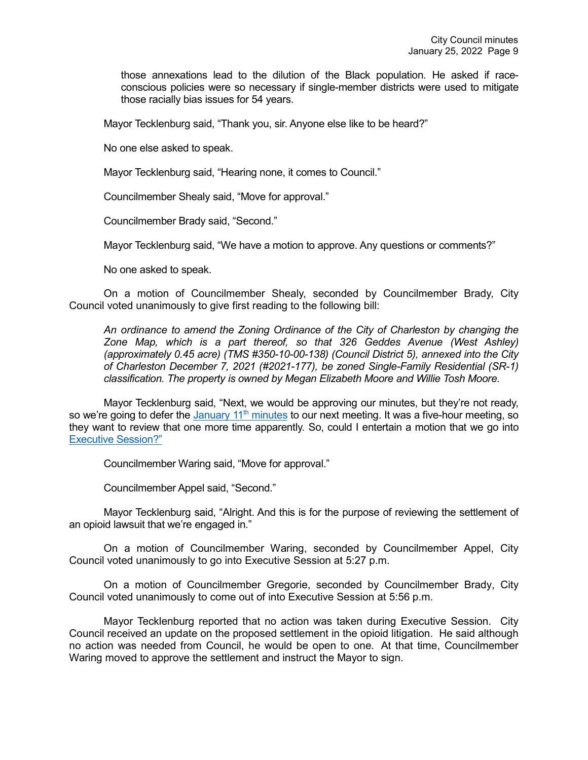those annexations lead to the dilution of the Black population. He asked if race-conscious policies were so necessary if single-member districts were used to mitigate those racially bias issues for 54 years.

Mayor Tecklenburg said, "Thank you, sir. Anyone else like to be heard?"

No one else asked to speak.

Mayor Tecklenburg said, "Hearing none, it comes to Council."

Councilmember Shealy said, "Move for approval."

Councilmember Brady said, "Second."

Mayor Tecklenburg said, "We have a motion to approve. Any questions or comments?"

No one asked to speak.

On a motion of Councilmember Shealy, seconded by Councilmember Brady, City Council voted unanimously to give first reading to the following bill:

*An ordinance to amend the Zoning Ordinance of the City of Charleston by changing the Zone Map, which is a part thereof, so that 326 Geddes Avenue (West Ashley) (approximately 0.45 acre) (TMS #350-10-00-138) (Council District 5), annexed into the City of Charleston December 7, 2021 (#2021-177), be zoned Single-Family Residential (SR-1) classification. The property is owned by Megan Elizabeth Moore and Willie Tosh Moore.*

Mayor Tecklenburg said, "Next, we would be approving our minutes, but they're not ready, so we're going to defer the January 11th minutes to our next meeting. It was a five-hour meeting, so they want to review that one more time apparently. So, could I entertain a motion that we go into Executive Session?"

Councilmember Waring said, "Move for approval."

Councilmember Appel said, "Second."

Mayor Tecklenburg said, "Alright. And this is for the purpose of reviewing the settlement of an opioid lawsuit that we're engaged in."

On a motion of Councilmember Waring, seconded by Councilmember Appel, City Council voted unanimously to go into Executive Session at 5:27 p.m.

On a motion of Councilmember Gregorie, seconded by Councilmember Brady, City Council voted unanimously to come out of into Executive Session at 5:56 p.m.

Mayor Tecklenburg reported that no action was taken during Executive Session. City Council received an update on the proposed settlement in the opioid litigation. He said although no action was needed from Council, he would be open to one. At that time, Councilmember Waring moved to approve the settlement and instruct the Mayor to sign.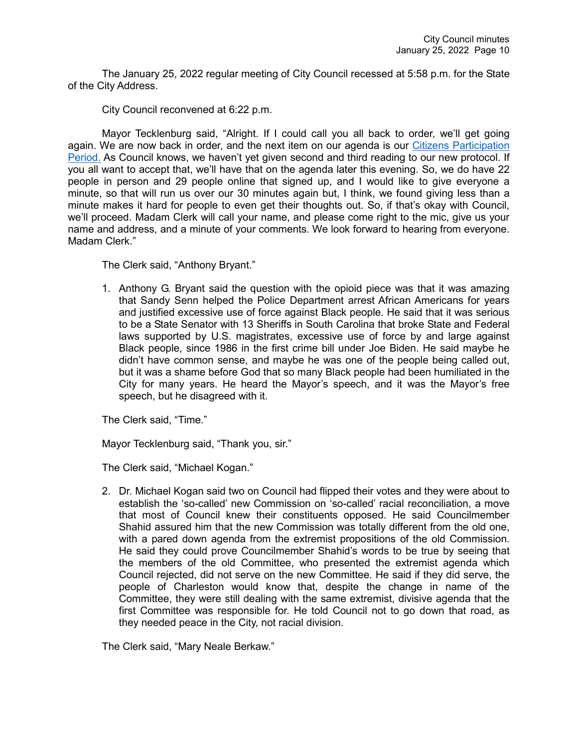The January 25, 2022 regular meeting of City Council recessed at 5:58 p.m. for the State of the City Address.

City Council reconvened at 6:22 p.m.

Mayor Tecklenburg said, "Alright. If I could call you all back to order, we'll get going again. We are now back in order, and the next item on our agenda is our Citizens Participation Period. As Council knows, we haven't yet given second and third reading to our new protocol. If you all want to accept that, we'll have that on the agenda later this evening. So, we do have 22 people in person and 29 people online that signed up, and I would like to give everyone a minute, so that will run us over our 30 minutes again but, I think, we found giving less than a minute makes it hard for people to even get their thoughts out. So, if that's okay with Council, we'll proceed. Madam Clerk will call your name, and please come right to the mic, give us your name and address, and a minute of your comments. We look forward to hearing from everyone. Madam Clerk."

The Clerk said, "Anthony Bryant."

1. Anthony G. Bryant said the question with the opioid piece was that it was amazing that Sandy Senn helped the Police Department arrest African Americans for years and justified excessive use of force against Black people. He said that it was serious to be a State Senator with 13 Sheriffs in South Carolina that broke State and Federal laws supported by U.S. magistrates, excessive use of force by and large against Black people, since 1986 in the first crime bill under Joe Biden. He said maybe he didn't have common sense, and maybe he was one of the people being called out, but it was a shame before God that so many Black people had been humiliated in the City for many years. He heard the Mayor's speech, and it was the Mayor's free speech, but he disagreed with it.

The Clerk said, "Time."

Mayor Tecklenburg said, "Thank you, sir."

The Clerk said, "Michael Kogan."

2. Dr. Michael Kogan said two on Council had flipped their votes and they were about to establish the 'so-called' new Commission on 'so-called' racial reconciliation, a move that most of Council knew their constituents opposed. He said Councilmember Shahid assured him that the new Commission was totally different from the old one, with a pared down agenda from the extremist propositions of the old Commission. He said they could prove Councilmember Shahid's words to be true by seeing that the members of the old Committee, who presented the extremist agenda which Council rejected, did not serve on the new Committee. He said if they did serve, the people of Charleston would know that, despite the change in name of the Committee, they were still dealing with the same extremist, divisive agenda that the first Committee was responsible for. He told Council not to go down that road, as they needed peace in the City, not racial division.

The Clerk said, "Mary Neale Berkaw."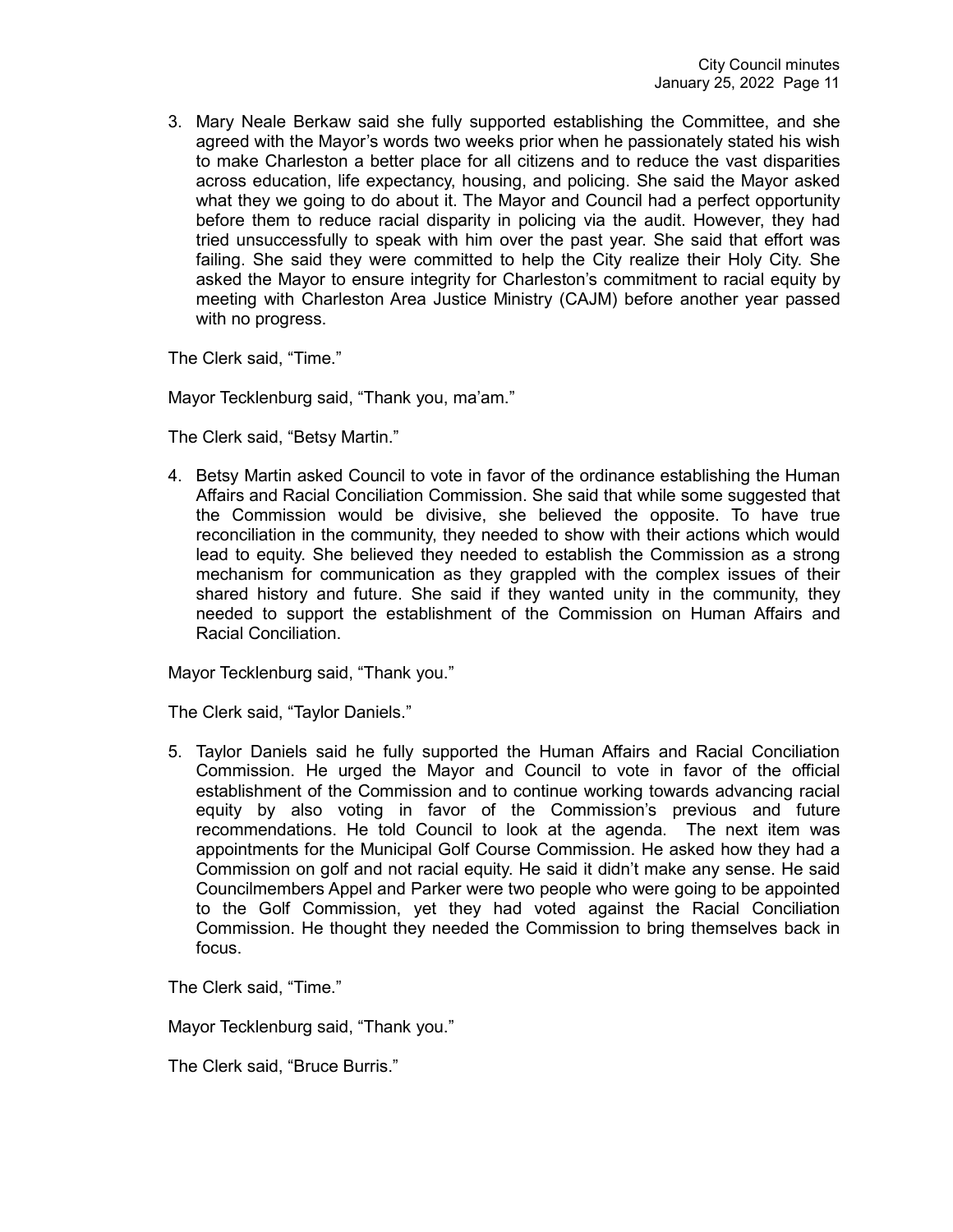3. Mary Neale Berkaw said she fully supported establishing the Committee, and she agreed with the Mayor's words two weeks prior when he passionately stated his wish to make Charleston a better place for all citizens and to reduce the vast disparities across education, life expectancy, housing, and policing. She said the Mayor asked what they we going to do about it. The Mayor and Council had a perfect opportunity before them to reduce racial disparity in policing via the audit. However, they had tried unsuccessfully to speak with him over the past year. She said that effort was failing. She said they were committed to help the City realize their Holy City. She asked the Mayor to ensure integrity for Charleston's commitment to racial equity by meeting with Charleston Area Justice Ministry (CAJM) before another year passed with no progress.

The Clerk said, "Time."

Mayor Tecklenburg said, "Thank you, ma'am."

The Clerk said, "Betsy Martin."

4. Betsy Martin asked Council to vote in favor of the ordinance establishing the Human Affairs and Racial Conciliation Commission. She said that while some suggested that the Commission would be divisive, she believed the opposite. To have true reconciliation in the community, they needed to show with their actions which would lead to equity. She believed they needed to establish the Commission as a strong mechanism for communication as they grappled with the complex issues of their shared history and future. She said if they wanted unity in the community, they needed to support the establishment of the Commission on Human Affairs and Racial Conciliation.

Mayor Tecklenburg said, "Thank you."

The Clerk said, "Taylor Daniels."

5. Taylor Daniels said he fully supported the Human Affairs and Racial Conciliation Commission. He urged the Mayor and Council to vote in favor of the official establishment of the Commission and to continue working towards advancing racial equity by also voting in favor of the Commission's previous and future recommendations. He told Council to look at the agenda. The next item was appointments for the Municipal Golf Course Commission. He asked how they had a Commission on golf and not racial equity. He said it didn't make any sense. He said Councilmembers Appel and Parker were two people who were going to be appointed to the Golf Commission, yet they had voted against the Racial Conciliation Commission. He thought they needed the Commission to bring themselves back in focus.

The Clerk said, "Time."

Mayor Tecklenburg said, "Thank you."

The Clerk said, "Bruce Burris."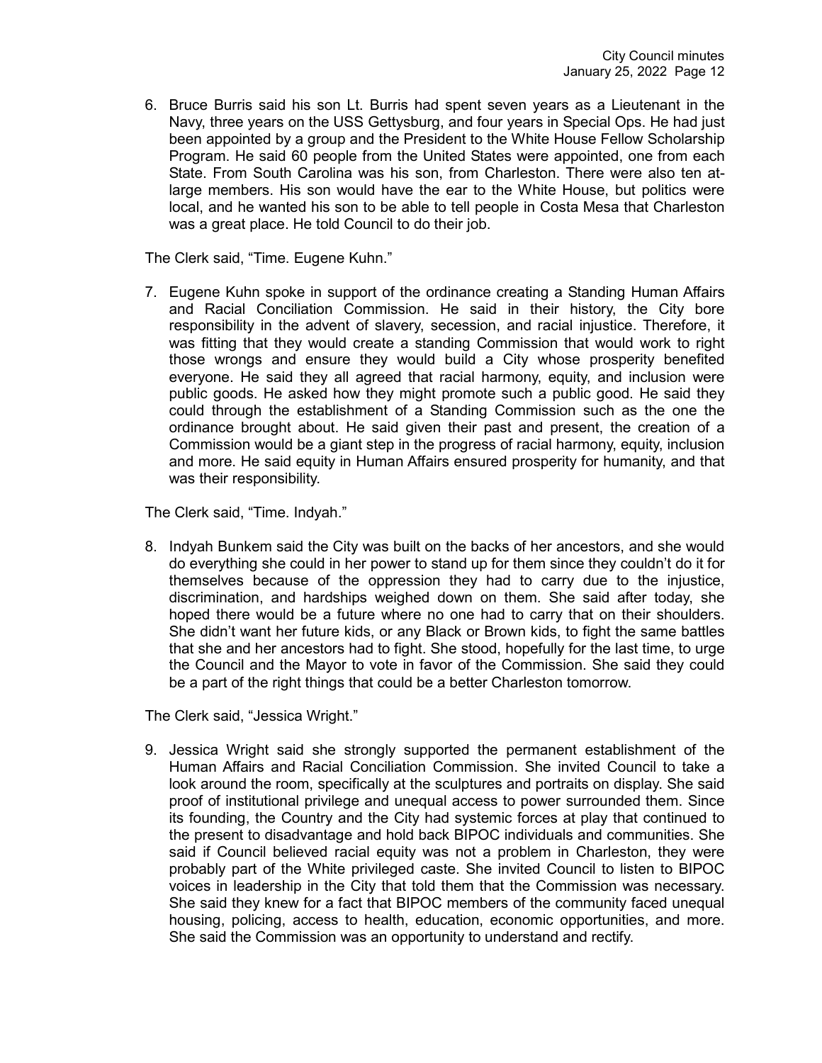6. Bruce Burris said his son Lt. Burris had spent seven years as a Lieutenant in the Navy, three years on the USS Gettysburg, and four years in Special Ops. He had just been appointed by a group and the President to the White House Fellow Scholarship Program. He said 60 people from the United States were appointed, one from each State. From South Carolina was his son, from Charleston. There were also ten at-large members. His son would have the ear to the White House, but politics were local, and he wanted his son to be able to tell people in Costa Mesa that Charleston was a great place. He told Council to do their job.

The Clerk said, "Time. Eugene Kuhn."

7. Eugene Kuhn spoke in support of the ordinance creating a Standing Human Affairs and Racial Conciliation Commission. He said in their history, the City bore responsibility in the advent of slavery, secession, and racial injustice. Therefore, it was fitting that they would create a standing Commission that would work to right those wrongs and ensure they would build a City whose prosperity benefited everyone. He said they all agreed that racial harmony, equity, and inclusion were public goods. He asked how they might promote such a public good. He said they could through the establishment of a Standing Commission such as the one the ordinance brought about. He said given their past and present, the creation of a Commission would be a giant step in the progress of racial harmony, equity, inclusion and more. He said equity in Human Affairs ensured prosperity for humanity, and that was their responsibility.

The Clerk said, "Time. Indyah."

8. Indyah Bunkem said the City was built on the backs of her ancestors, and she would do everything she could in her power to stand up for them since they couldn't do it for themselves because of the oppression they had to carry due to the injustice, discrimination, and hardships weighed down on them. She said after today, she hoped there would be a future where no one had to carry that on their shoulders. She didn't want her future kids, or any Black or Brown kids, to fight the same battles that she and her ancestors had to fight. She stood, hopefully for the last time, to urge the Council and the Mayor to vote in favor of the Commission. She said they could be a part of the right things that could be a better Charleston tomorrow.

The Clerk said, "Jessica Wright."

9. Jessica Wright said she strongly supported the permanent establishment of the Human Affairs and Racial Conciliation Commission. She invited Council to take a look around the room, specifically at the sculptures and portraits on display. She said proof of institutional privilege and unequal access to power surrounded them. Since its founding, the Country and the City had systemic forces at play that continued to the present to disadvantage and hold back BIPOC individuals and communities. She said if Council believed racial equity was not a problem in Charleston, they were probably part of the White privileged caste. She invited Council to listen to BIPOC voices in leadership in the City that told them that the Commission was necessary. She said they knew for a fact that BIPOC members of the community faced unequal housing, policing, access to health, education, economic opportunities, and more. She said the Commission was an opportunity to understand and rectify.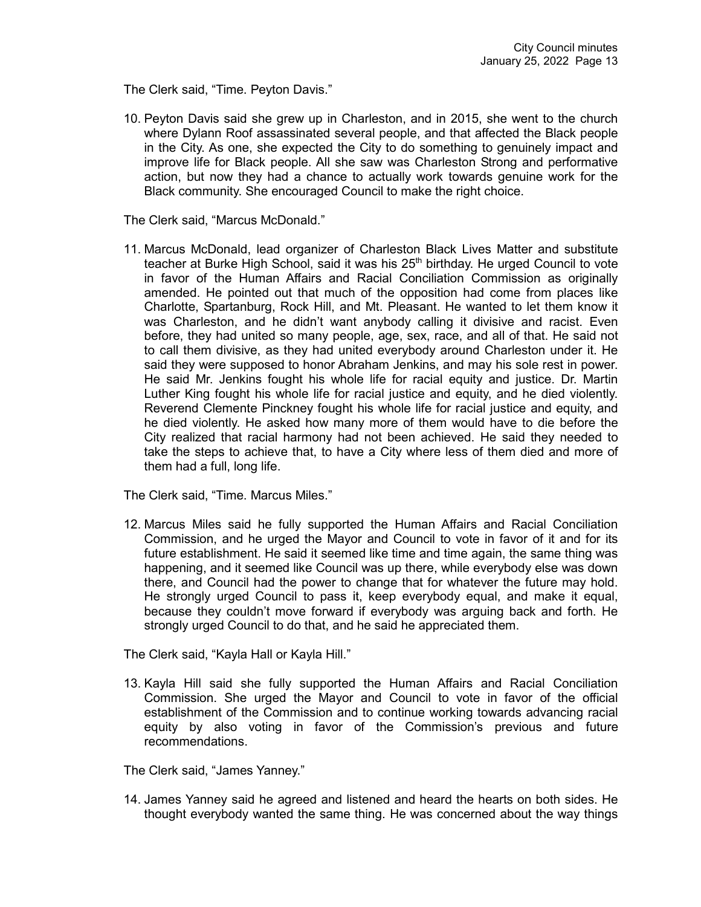The Clerk said, "Time. Peyton Davis."

10. Peyton Davis said she grew up in Charleston, and in 2015, she went to the church where Dylann Roof assassinated several people, and that affected the Black people in the City. As one, she expected the City to do something to genuinely impact and improve life for Black people. All she saw was Charleston Strong and performative action, but now they had a chance to actually work towards genuine work for the Black community. She encouraged Council to make the right choice.

The Clerk said, "Marcus McDonald."

11. Marcus McDonald, lead organizer of Charleston Black Lives Matter and substitute teacher at Burke High School, said it was his 25th birthday. He urged Council to vote in favor of the Human Affairs and Racial Conciliation Commission as originally amended. He pointed out that much of the opposition had come from places like Charlotte, Spartanburg, Rock Hill, and Mt. Pleasant. He wanted to let them know it was Charleston, and he didn't want anybody calling it divisive and racist. Even before, they had united so many people, age, sex, race, and all of that. He said not to call them divisive, as they had united everybody around Charleston under it. He said they were supposed to honor Abraham Jenkins, and may his sole rest in power. He said Mr. Jenkins fought his whole life for racial equity and justice. Dr. Martin Luther King fought his whole life for racial justice and equity, and he died violently. Reverend Clemente Pinckney fought his whole life for racial justice and equity, and he died violently. He asked how many more of them would have to die before the City realized that racial harmony had not been achieved. He said they needed to take the steps to achieve that, to have a City where less of them died and more of them had a full, long life.

The Clerk said, "Time. Marcus Miles."

12. Marcus Miles said he fully supported the Human Affairs and Racial Conciliation Commission, and he urged the Mayor and Council to vote in favor of it and for its future establishment. He said it seemed like time and time again, the same thing was happening, and it seemed like Council was up there, while everybody else was down there, and Council had the power to change that for whatever the future may hold. He strongly urged Council to pass it, keep everybody equal, and make it equal, because they couldn't move forward if everybody was arguing back and forth. He strongly urged Council to do that, and he said he appreciated them.

The Clerk said, "Kayla Hall or Kayla Hill."

13. Kayla Hill said she fully supported the Human Affairs and Racial Conciliation Commission. She urged the Mayor and Council to vote in favor of the official establishment of the Commission and to continue working towards advancing racial equity by also voting in favor of the Commission's previous and future recommendations.

The Clerk said, "James Yanney."

14. James Yanney said he agreed and listened and heard the hearts on both sides. He thought everybody wanted the same thing. He was concerned about the way things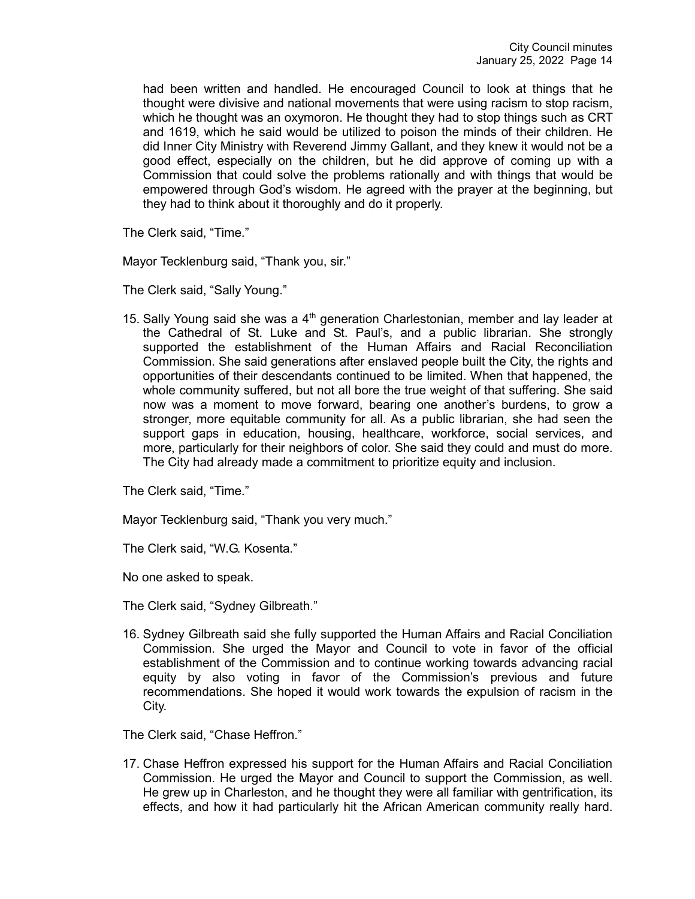had been written and handled. He encouraged Council to look at things that he thought were divisive and national movements that were using racism to stop racism, which he thought was an oxymoron. He thought they had to stop things such as CRT and 1619, which he said would be utilized to poison the minds of their children. He did Inner City Ministry with Reverend Jimmy Gallant, and they knew it would not be a good effect, especially on the children, but he did approve of coming up with a Commission that could solve the problems rationally and with things that would be empowered through God's wisdom. He agreed with the prayer at the beginning, but they had to think about it thoroughly and do it properly.

The Clerk said, "Time."

Mayor Tecklenburg said, "Thank you, sir."

The Clerk said, "Sally Young."

15. Sally Young said she was a 4th generation Charlestonian, member and lay leader at the Cathedral of St. Luke and St. Paul's, and a public librarian. She strongly supported the establishment of the Human Affairs and Racial Reconciliation Commission. She said generations after enslaved people built the City, the rights and opportunities of their descendants continued to be limited. When that happened, the whole community suffered, but not all bore the true weight of that suffering. She said now was a moment to move forward, bearing one another's burdens, to grow a stronger, more equitable community for all. As a public librarian, she had seen the support gaps in education, housing, healthcare, workforce, social services, and more, particularly for their neighbors of color. She said they could and must do more. The City had already made a commitment to prioritize equity and inclusion.

The Clerk said, "Time."

Mayor Tecklenburg said, "Thank you very much."

The Clerk said, "W.G. Kosenta."

No one asked to speak.

The Clerk said, "Sydney Gilbreath."

16. Sydney Gilbreath said she fully supported the Human Affairs and Racial Conciliation Commission. She urged the Mayor and Council to vote in favor of the official establishment of the Commission and to continue working towards advancing racial equity by also voting in favor of the Commission's previous and future recommendations. She hoped it would work towards the expulsion of racism in the City.

The Clerk said, "Chase Heffron."

17. Chase Heffron expressed his support for the Human Affairs and Racial Conciliation Commission. He urged the Mayor and Council to support the Commission, as well. He grew up in Charleston, and he thought they were all familiar with gentrification, its effects, and how it had particularly hit the African American community really hard.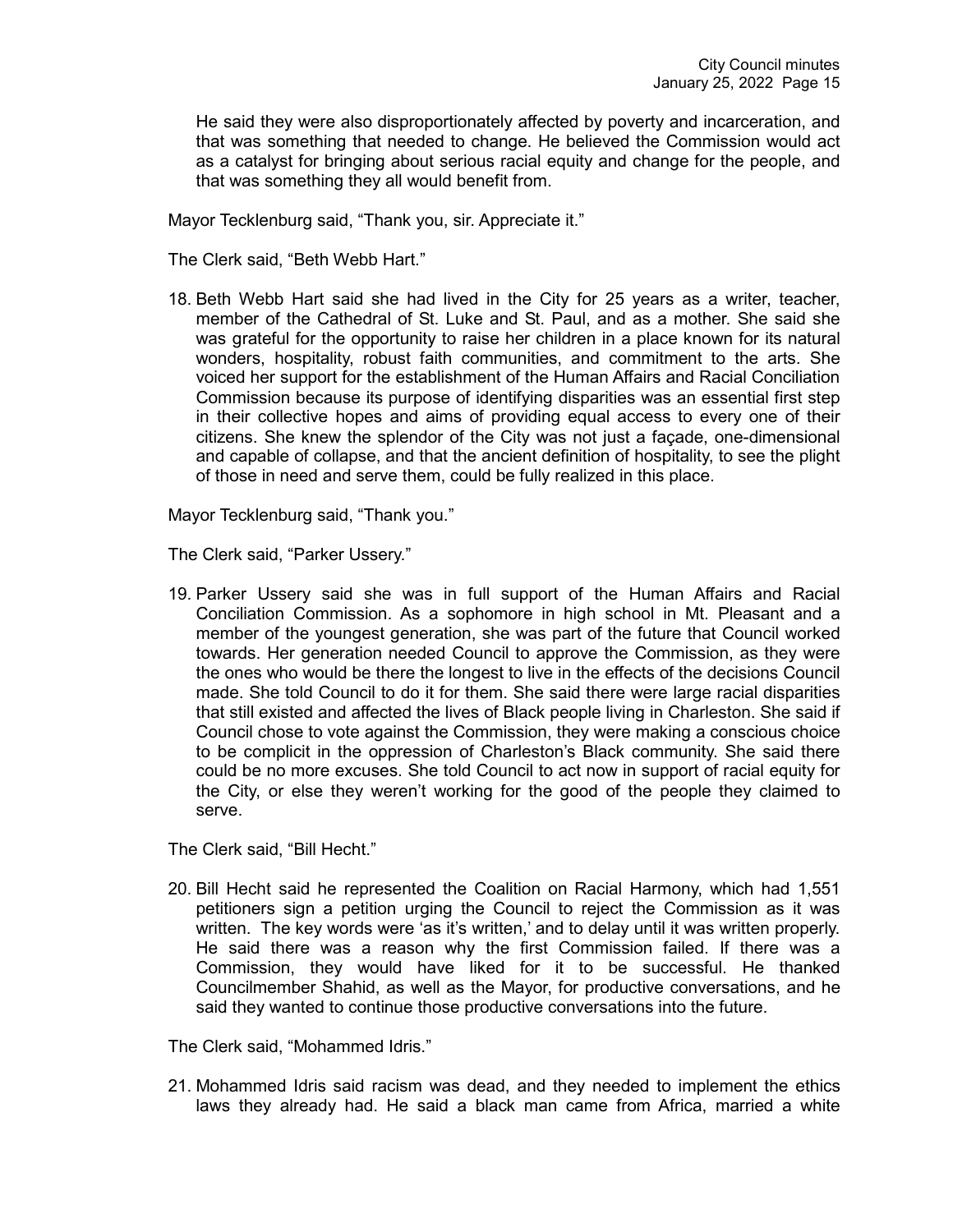He said they were also disproportionately affected by poverty and incarceration, and that was something that needed to change. He believed the Commission would act as a catalyst for bringing about serious racial equity and change for the people, and that was something they all would benefit from.

Mayor Tecklenburg said, “Thank you, sir. Appreciate it.”

The Clerk said, “Beth Webb Hart.”

18. Beth Webb Hart said she had lived in the City for 25 years as a writer, teacher, member of the Cathedral of St. Luke and St. Paul, and as a mother. She said she was grateful for the opportunity to raise her children in a place known for its natural wonders, hospitality, robust faith communities, and commitment to the arts. She voiced her support for the establishment of the Human Affairs and Racial Conciliation Commission because its purpose of identifying disparities was an essential first step in their collective hopes and aims of providing equal access to every one of their citizens. She knew the splendor of the City was not just a façade, one-dimensional and capable of collapse, and that the ancient definition of hospitality, to see the plight of those in need and serve them, could be fully realized in this place.

Mayor Tecklenburg said, “Thank you.”

The Clerk said, “Parker Ussery.”

19. Parker Ussery said she was in full support of the Human Affairs and Racial Conciliation Commission. As a sophomore in high school in Mt. Pleasant and a member of the youngest generation, she was part of the future that Council worked towards. Her generation needed Council to approve the Commission, as they were the ones who would be there the longest to live in the effects of the decisions Council made. She told Council to do it for them. She said there were large racial disparities that still existed and affected the lives of Black people living in Charleston. She said if Council chose to vote against the Commission, they were making a conscious choice to be complicit in the oppression of Charleston’s Black community. She said there could be no more excuses. She told Council to act now in support of racial equity for the City, or else they weren’t working for the good of the people they claimed to serve.

The Clerk said, “Bill Hecht.”

20. Bill Hecht said he represented the Coalition on Racial Harmony, which had 1,551 petitioners sign a petition urging the Council to reject the Commission as it was written. The key words were ‘as it’s written,’ and to delay until it was written properly. He said there was a reason why the first Commission failed. If there was a Commission, they would have liked for it to be successful. He thanked Councilmember Shahid, as well as the Mayor, for productive conversations, and he said they wanted to continue those productive conversations into the future.

The Clerk said, “Mohammed Idris.”

21. Mohammed Idris said racism was dead, and they needed to implement the ethics laws they already had. He said a black man came from Africa, married a white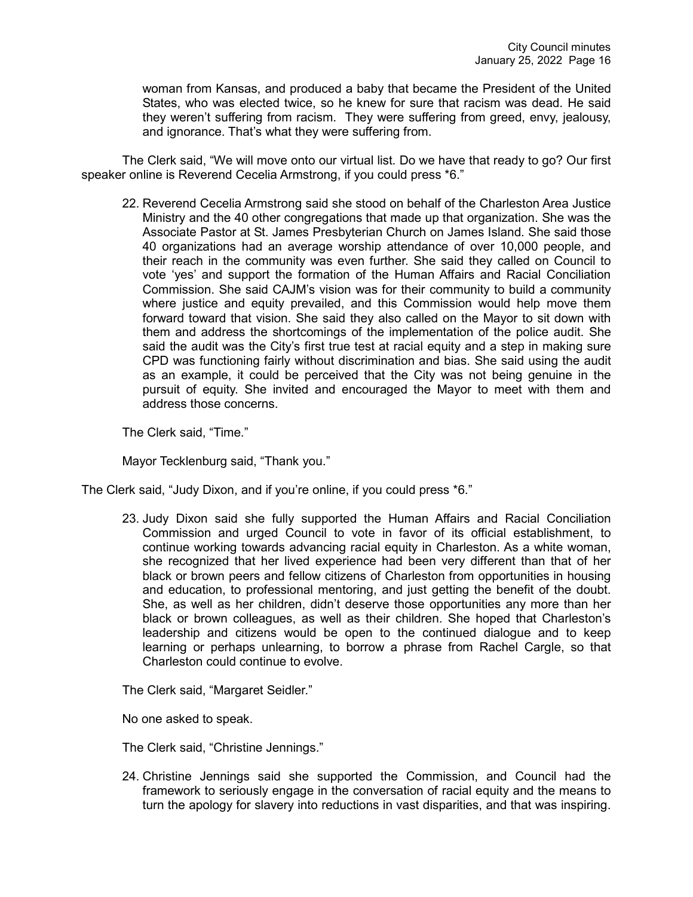woman from Kansas, and produced a baby that became the President of the United States, who was elected twice, so he knew for sure that racism was dead. He said they weren't suffering from racism. They were suffering from greed, envy, jealousy, and ignorance. That's what they were suffering from.

The Clerk said, "We will move onto our virtual list. Do we have that ready to go? Our first speaker online is Reverend Cecelia Armstrong, if you could press *6."

22. Reverend Cecelia Armstrong said she stood on behalf of the Charleston Area Justice Ministry and the 40 other congregations that made up that organization. She was the Associate Pastor at St. James Presbyterian Church on James Island. She said those 40 organizations had an average worship attendance of over 10,000 people, and their reach in the community was even further. She said they called on Council to vote 'yes' and support the formation of the Human Affairs and Racial Conciliation Commission. She said CAJM's vision was for their community to build a community where justice and equity prevailed, and this Commission would help move them forward toward that vision. She said they also called on the Mayor to sit down with them and address the shortcomings of the implementation of the police audit. She said the audit was the City's first true test at racial equity and a step in making sure CPD was functioning fairly without discrimination and bias. She said using the audit as an example, it could be perceived that the City was not being genuine in the pursuit of equity. She invited and encouraged the Mayor to meet with them and address those concerns.

The Clerk said, "Time."

Mayor Tecklenburg said, "Thank you."

The Clerk said, "Judy Dixon, and if you're online, if you could press *6."

23. Judy Dixon said she fully supported the Human Affairs and Racial Conciliation Commission and urged Council to vote in favor of its official establishment, to continue working towards advancing racial equity in Charleston. As a white woman, she recognized that her lived experience had been very different than that of her black or brown peers and fellow citizens of Charleston from opportunities in housing and education, to professional mentoring, and just getting the benefit of the doubt. She, as well as her children, didn't deserve those opportunities any more than her black or brown colleagues, as well as their children. She hoped that Charleston's leadership and citizens would be open to the continued dialogue and to keep learning or perhaps unlearning, to borrow a phrase from Rachel Cargle, so that Charleston could continue to evolve.

The Clerk said, "Margaret Seidler."

No one asked to speak.

The Clerk said, "Christine Jennings."

24. Christine Jennings said she supported the Commission, and Council had the framework to seriously engage in the conversation of racial equity and the means to turn the apology for slavery into reductions in vast disparities, and that was inspiring.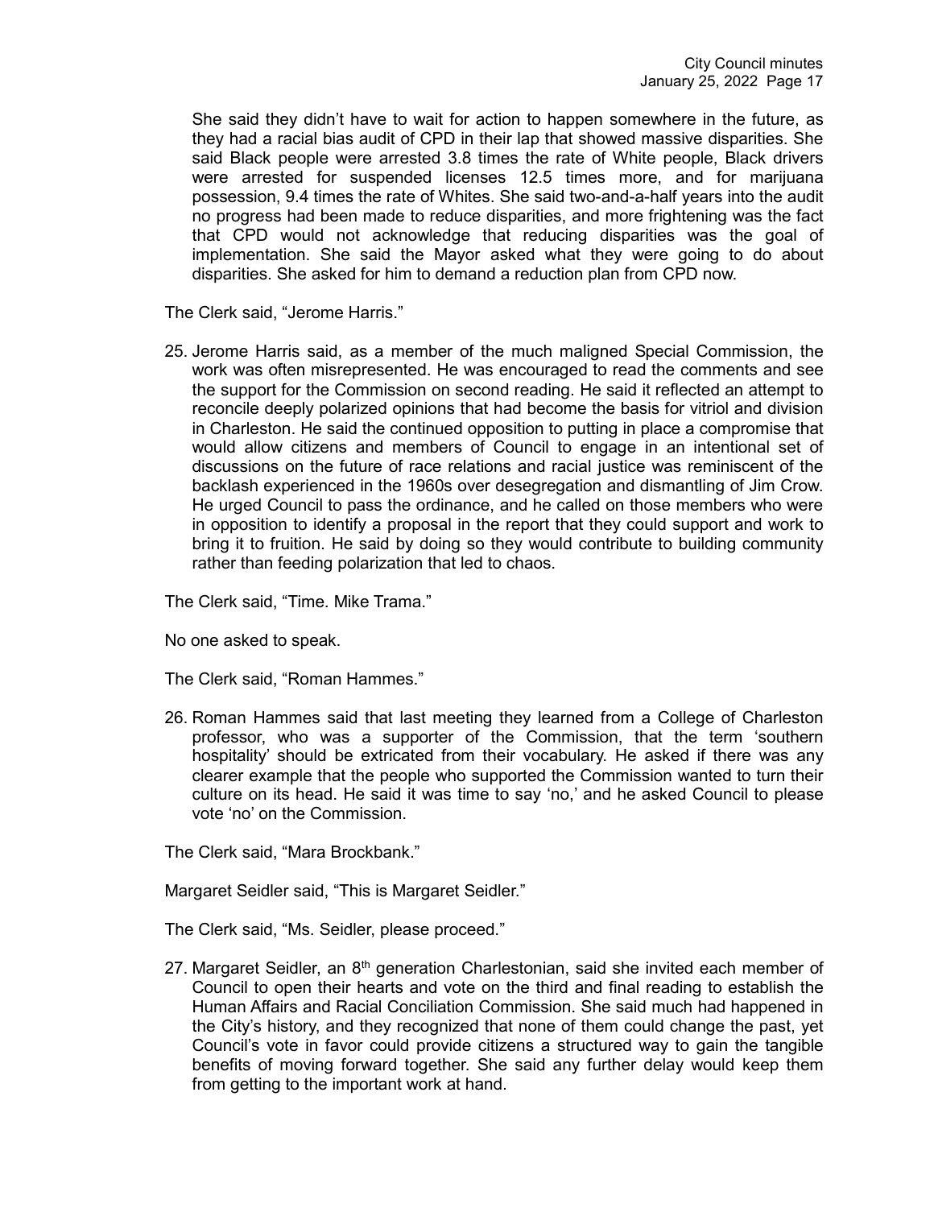She said they didn't have to wait for action to happen somewhere in the future, as they had a racial bias audit of CPD in their lap that showed massive disparities. She said Black people were arrested 3.8 times the rate of White people, Black drivers were arrested for suspended licenses 12.5 times more, and for marijuana possession, 9.4 times the rate of Whites. She said two-and-a-half years into the audit no progress had been made to reduce disparities, and more frightening was the fact that CPD would not acknowledge that reducing disparities was the goal of implementation. She said the Mayor asked what they were going to do about disparities. She asked for him to demand a reduction plan from CPD now.

The Clerk said, "Jerome Harris."

25. Jerome Harris said, as a member of the much maligned Special Commission, the work was often misrepresented. He was encouraged to read the comments and see the support for the Commission on second reading. He said it reflected an attempt to reconcile deeply polarized opinions that had become the basis for vitriol and division in Charleston. He said the continued opposition to putting in place a compromise that would allow citizens and members of Council to engage in an intentional set of discussions on the future of race relations and racial justice was reminiscent of the backlash experienced in the 1960s over desegregation and dismantling of Jim Crow. He urged Council to pass the ordinance, and he called on those members who were in opposition to identify a proposal in the report that they could support and work to bring it to fruition. He said by doing so they would contribute to building community rather than feeding polarization that led to chaos.

The Clerk said, "Time. Mike Trama."

No one asked to speak.

The Clerk said, "Roman Hammes."

26. Roman Hammes said that last meeting they learned from a College of Charleston professor, who was a supporter of the Commission, that the term 'southern hospitality' should be extricated from their vocabulary. He asked if there was any clearer example that the people who supported the Commission wanted to turn their culture on its head. He said it was time to say 'no,' and he asked Council to please vote 'no' on the Commission.

The Clerk said, "Mara Brockbank."

Margaret Seidler said, "This is Margaret Seidler."

The Clerk said, "Ms. Seidler, please proceed."

27. Margaret Seidler, an 8th generation Charlestonian, said she invited each member of Council to open their hearts and vote on the third and final reading to establish the Human Affairs and Racial Conciliation Commission. She said much had happened in the City's history, and they recognized that none of them could change the past, yet Council's vote in favor could provide citizens a structured way to gain the tangible benefits of moving forward together. She said any further delay would keep them from getting to the important work at hand.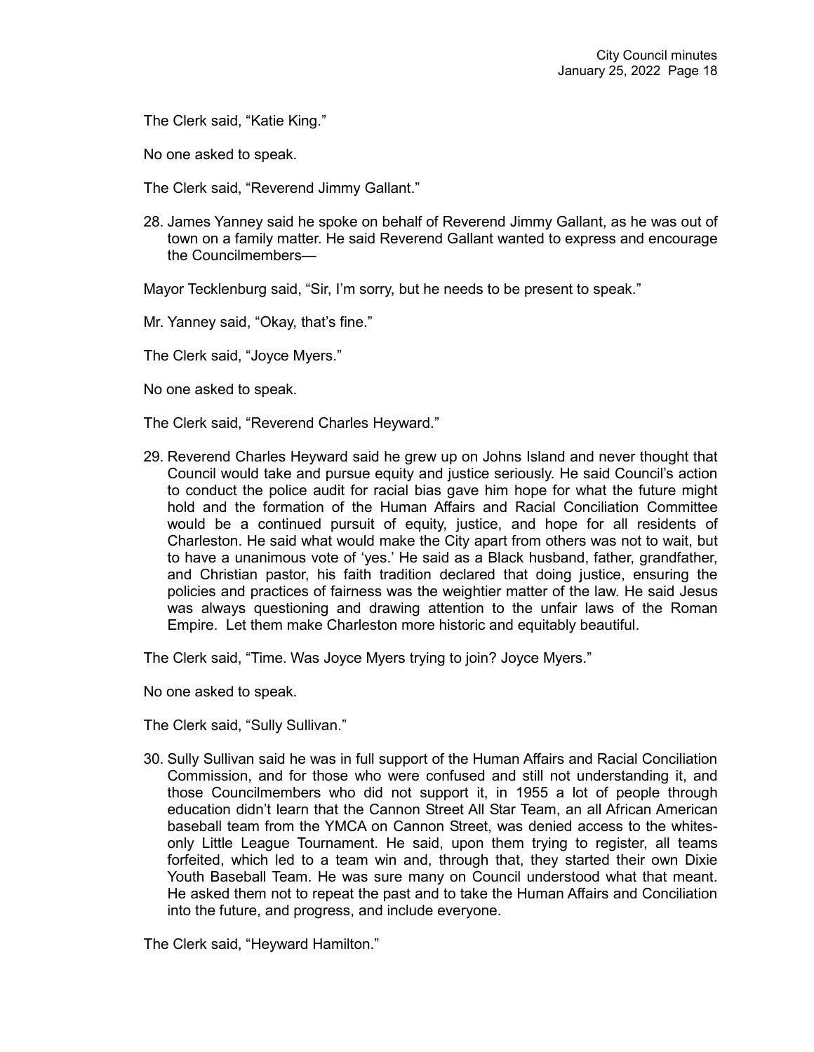The Clerk said, "Katie King."

No one asked to speak.

The Clerk said, "Reverend Jimmy Gallant."

28. James Yanney said he spoke on behalf of Reverend Jimmy Gallant, as he was out of town on a family matter. He said Reverend Gallant wanted to express and encourage the Councilmembers—

Mayor Tecklenburg said, "Sir, I'm sorry, but he needs to be present to speak."

Mr. Yanney said, "Okay, that's fine."

The Clerk said, "Joyce Myers."

No one asked to speak.

The Clerk said, "Reverend Charles Heyward."

29. Reverend Charles Heyward said he grew up on Johns Island and never thought that Council would take and pursue equity and justice seriously. He said Council's action to conduct the police audit for racial bias gave him hope for what the future might hold and the formation of the Human Affairs and Racial Conciliation Committee would be a continued pursuit of equity, justice, and hope for all residents of Charleston. He said what would make the City apart from others was not to wait, but to have a unanimous vote of 'yes.' He said as a Black husband, father, grandfather, and Christian pastor, his faith tradition declared that doing justice, ensuring the policies and practices of fairness was the weightier matter of the law. He said Jesus was always questioning and drawing attention to the unfair laws of the Roman Empire. Let them make Charleston more historic and equitably beautiful.

The Clerk said, "Time. Was Joyce Myers trying to join? Joyce Myers."

No one asked to speak.

The Clerk said, "Sully Sullivan."

30. Sully Sullivan said he was in full support of the Human Affairs and Racial Conciliation Commission, and for those who were confused and still not understanding it, and those Councilmembers who did not support it, in 1955 a lot of people through education didn't learn that the Cannon Street All Star Team, an all African American baseball team from the YMCA on Cannon Street, was denied access to the whites-only Little League Tournament. He said, upon them trying to register, all teams forfeited, which led to a team win and, through that, they started their own Dixie Youth Baseball Team. He was sure many on Council understood what that meant. He asked them not to repeat the past and to take the Human Affairs and Conciliation into the future, and progress, and include everyone.

The Clerk said, "Heyward Hamilton."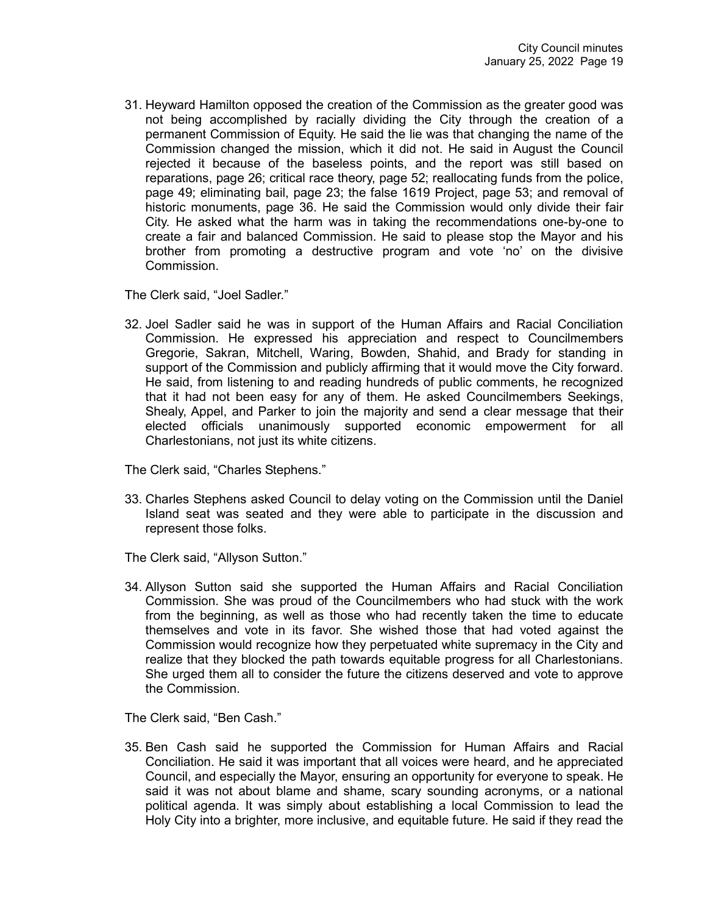31. Heyward Hamilton opposed the creation of the Commission as the greater good was not being accomplished by racially dividing the City through the creation of a permanent Commission of Equity. He said the lie was that changing the name of the Commission changed the mission, which it did not. He said in August the Council rejected it because of the baseless points, and the report was still based on reparations, page 26; critical race theory, page 52; reallocating funds from the police, page 49; eliminating bail, page 23; the false 1619 Project, page 53; and removal of historic monuments, page 36. He said the Commission would only divide their fair City. He asked what the harm was in taking the recommendations one-by-one to create a fair and balanced Commission. He said to please stop the Mayor and his brother from promoting a destructive program and vote 'no' on the divisive Commission.

The Clerk said, "Joel Sadler."

32. Joel Sadler said he was in support of the Human Affairs and Racial Conciliation Commission. He expressed his appreciation and respect to Councilmembers Gregorie, Sakran, Mitchell, Waring, Bowden, Shahid, and Brady for standing in support of the Commission and publicly affirming that it would move the City forward. He said, from listening to and reading hundreds of public comments, he recognized that it had not been easy for any of them. He asked Councilmembers Seekings, Shealy, Appel, and Parker to join the majority and send a clear message that their elected officials unanimously supported economic empowerment for all Charlestonians, not just its white citizens.

The Clerk said, "Charles Stephens."

33. Charles Stephens asked Council to delay voting on the Commission until the Daniel Island seat was seated and they were able to participate in the discussion and represent those folks.

The Clerk said, "Allyson Sutton."

34. Allyson Sutton said she supported the Human Affairs and Racial Conciliation Commission. She was proud of the Councilmembers who had stuck with the work from the beginning, as well as those who had recently taken the time to educate themselves and vote in its favor. She wished those that had voted against the Commission would recognize how they perpetuated white supremacy in the City and realize that they blocked the path towards equitable progress for all Charlestonians. She urged them all to consider the future the citizens deserved and vote to approve the Commission.

The Clerk said, "Ben Cash."

35. Ben Cash said he supported the Commission for Human Affairs and Racial Conciliation. He said it was important that all voices were heard, and he appreciated Council, and especially the Mayor, ensuring an opportunity for everyone to speak. He said it was not about blame and shame, scary sounding acronyms, or a national political agenda. It was simply about establishing a local Commission to lead the Holy City into a brighter, more inclusive, and equitable future. He said if they read the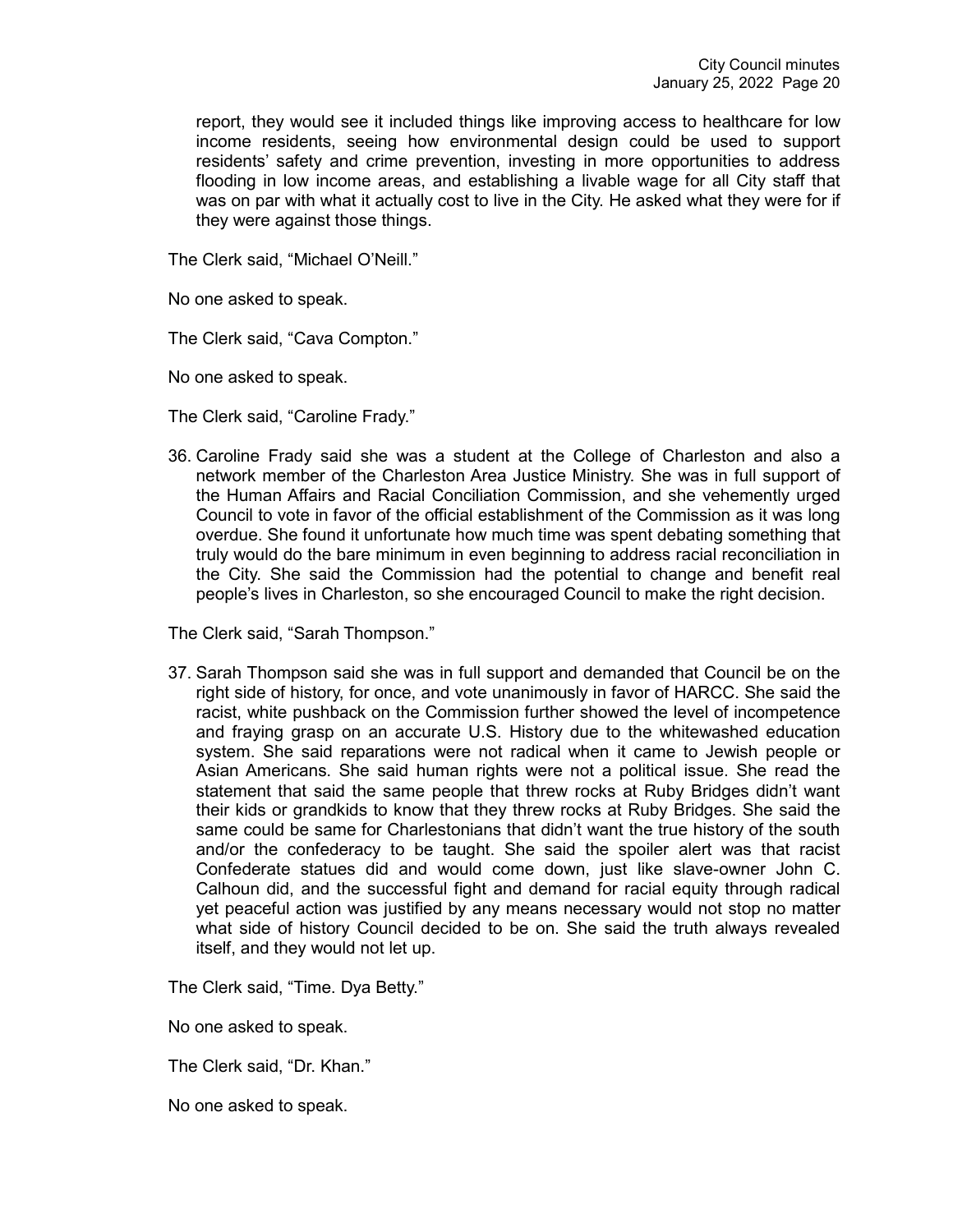report, they would see it included things like improving access to healthcare for low income residents, seeing how environmental design could be used to support residents' safety and crime prevention, investing in more opportunities to address flooding in low income areas, and establishing a livable wage for all City staff that was on par with what it actually cost to live in the City. He asked what they were for if they were against those things.

The Clerk said, "Michael O'Neill."

No one asked to speak.

The Clerk said, "Cava Compton."

No one asked to speak.

The Clerk said, "Caroline Frady."

36. Caroline Frady said she was a student at the College of Charleston and also a network member of the Charleston Area Justice Ministry. She was in full support of the Human Affairs and Racial Conciliation Commission, and she vehemently urged Council to vote in favor of the official establishment of the Commission as it was long overdue. She found it unfortunate how much time was spent debating something that truly would do the bare minimum in even beginning to address racial reconciliation in the City. She said the Commission had the potential to change and benefit real people's lives in Charleston, so she encouraged Council to make the right decision.

The Clerk said, "Sarah Thompson."

37. Sarah Thompson said she was in full support and demanded that Council be on the right side of history, for once, and vote unanimously in favor of HARCC. She said the racist, white pushback on the Commission further showed the level of incompetence and fraying grasp on an accurate U.S. History due to the whitewashed education system. She said reparations were not radical when it came to Jewish people or Asian Americans. She said human rights were not a political issue. She read the statement that said the same people that threw rocks at Ruby Bridges didn't want their kids or grandkids to know that they threw rocks at Ruby Bridges. She said the same could be same for Charlestonians that didn't want the true history of the south and/or the confederacy to be taught. She said the spoiler alert was that racist Confederate statues did and would come down, just like slave-owner John C. Calhoun did, and the successful fight and demand for racial equity through radical yet peaceful action was justified by any means necessary would not stop no matter what side of history Council decided to be on. She said the truth always revealed itself, and they would not let up.

The Clerk said, "Time. Dya Betty."

No one asked to speak.

The Clerk said, "Dr. Khan."

No one asked to speak.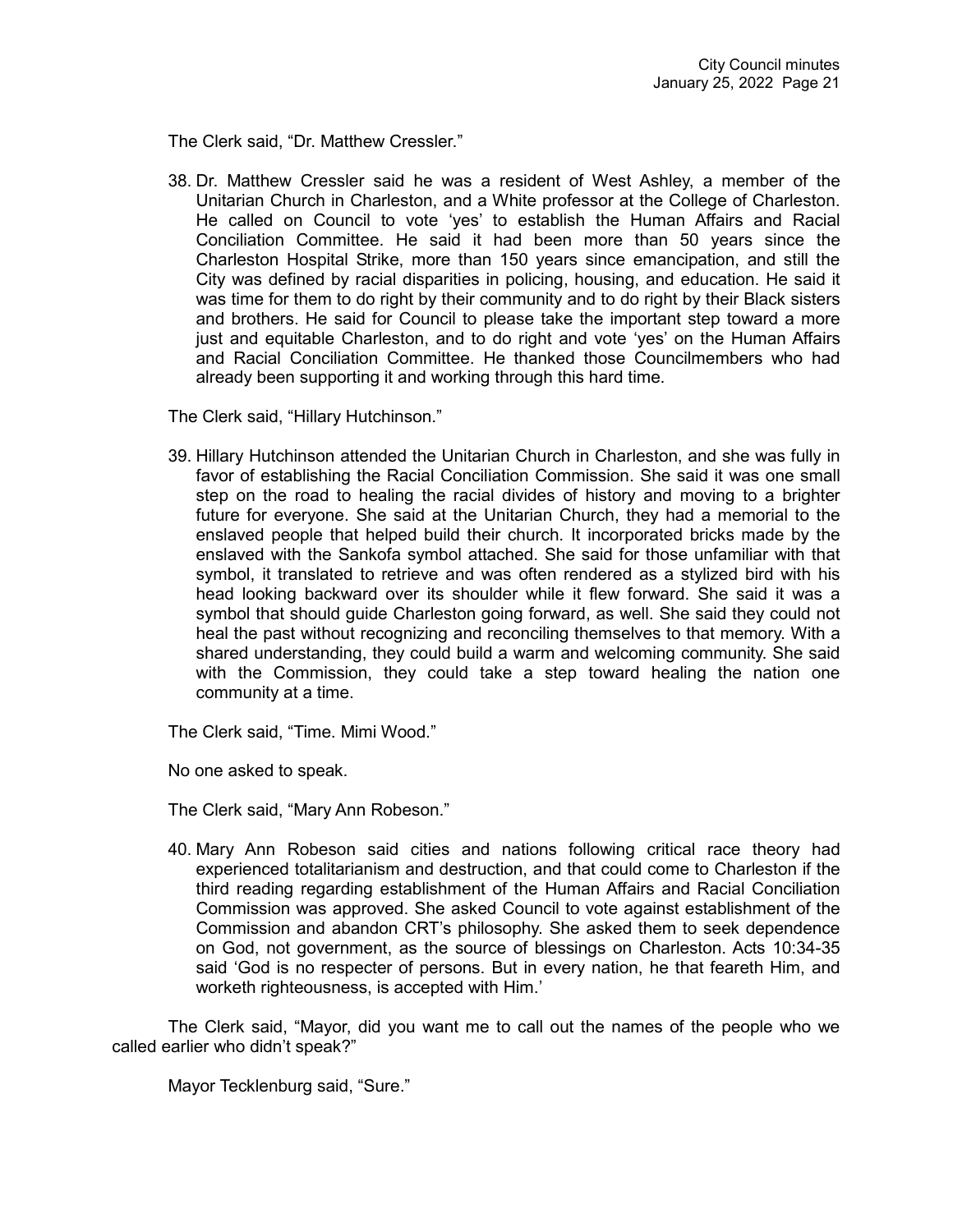The Clerk said, "Dr. Matthew Cressler."

38. Dr. Matthew Cressler said he was a resident of West Ashley, a member of the Unitarian Church in Charleston, and a White professor at the College of Charleston. He called on Council to vote 'yes' to establish the Human Affairs and Racial Conciliation Committee. He said it had been more than 50 years since the Charleston Hospital Strike, more than 150 years since emancipation, and still the City was defined by racial disparities in policing, housing, and education. He said it was time for them to do right by their community and to do right by their Black sisters and brothers. He said for Council to please take the important step toward a more just and equitable Charleston, and to do right and vote 'yes' on the Human Affairs and Racial Conciliation Committee. He thanked those Councilmembers who had already been supporting it and working through this hard time.

The Clerk said, "Hillary Hutchinson."

39. Hillary Hutchinson attended the Unitarian Church in Charleston, and she was fully in favor of establishing the Racial Conciliation Commission. She said it was one small step on the road to healing the racial divides of history and moving to a brighter future for everyone. She said at the Unitarian Church, they had a memorial to the enslaved people that helped build their church. It incorporated bricks made by the enslaved with the Sankofa symbol attached. She said for those unfamiliar with that symbol, it translated to retrieve and was often rendered as a stylized bird with his head looking backward over its shoulder while it flew forward. She said it was a symbol that should guide Charleston going forward, as well. She said they could not heal the past without recognizing and reconciling themselves to that memory. With a shared understanding, they could build a warm and welcoming community. She said with the Commission, they could take a step toward healing the nation one community at a time.

The Clerk said, "Time. Mimi Wood."

No one asked to speak.

The Clerk said, "Mary Ann Robeson."

40. Mary Ann Robeson said cities and nations following critical race theory had experienced totalitarianism and destruction, and that could come to Charleston if the third reading regarding establishment of the Human Affairs and Racial Conciliation Commission was approved. She asked Council to vote against establishment of the Commission and abandon CRT's philosophy. She asked them to seek dependence on God, not government, as the source of blessings on Charleston. Acts 10:34-35 said 'God is no respecter of persons. But in every nation, he that feareth Him, and worketh righteousness, is accepted with Him.'

The Clerk said, "Mayor, did you want me to call out the names of the people who we called earlier who didn't speak?"

Mayor Tecklenburg said, "Sure."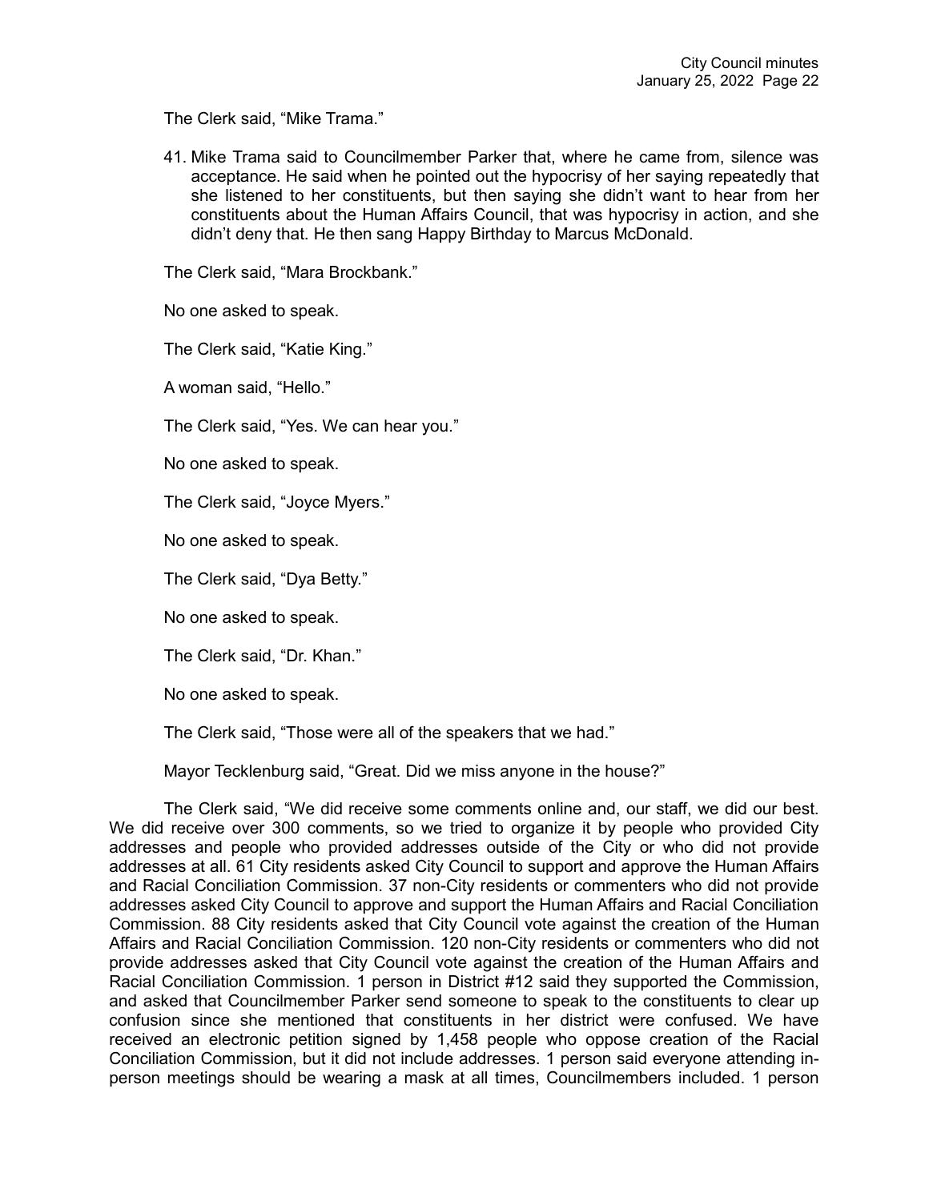The Clerk said, "Mike Trama."

41. Mike Trama said to Councilmember Parker that, where he came from, silence was acceptance. He said when he pointed out the hypocrisy of her saying repeatedly that she listened to her constituents, but then saying she didn't want to hear from her constituents about the Human Affairs Council, that was hypocrisy in action, and she didn't deny that. He then sang Happy Birthday to Marcus McDonald.

The Clerk said, "Mara Brockbank."

No one asked to speak.

The Clerk said, "Katie King."

A woman said, "Hello."

The Clerk said, "Yes. We can hear you."

No one asked to speak.

The Clerk said, "Joyce Myers."

No one asked to speak.

The Clerk said, "Dya Betty."

No one asked to speak.

The Clerk said, "Dr. Khan."

No one asked to speak.

The Clerk said, "Those were all of the speakers that we had."

Mayor Tecklenburg said, "Great. Did we miss anyone in the house?"

The Clerk said, "We did receive some comments online and, our staff, we did our best. We did receive over 300 comments, so we tried to organize it by people who provided City addresses and people who provided addresses outside of the City or who did not provide addresses at all. 61 City residents asked City Council to support and approve the Human Affairs and Racial Conciliation Commission. 37 non-City residents or commenters who did not provide addresses asked City Council to approve and support the Human Affairs and Racial Conciliation Commission. 88 City residents asked that City Council vote against the creation of the Human Affairs and Racial Conciliation Commission. 120 non-City residents or commenters who did not provide addresses asked that City Council vote against the creation of the Human Affairs and Racial Conciliation Commission. 1 person in District #12 said they supported the Commission, and asked that Councilmember Parker send someone to speak to the constituents to clear up confusion since she mentioned that constituents in her district were confused. We have received an electronic petition signed by 1,458 people who oppose creation of the Racial Conciliation Commission, but it did not include addresses. 1 person said everyone attending in-person meetings should be wearing a mask at all times, Councilmembers included. 1 person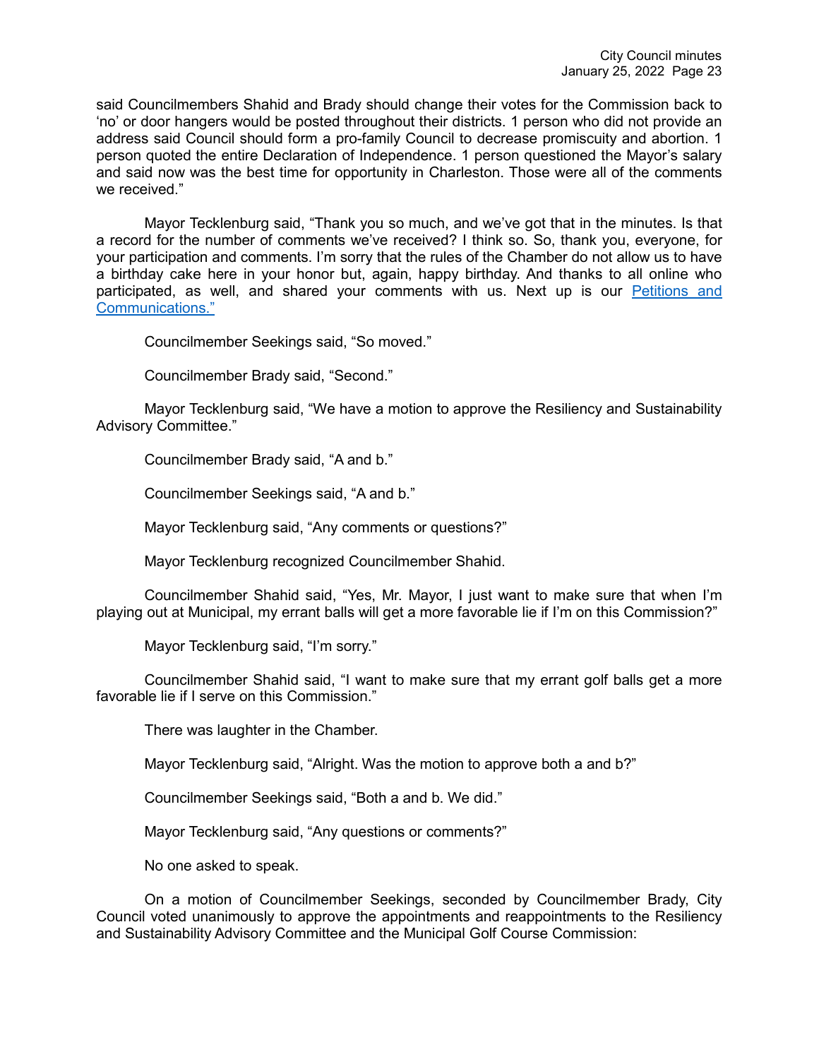said Councilmembers Shahid and Brady should change their votes for the Commission back to 'no' or door hangers would be posted throughout their districts. 1 person who did not provide an address said Council should form a pro-family Council to decrease promiscuity and abortion. 1 person quoted the entire Declaration of Independence. 1 person questioned the Mayor's salary and said now was the best time for opportunity in Charleston. Those were all of the comments we received."

Mayor Tecklenburg said, "Thank you so much, and we've got that in the minutes. Is that a record for the number of comments we've received? I think so. So, thank you, everyone, for your participation and comments. I'm sorry that the rules of the Chamber do not allow us to have a birthday cake here in your honor but, again, happy birthday. And thanks to all online who participated, as well, and shared your comments with us. Next up is our Petitions and Communications."

Councilmember Seekings said, "So moved."

Councilmember Brady said, "Second."

Mayor Tecklenburg said, "We have a motion to approve the Resiliency and Sustainability Advisory Committee."

Councilmember Brady said, "A and b."

Councilmember Seekings said, "A and b."

Mayor Tecklenburg said, "Any comments or questions?"

Mayor Tecklenburg recognized Councilmember Shahid.

Councilmember Shahid said, "Yes, Mr. Mayor, I just want to make sure that when I'm playing out at Municipal, my errant balls will get a more favorable lie if I'm on this Commission?"

Mayor Tecklenburg said, "I'm sorry."

Councilmember Shahid said, "I want to make sure that my errant golf balls get a more favorable lie if I serve on this Commission."

There was laughter in the Chamber.

Mayor Tecklenburg said, "Alright. Was the motion to approve both a and b?"

Councilmember Seekings said, "Both a and b. We did."

Mayor Tecklenburg said, "Any questions or comments?"

No one asked to speak.

On a motion of Councilmember Seekings, seconded by Councilmember Brady, City Council voted unanimously to approve the appointments and reappointments to the Resiliency and Sustainability Advisory Committee and the Municipal Golf Course Commission: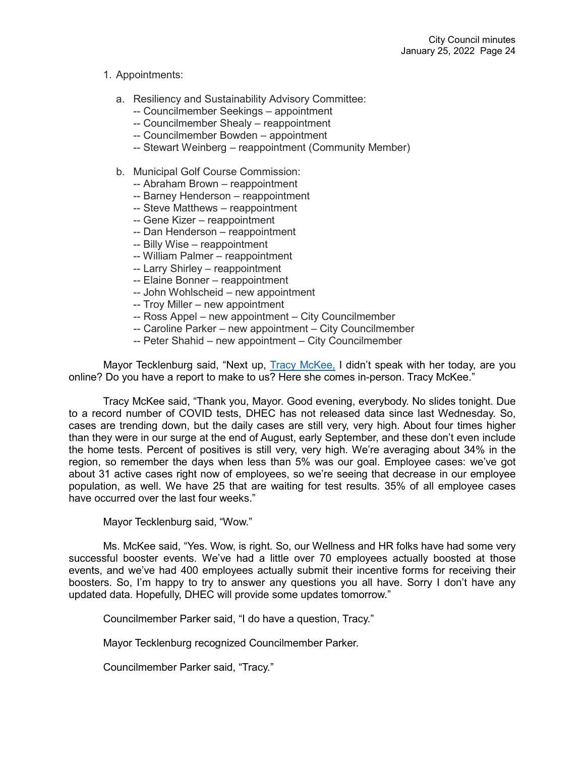1. Appointments:

   a. Resiliency and Sustainability Advisory Committee:
      -- Councilmember Seekings – appointment
      -- Councilmember Shealy – reappointment
      -- Councilmember Bowden – appointment
      -- Stewart Weinberg – reappointment (Community Member)

   b. Municipal Golf Course Commission:
      -- Abraham Brown – reappointment
      -- Barney Henderson – reappointment
      -- Steve Matthews – reappointment
      -- Gene Kizer – reappointment
      -- Dan Henderson – reappointment
      -- Billy Wise – reappointment
      -- William Palmer – reappointment
      -- Larry Shirley – reappointment
      -- Elaine Bonner – reappointment
      -- John Wohlscheid – new appointment
      -- Troy Miller – new appointment
      -- Ross Appel – new appointment – City Councilmember
      -- Caroline Parker – new appointment – City Councilmember
      -- Peter Shahid – new appointment – City Councilmember

Mayor Tecklenburg said, "Next up, Tracy McKee, I didn't speak with her today, are you online? Do you have a report to make to us? Here she comes in-person. Tracy McKee."

Tracy McKee said, "Thank you, Mayor. Good evening, everybody. No slides tonight. Due to a record number of COVID tests, DHEC has not released data since last Wednesday. So, cases are trending down, but the daily cases are still very, very high. About four times higher than they were in our surge at the end of August, early September, and these don't even include the home tests. Percent of positives is still very, very high. We're averaging about 34% in the region, so remember the days when less than 5% was our goal. Employee cases: we've got about 31 active cases right now of employees, so we're seeing that decrease in our employee population, as well. We have 25 that are waiting for test results. 35% of all employee cases have occurred over the last four weeks."

Mayor Tecklenburg said, "Wow."

Ms. McKee said, "Yes. Wow, is right. So, our Wellness and HR folks have had some very successful booster events. We've had a little over 70 employees actually boosted at those events, and we've had 400 employees actually submit their incentive forms for receiving their boosters. So, I'm happy to try to answer any questions you all have. Sorry I don't have any updated data. Hopefully, DHEC will provide some updates tomorrow."

Councilmember Parker said, "I do have a question, Tracy."

Mayor Tecklenburg recognized Councilmember Parker.

Councilmember Parker said, "Tracy."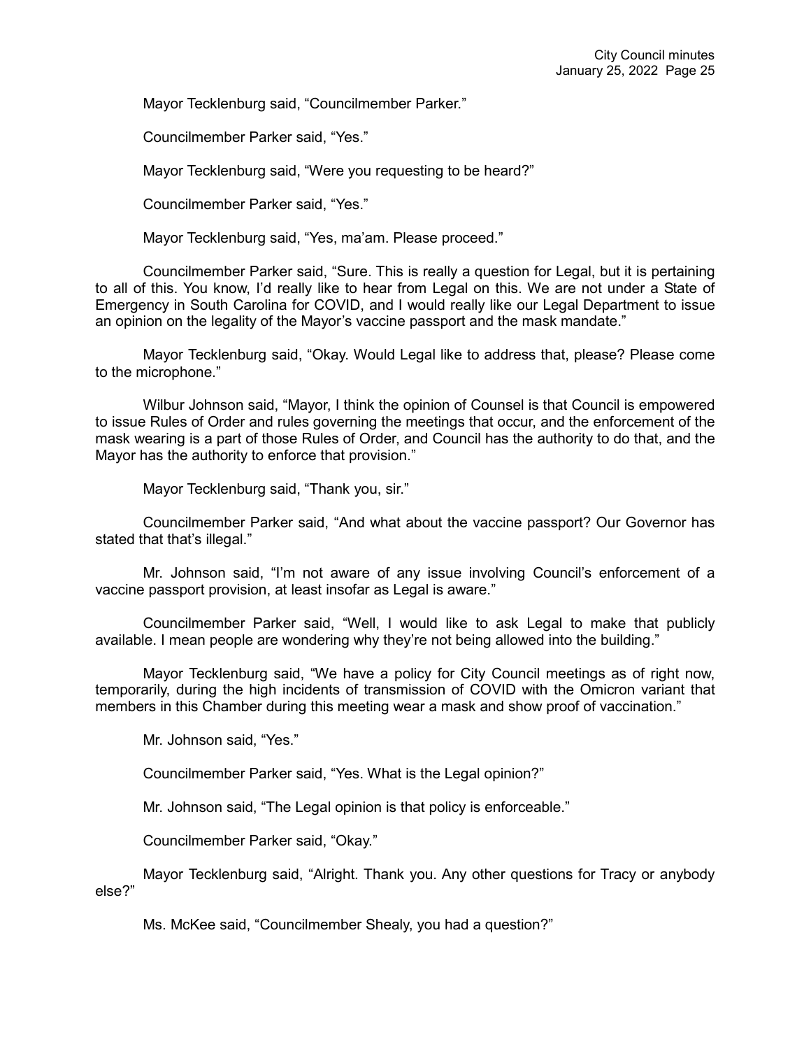Mayor Tecklenburg said, “Councilmember Parker.”

Councilmember Parker said, “Yes.”

Mayor Tecklenburg said, “Were you requesting to be heard?”

Councilmember Parker said, “Yes.”

Mayor Tecklenburg said, “Yes, ma’am. Please proceed.”

Councilmember Parker said, “Sure. This is really a question for Legal, but it is pertaining to all of this. You know, I’d really like to hear from Legal on this. We are not under a State of Emergency in South Carolina for COVID, and I would really like our Legal Department to issue an opinion on the legality of the Mayor’s vaccine passport and the mask mandate.”

Mayor Tecklenburg said, “Okay. Would Legal like to address that, please? Please come to the microphone.”

Wilbur Johnson said, “Mayor, I think the opinion of Counsel is that Council is empowered to issue Rules of Order and rules governing the meetings that occur, and the enforcement of the mask wearing is a part of those Rules of Order, and Council has the authority to do that, and the Mayor has the authority to enforce that provision.”

Mayor Tecklenburg said, “Thank you, sir.”

Councilmember Parker said, “And what about the vaccine passport? Our Governor has stated that that’s illegal.”

Mr. Johnson said, “I’m not aware of any issue involving Council’s enforcement of a vaccine passport provision, at least insofar as Legal is aware.”

Councilmember Parker said, “Well, I would like to ask Legal to make that publicly available. I mean people are wondering why they’re not being allowed into the building.”

Mayor Tecklenburg said, “We have a policy for City Council meetings as of right now, temporarily, during the high incidents of transmission of COVID with the Omicron variant that members in this Chamber during this meeting wear a mask and show proof of vaccination.”

Mr. Johnson said, “Yes.”

Councilmember Parker said, “Yes. What is the Legal opinion?”

Mr. Johnson said, “The Legal opinion is that policy is enforceable.”

Councilmember Parker said, “Okay.”

Mayor Tecklenburg said, “Alright. Thank you. Any other questions for Tracy or anybody else?”

Ms. McKee said, “Councilmember Shealy, you had a question?”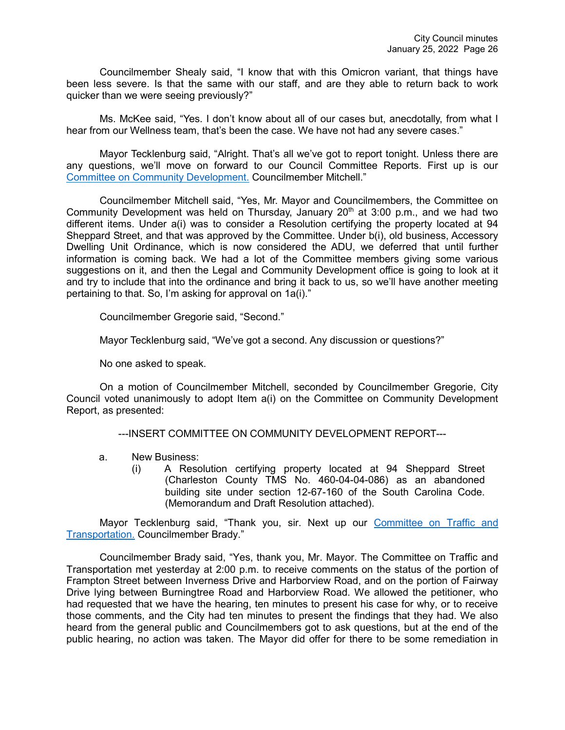Councilmember Shealy said, "I know that with this Omicron variant, that things have been less severe. Is that the same with our staff, and are they able to return back to work quicker than we were seeing previously?"

Ms. McKee said, "Yes. I don't know about all of our cases but, anecdotally, from what I hear from our Wellness team, that's been the case. We have not had any severe cases."

Mayor Tecklenburg said, "Alright. That's all we've got to report tonight. Unless there are any questions, we'll move on forward to our Council Committee Reports. First up is our Committee on Community Development. Councilmember Mitchell."

Councilmember Mitchell said, "Yes, Mr. Mayor and Councilmembers, the Committee on Community Development was held on Thursday, January 20th at 3:00 p.m., and we had two different items. Under a(i) was to consider a Resolution certifying the property located at 94 Sheppard Street, and that was approved by the Committee. Under b(i), old business, Accessory Dwelling Unit Ordinance, which is now considered the ADU, we deferred that until further information is coming back. We had a lot of the Committee members giving some various suggestions on it, and then the Legal and Community Development office is going to look at it and try to include that into the ordinance and bring it back to us, so we'll have another meeting pertaining to that. So, I'm asking for approval on 1a(i)."

Councilmember Gregorie said, "Second."

Mayor Tecklenburg said, "We've got a second. Any discussion or questions?"

No one asked to speak.

On a motion of Councilmember Mitchell, seconded by Councilmember Gregorie, City Council voted unanimously to adopt Item a(i) on the Committee on Community Development Report, as presented:

---INSERT COMMITTEE ON COMMUNITY DEVELOPMENT REPORT---

a. New Business:
   (i) A Resolution certifying property located at 94 Sheppard Street (Charleston County TMS No. 460-04-04-086) as an abandoned building site under section 12-67-160 of the South Carolina Code. (Memorandum and Draft Resolution attached).

Mayor Tecklenburg said, "Thank you, sir. Next up our Committee on Traffic and Transportation. Councilmember Brady."

Councilmember Brady said, "Yes, thank you, Mr. Mayor. The Committee on Traffic and Transportation met yesterday at 2:00 p.m. to receive comments on the status of the portion of Frampton Street between Inverness Drive and Harborview Road, and on the portion of Fairway Drive lying between Burningtree Road and Harborview Road. We allowed the petitioner, who had requested that we have the hearing, ten minutes to present his case for why, or to receive those comments, and the City had ten minutes to present the findings that they had. We also heard from the general public and Councilmembers got to ask questions, but at the end of the public hearing, no action was taken. The Mayor did offer for there to be some remediation in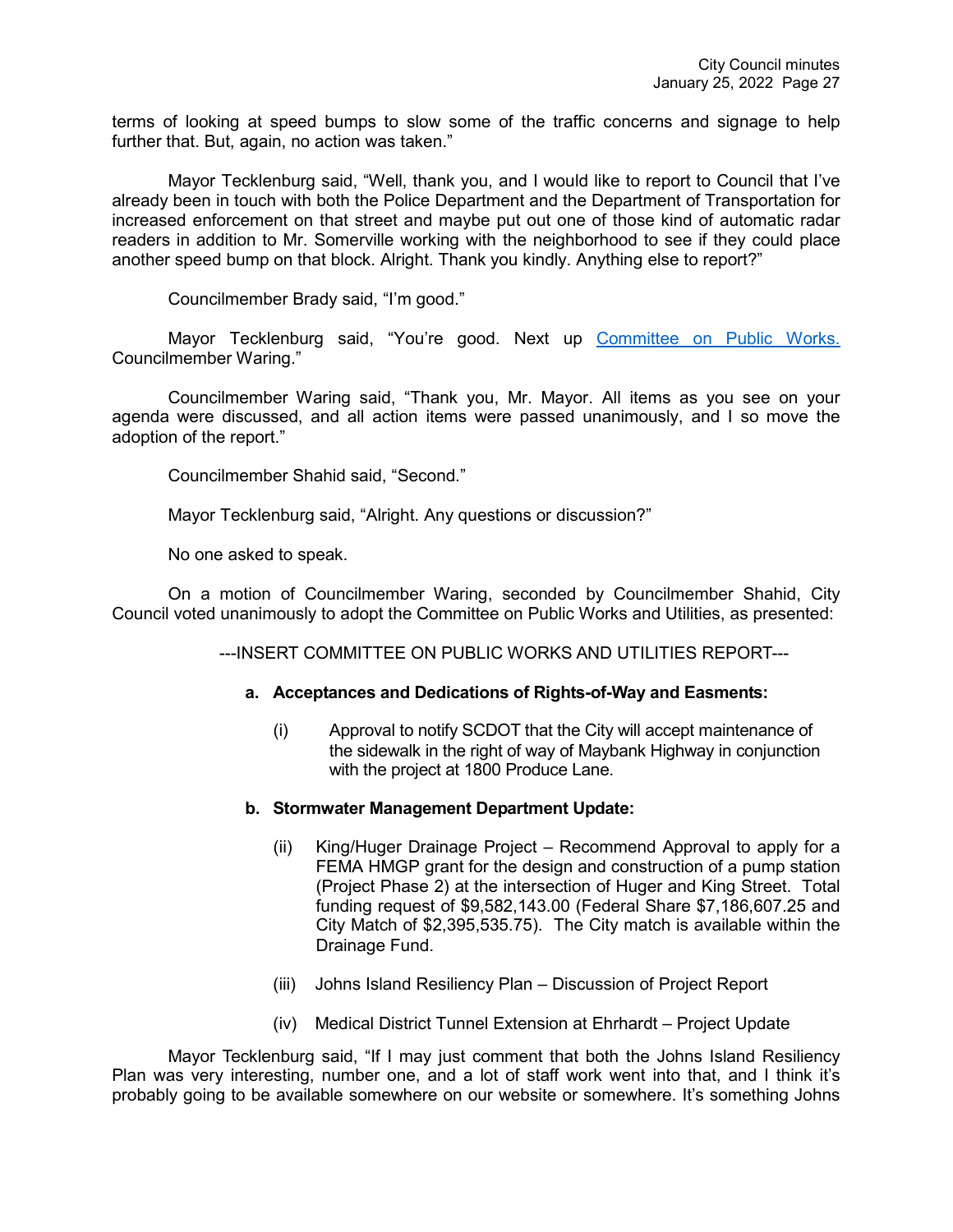terms of looking at speed bumps to slow some of the traffic concerns and signage to help further that. But, again, no action was taken."

Mayor Tecklenburg said, "Well, thank you, and I would like to report to Council that I've already been in touch with both the Police Department and the Department of Transportation for increased enforcement on that street and maybe put out one of those kind of automatic radar readers in addition to Mr. Somerville working with the neighborhood to see if they could place another speed bump on that block. Alright. Thank you kindly. Anything else to report?"

Councilmember Brady said, "I'm good."

Mayor Tecklenburg said, "You're good. Next up Committee on Public Works. Councilmember Waring."

Councilmember Waring said, "Thank you, Mr. Mayor. All items as you see on your agenda were discussed, and all action items were passed unanimously, and I so move the adoption of the report."

Councilmember Shahid said, "Second."

Mayor Tecklenburg said, "Alright. Any questions or discussion?"

No one asked to speak.

On a motion of Councilmember Waring, seconded by Councilmember Shahid, City Council voted unanimously to adopt the Committee on Public Works and Utilities, as presented:

---INSERT COMMITTEE ON PUBLIC WORKS AND UTILITIES REPORT---

**a. Acceptances and Dedications of Rights-of-Way and Easements:**

(i) Approval to notify SCDOT that the City will accept maintenance of the sidewalk in the right of way of Maybank Highway in conjunction with the project at 1800 Produce Lane.

**b. Stormwater Management Department Update:**

(ii) King/Huger Drainage Project – Recommend Approval to apply for a FEMA HMGP grant for the design and construction of a pump station (Project Phase 2) at the intersection of Huger and King Street. Total funding request of $9,582,143.00 (Federal Share $7,186,607.25 and City Match of $2,395,535.75). The City match is available within the Drainage Fund.

(iii) Johns Island Resiliency Plan – Discussion of Project Report

(iv) Medical District Tunnel Extension at Ehrhardt – Project Update

Mayor Tecklenburg said, "If I may just comment that both the Johns Island Resiliency Plan was very interesting, number one, and a lot of staff work went into that, and I think it's probably going to be available somewhere on our website or somewhere. It's something Johns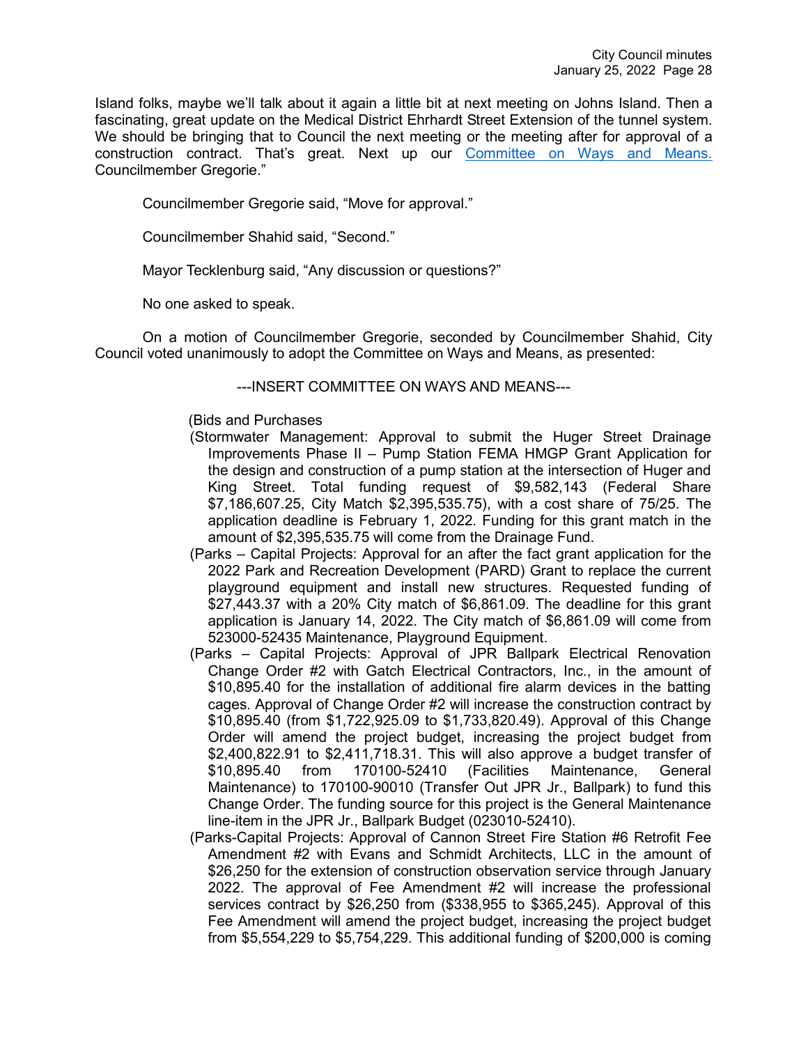Island folks, maybe we'll talk about it again a little bit at next meeting on Johns Island. Then a fascinating, great update on the Medical District Ehrhardt Street Extension of the tunnel system. We should be bringing that to Council the next meeting or the meeting after for approval of a construction contract. That's great. Next up our Committee on Ways and Means. Councilmember Gregorie."

Councilmember Gregorie said, "Move for approval."

Councilmember Shahid said, "Second."

Mayor Tecklenburg said, "Any discussion or questions?"

No one asked to speak.

On a motion of Councilmember Gregorie, seconded by Councilmember Shahid, City Council voted unanimously to adopt the Committee on Ways and Means, as presented:

---INSERT COMMITTEE ON WAYS AND MEANS---

(Bids and Purchases

(Stormwater Management: Approval to submit the Huger Street Drainage Improvements Phase II – Pump Station FEMA HMGP Grant Application for the design and construction of a pump station at the intersection of Huger and King Street. Total funding request of $9,582,143 (Federal Share $7,186,607.25, City Match $2,395,535.75), with a cost share of 75/25. The application deadline is February 1, 2022. Funding for this grant match in the amount of $2,395,535.75 will come from the Drainage Fund.

(Parks – Capital Projects: Approval for an after the fact grant application for the 2022 Park and Recreation Development (PARD) Grant to replace the current playground equipment and install new structures. Requested funding of $27,443.37 with a 20% City match of $6,861.09. The deadline for this grant application is January 14, 2022. The City match of $6,861.09 will come from 523000-52435 Maintenance, Playground Equipment.

(Parks – Capital Projects: Approval of JPR Ballpark Electrical Renovation Change Order #2 with Gatch Electrical Contractors, Inc., in the amount of $10,895.40 for the installation of additional fire alarm devices in the batting cages. Approval of Change Order #2 will increase the construction contract by $10,895.40 (from $1,722,925.09 to $1,733,820.49). Approval of this Change Order will amend the project budget, increasing the project budget from $2,400,822.91 to $2,411,718.31. This will also approve a budget transfer of $10,895.40 from 170100-52410 (Facilities Maintenance, General Maintenance) to 170100-90010 (Transfer Out JPR Jr., Ballpark) to fund this Change Order. The funding source for this project is the General Maintenance line-item in the JPR Jr., Ballpark Budget (023010-52410).

(Parks-Capital Projects: Approval of Cannon Street Fire Station #6 Retrofit Fee Amendment #2 with Evans and Schmidt Architects, LLC in the amount of $26,250 for the extension of construction observation service through January 2022. The approval of Fee Amendment #2 will increase the professional services contract by $26,250 from ($338,955 to $365,245). Approval of this Fee Amendment will amend the project budget, increasing the project budget from $5,554,229 to $5,754,229. This additional funding of $200,000 is coming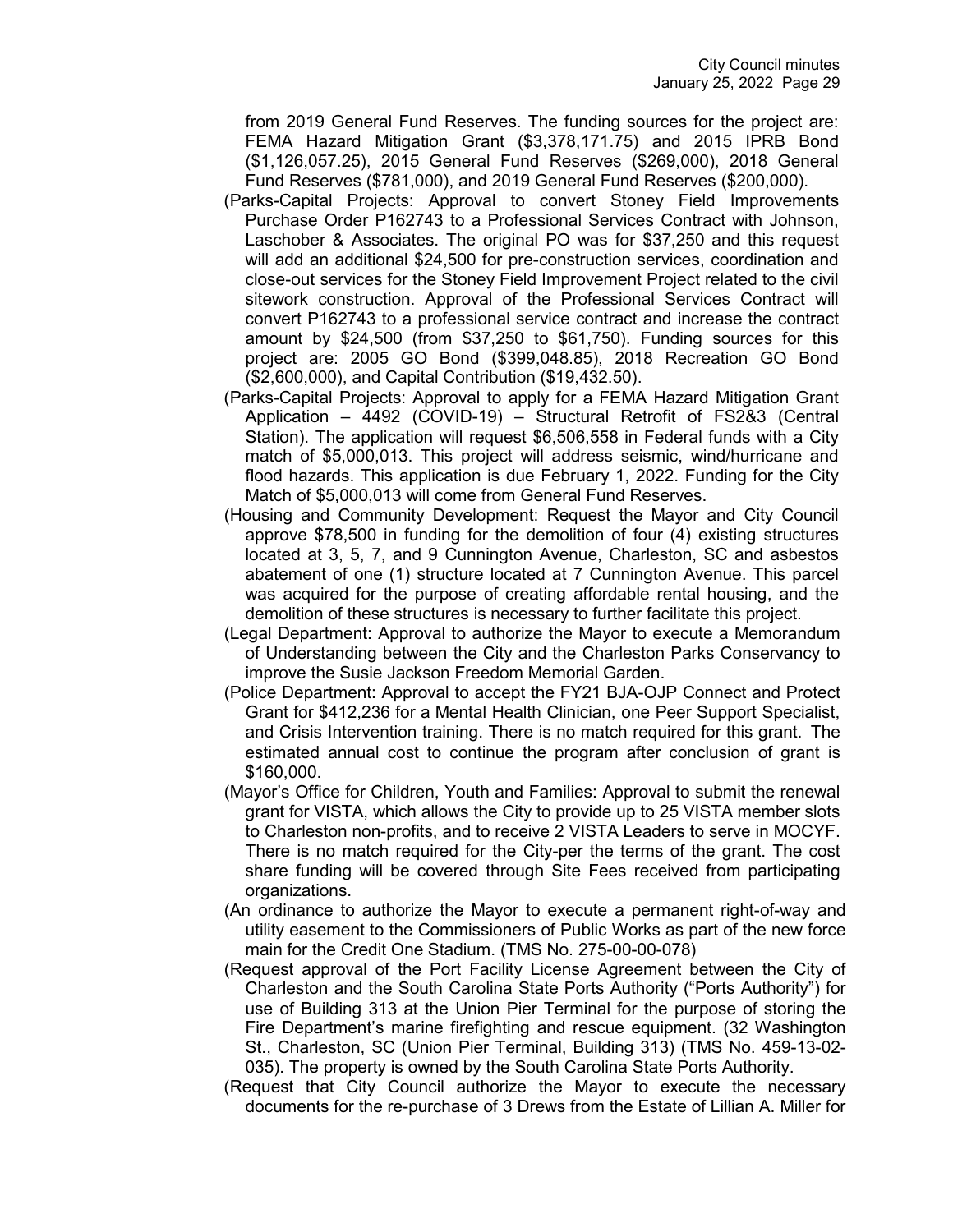from 2019 General Fund Reserves. The funding sources for the project are: FEMA Hazard Mitigation Grant ($3,378,171.75) and 2015 IPRB Bond ($1,126,057.25), 2015 General Fund Reserves ($269,000), 2018 General Fund Reserves ($781,000), and 2019 General Fund Reserves ($200,000).

(Parks-Capital Projects: Approval to convert Stoney Field Improvements Purchase Order P162743 to a Professional Services Contract with Johnson, Laschober & Associates. The original PO was for $37,250 and this request will add an additional $24,500 for pre-construction services, coordination and close-out services for the Stoney Field Improvement Project related to the civil sitework construction. Approval of the Professional Services Contract will convert P162743 to a professional service contract and increase the contract amount by $24,500 (from $37,250 to $61,750). Funding sources for this project are: 2005 GO Bond ($399,048.85), 2018 Recreation GO Bond ($2,600,000), and Capital Contribution ($19,432.50).

(Parks-Capital Projects: Approval to apply for a FEMA Hazard Mitigation Grant Application – 4492 (COVID-19) – Structural Retrofit of FS2&3 (Central Station). The application will request $6,506,558 in Federal funds with a City match of $5,000,013. This project will address seismic, wind/hurricane and flood hazards. This application is due February 1, 2022. Funding for the City Match of $5,000,013 will come from General Fund Reserves.

(Housing and Community Development: Request the Mayor and City Council approve $78,500 in funding for the demolition of four (4) existing structures located at 3, 5, 7, and 9 Cunnington Avenue, Charleston, SC and asbestos abatement of one (1) structure located at 7 Cunnington Avenue. This parcel was acquired for the purpose of creating affordable rental housing, and the demolition of these structures is necessary to further facilitate this project.

(Legal Department: Approval to authorize the Mayor to execute a Memorandum of Understanding between the City and the Charleston Parks Conservancy to improve the Susie Jackson Freedom Memorial Garden.

(Police Department: Approval to accept the FY21 BJA-OJP Connect and Protect Grant for $412,236 for a Mental Health Clinician, one Peer Support Specialist, and Crisis Intervention training. There is no match required for this grant. The estimated annual cost to continue the program after conclusion of grant is $160,000.

(Mayor's Office for Children, Youth and Families: Approval to submit the renewal grant for VISTA, which allows the City to provide up to 25 VISTA member slots to Charleston non-profits, and to receive 2 VISTA Leaders to serve in MOCYF. There is no match required for the City-per the terms of the grant. The cost share funding will be covered through Site Fees received from participating organizations.

(An ordinance to authorize the Mayor to execute a permanent right-of-way and utility easement to the Commissioners of Public Works as part of the new force main for the Credit One Stadium. (TMS No. 275-00-00-078)

(Request approval of the Port Facility License Agreement between the City of Charleston and the South Carolina State Ports Authority ("Ports Authority") for use of Building 313 at the Union Pier Terminal for the purpose of storing the Fire Department's marine firefighting and rescue equipment. (32 Washington St., Charleston, SC (Union Pier Terminal, Building 313) (TMS No. 459-13-02-035). The property is owned by the South Carolina State Ports Authority.

(Request that City Council authorize the Mayor to execute the necessary documents for the re-purchase of 3 Drews from the Estate of Lillian A. Miller for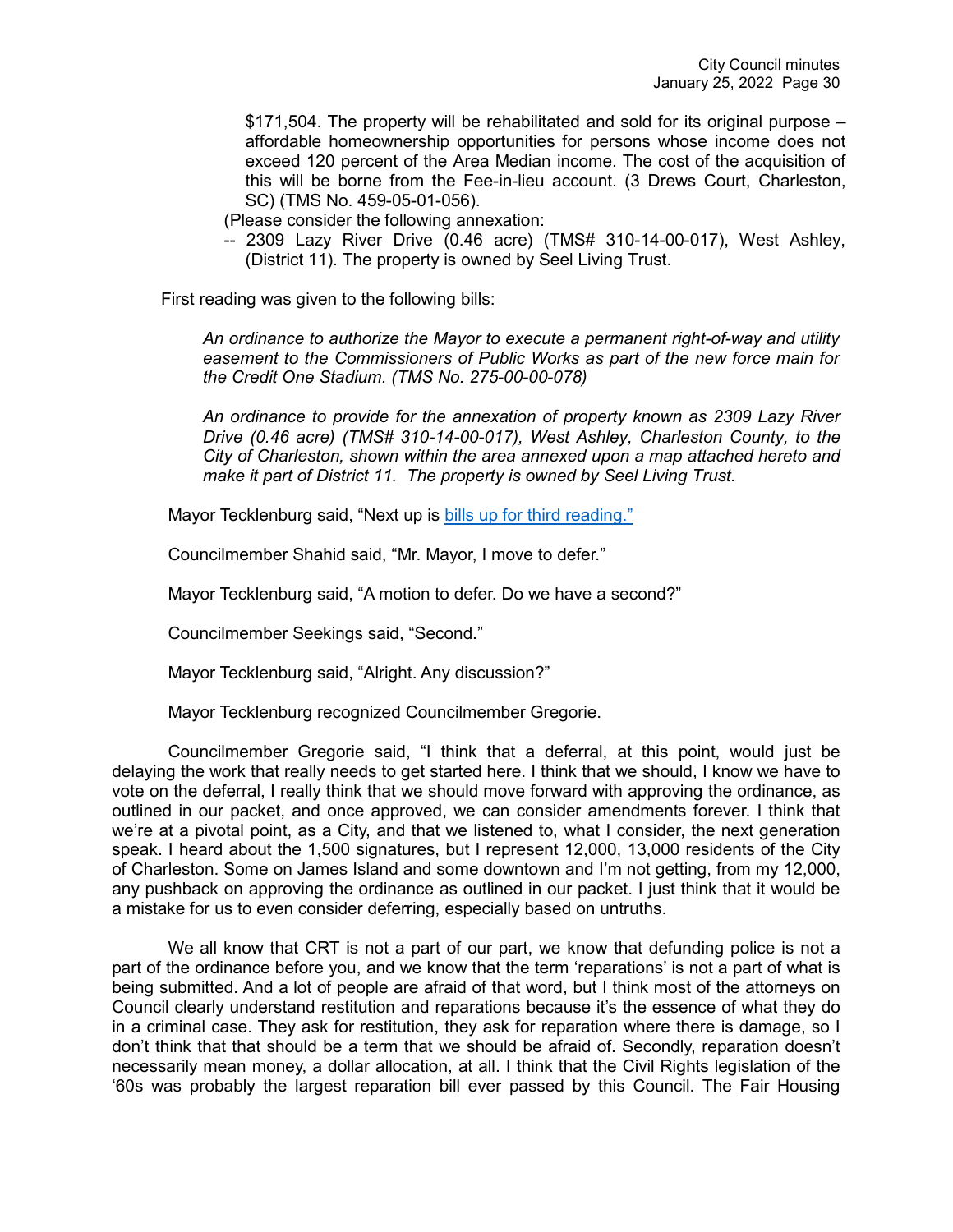$171,504. The property will be rehabilitated and sold for its original purpose – affordable homeownership opportunities for persons whose income does not exceed 120 percent of the Area Median income. The cost of the acquisition of this will be borne from the Fee-in-lieu account. (3 Drews Court, Charleston, SC) (TMS No. 459-05-01-056).

(Please consider the following annexation:

-- 2309 Lazy River Drive (0.46 acre) (TMS# 310-14-00-017), West Ashley, (District 11). The property is owned by Seel Living Trust.

First reading was given to the following bills:

*An ordinance to authorize the Mayor to execute a permanent right-of-way and utility easement to the Commissioners of Public Works as part of the new force main for the Credit One Stadium. (TMS No. 275-00-00-078)*

*An ordinance to provide for the annexation of property known as 2309 Lazy River Drive (0.46 acre) (TMS# 310-14-00-017), West Ashley, Charleston County, to the City of Charleston, shown within the area annexed upon a map attached hereto and make it part of District 11. The property is owned by Seel Living Trust.*

Mayor Tecklenburg said, "Next up is bills up for third reading."

Councilmember Shahid said, "Mr. Mayor, I move to defer."

Mayor Tecklenburg said, "A motion to defer. Do we have a second?"

Councilmember Seekings said, "Second."

Mayor Tecklenburg said, "Alright. Any discussion?"

Mayor Tecklenburg recognized Councilmember Gregorie.

Councilmember Gregorie said, "I think that a deferral, at this point, would just be delaying the work that really needs to get started here. I think that we should, I know we have to vote on the deferral, I really think that we should move forward with approving the ordinance, as outlined in our packet, and once approved, we can consider amendments forever. I think that we're at a pivotal point, as a City, and that we listened to, what I consider, the next generation speak. I heard about the 1,500 signatures, but I represent 12,000, 13,000 residents of the City of Charleston. Some on James Island and some downtown and I'm not getting, from my 12,000, any pushback on approving the ordinance as outlined in our packet. I just think that it would be a mistake for us to even consider deferring, especially based on untruths.

We all know that CRT is not a part of our part, we know that defunding police is not a part of the ordinance before you, and we know that the term 'reparations' is not a part of what is being submitted. And a lot of people are afraid of that word, but I think most of the attorneys on Council clearly understand restitution and reparations because it's the essence of what they do in a criminal case. They ask for restitution, they ask for reparation where there is damage, so I don't think that that should be a term that we should be afraid of. Secondly, reparation doesn't necessarily mean money, a dollar allocation, at all. I think that the Civil Rights legislation of the '60s was probably the largest reparation bill ever passed by this Council. The Fair Housing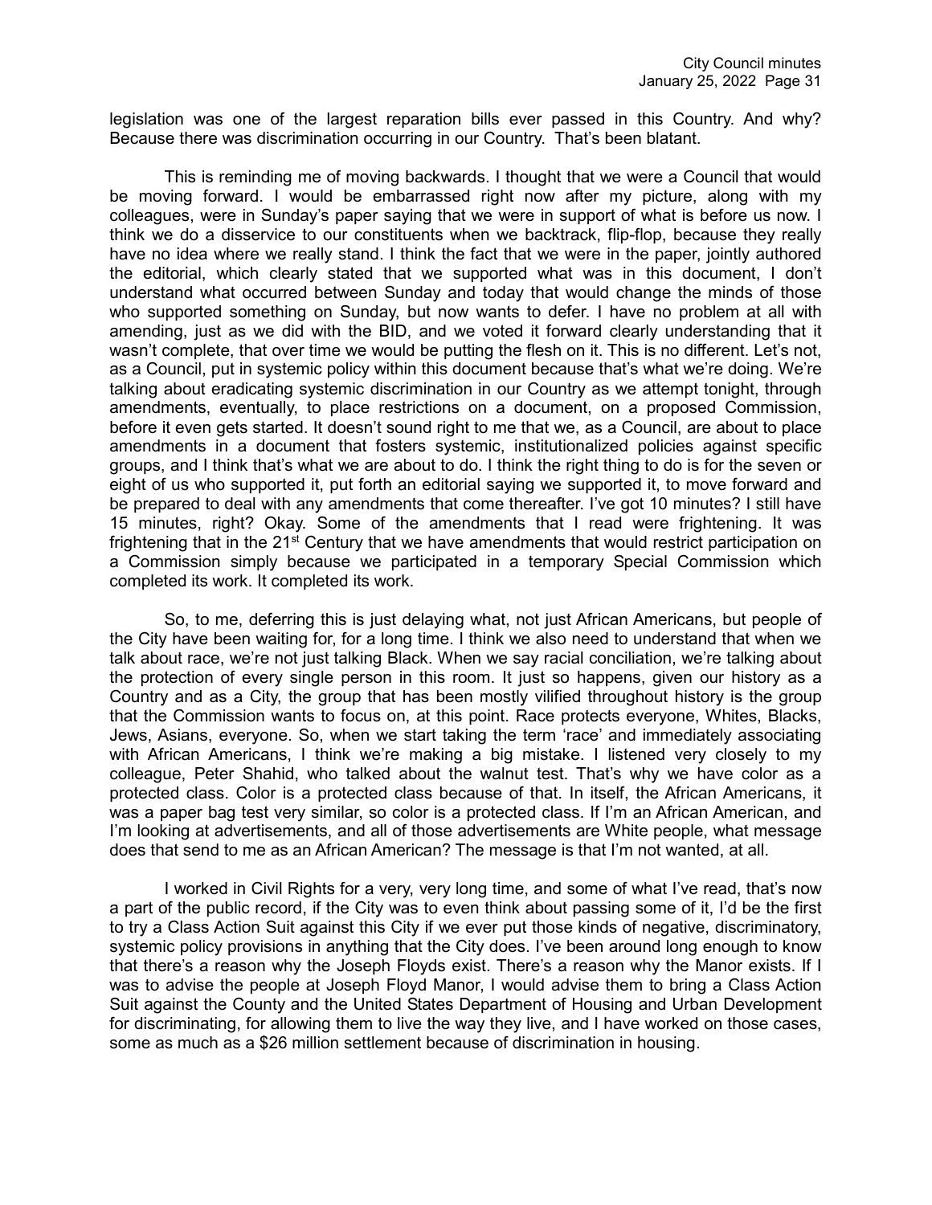legislation was one of the largest reparation bills ever passed in this Country. And why? Because there was discrimination occurring in our Country. That's been blatant.

This is reminding me of moving backwards. I thought that we were a Council that would be moving forward. I would be embarrassed right now after my picture, along with my colleagues, were in Sunday's paper saying that we were in support of what is before us now. I think we do a disservice to our constituents when we backtrack, flip-flop, because they really have no idea where we really stand. I think the fact that we were in the paper, jointly authored the editorial, which clearly stated that we supported what was in this document, I don't understand what occurred between Sunday and today that would change the minds of those who supported something on Sunday, but now wants to defer. I have no problem at all with amending, just as we did with the BID, and we voted it forward clearly understanding that it wasn't complete, that over time we would be putting the flesh on it. This is no different. Let's not, as a Council, put in systemic policy within this document because that's what we're doing. We're talking about eradicating systemic discrimination in our Country as we attempt tonight, through amendments, eventually, to place restrictions on a document, on a proposed Commission, before it even gets started. It doesn't sound right to me that we, as a Council, are about to place amendments in a document that fosters systemic, institutionalized policies against specific groups, and I think that's what we are about to do. I think the right thing to do is for the seven or eight of us who supported it, put forth an editorial saying we supported it, to move forward and be prepared to deal with any amendments that come thereafter. I've got 10 minutes? I still have 15 minutes, right? Okay. Some of the amendments that I read were frightening. It was frightening that in the 21st Century that we have amendments that would restrict participation on a Commission simply because we participated in a temporary Special Commission which completed its work. It completed its work.

So, to me, deferring this is just delaying what, not just African Americans, but people of the City have been waiting for, for a long time. I think we also need to understand that when we talk about race, we're not just talking Black. When we say racial conciliation, we're talking about the protection of every single person in this room. It just so happens, given our history as a Country and as a City, the group that has been mostly vilified throughout history is the group that the Commission wants to focus on, at this point. Race protects everyone, Whites, Blacks, Jews, Asians, everyone. So, when we start taking the term 'race' and immediately associating with African Americans, I think we're making a big mistake. I listened very closely to my colleague, Peter Shahid, who talked about the walnut test. That's why we have color as a protected class. Color is a protected class because of that. In itself, the African Americans, it was a paper bag test very similar, so color is a protected class. If I'm an African American, and I'm looking at advertisements, and all of those advertisements are White people, what message does that send to me as an African American? The message is that I'm not wanted, at all.

I worked in Civil Rights for a very, very long time, and some of what I've read, that's now a part of the public record, if the City was to even think about passing some of it, I'd be the first to try a Class Action Suit against this City if we ever put those kinds of negative, discriminatory, systemic policy provisions in anything that the City does. I've been around long enough to know that there's a reason why the Joseph Floyds exist. There's a reason why the Manor exists. If I was to advise the people at Joseph Floyd Manor, I would advise them to bring a Class Action Suit against the County and the United States Department of Housing and Urban Development for discriminating, for allowing them to live the way they live, and I have worked on those cases, some as much as a $26 million settlement because of discrimination in housing.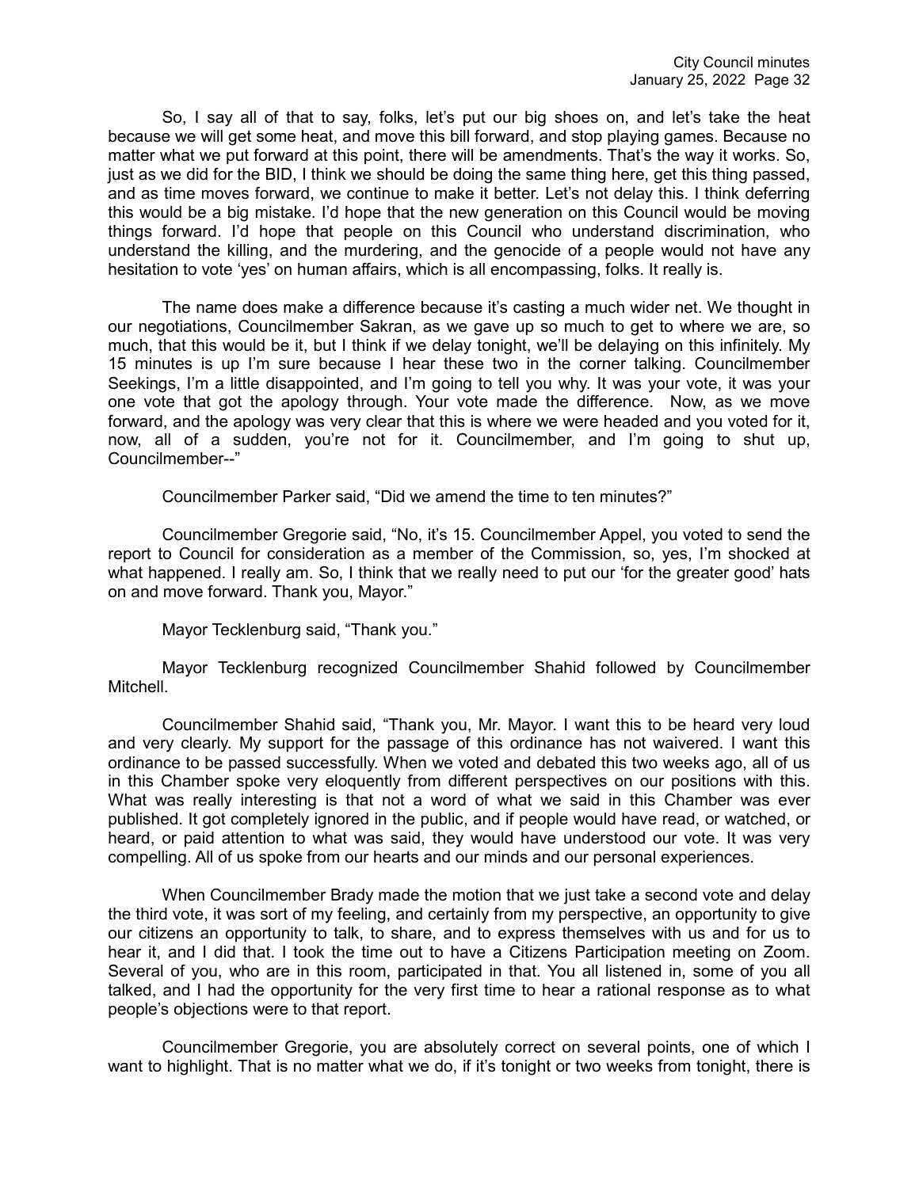So, I say all of that to say, folks, let's put our big shoes on, and let's take the heat because we will get some heat, and move this bill forward, and stop playing games. Because no matter what we put forward at this point, there will be amendments. That's the way it works. So, just as we did for the BID, I think we should be doing the same thing here, get this thing passed, and as time moves forward, we continue to make it better. Let's not delay this. I think deferring this would be a big mistake. I'd hope that the new generation on this Council would be moving things forward. I'd hope that people on this Council who understand discrimination, who understand the killing, and the murdering, and the genocide of a people would not have any hesitation to vote 'yes' on human affairs, which is all encompassing, folks. It really is.

The name does make a difference because it's casting a much wider net. We thought in our negotiations, Councilmember Sakran, as we gave up so much to get to where we are, so much, that this would be it, but I think if we delay tonight, we'll be delaying on this infinitely. My 15 minutes is up I'm sure because I hear these two in the corner talking. Councilmember Seekings, I'm a little disappointed, and I'm going to tell you why. It was your vote, it was your one vote that got the apology through. Your vote made the difference. Now, as we move forward, and the apology was very clear that this is where we were headed and you voted for it, now, all of a sudden, you're not for it. Councilmember, and I'm going to shut up, Councilmember--"

Councilmember Parker said, "Did we amend the time to ten minutes?"

Councilmember Gregorie said, "No, it's 15. Councilmember Appel, you voted to send the report to Council for consideration as a member of the Commission, so, yes, I'm shocked at what happened. I really am. So, I think that we really need to put our 'for the greater good' hats on and move forward. Thank you, Mayor."

Mayor Tecklenburg said, "Thank you."

Mayor Tecklenburg recognized Councilmember Shahid followed by Councilmember Mitchell.

Councilmember Shahid said, "Thank you, Mr. Mayor. I want this to be heard very loud and very clearly. My support for the passage of this ordinance has not waivered. I want this ordinance to be passed successfully. When we voted and debated this two weeks ago, all of us in this Chamber spoke very eloquently from different perspectives on our positions with this. What was really interesting is that not a word of what we said in this Chamber was ever published. It got completely ignored in the public, and if people would have read, or watched, or heard, or paid attention to what was said, they would have understood our vote. It was very compelling. All of us spoke from our hearts and our minds and our personal experiences.

When Councilmember Brady made the motion that we just take a second vote and delay the third vote, it was sort of my feeling, and certainly from my perspective, an opportunity to give our citizens an opportunity to talk, to share, and to express themselves with us and for us to hear it, and I did that. I took the time out to have a Citizens Participation meeting on Zoom. Several of you, who are in this room, participated in that. You all listened in, some of you all talked, and I had the opportunity for the very first time to hear a rational response as to what people's objections were to that report.

Councilmember Gregorie, you are absolutely correct on several points, one of which I want to highlight. That is no matter what we do, if it's tonight or two weeks from tonight, there is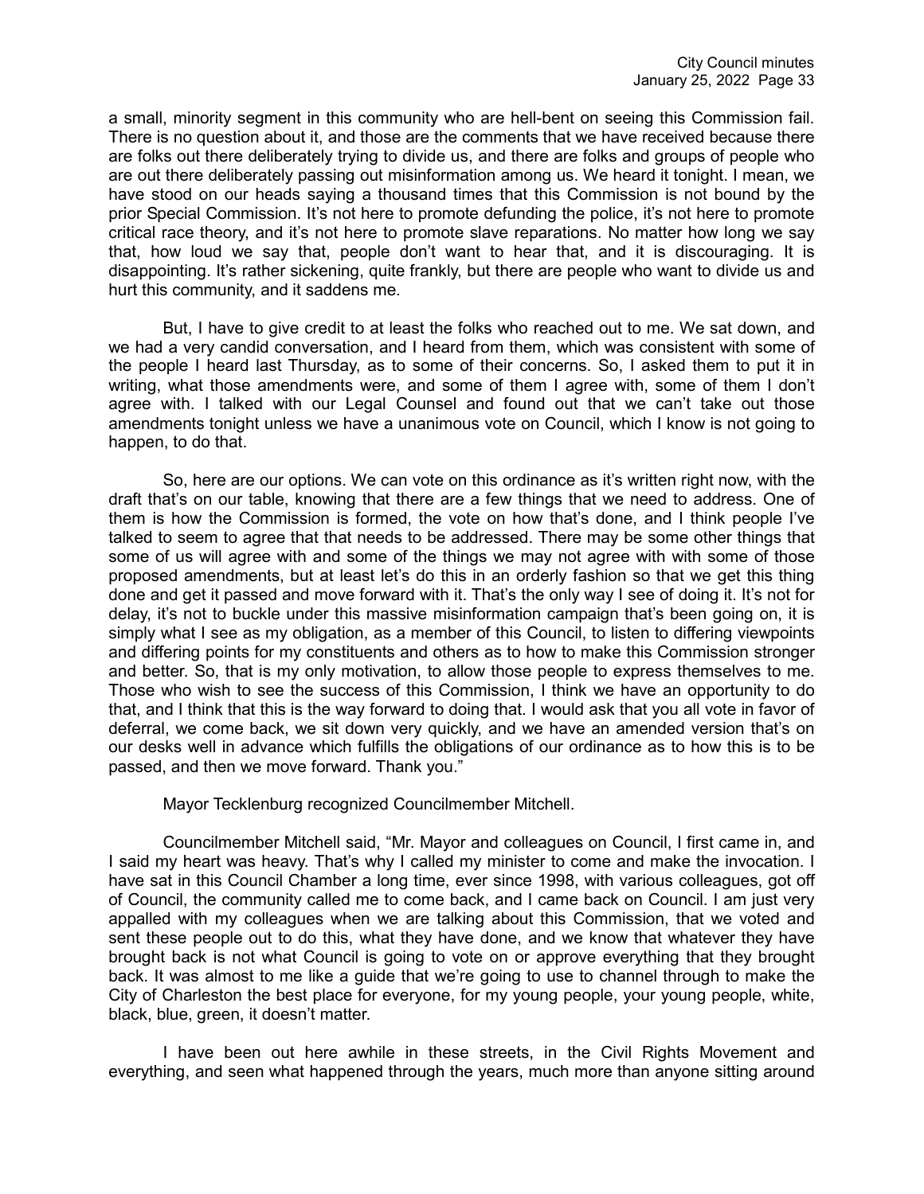a small, minority segment in this community who are hell-bent on seeing this Commission fail. There is no question about it, and those are the comments that we have received because there are folks out there deliberately trying to divide us, and there are folks and groups of people who are out there deliberately passing out misinformation among us. We heard it tonight. I mean, we have stood on our heads saying a thousand times that this Commission is not bound by the prior Special Commission. It's not here to promote defunding the police, it's not here to promote critical race theory, and it's not here to promote slave reparations. No matter how long we say that, how loud we say that, people don't want to hear that, and it is discouraging. It is disappointing. It's rather sickening, quite frankly, but there are people who want to divide us and hurt this community, and it saddens me.

But, I have to give credit to at least the folks who reached out to me. We sat down, and we had a very candid conversation, and I heard from them, which was consistent with some of the people I heard last Thursday, as to some of their concerns. So, I asked them to put it in writing, what those amendments were, and some of them I agree with, some of them I don't agree with. I talked with our Legal Counsel and found out that we can't take out those amendments tonight unless we have a unanimous vote on Council, which I know is not going to happen, to do that.

So, here are our options. We can vote on this ordinance as it's written right now, with the draft that's on our table, knowing that there are a few things that we need to address. One of them is how the Commission is formed, the vote on how that's done, and I think people I've talked to seem to agree that that needs to be addressed. There may be some other things that some of us will agree with and some of the things we may not agree with with some of those proposed amendments, but at least let's do this in an orderly fashion so that we get this thing done and get it passed and move forward with it. That's the only way I see of doing it. It's not for delay, it's not to buckle under this massive misinformation campaign that's been going on, it is simply what I see as my obligation, as a member of this Council, to listen to differing viewpoints and differing points for my constituents and others as to how to make this Commission stronger and better. So, that is my only motivation, to allow those people to express themselves to me. Those who wish to see the success of this Commission, I think we have an opportunity to do that, and I think that this is the way forward to doing that. I would ask that you all vote in favor of deferral, we come back, we sit down very quickly, and we have an amended version that's on our desks well in advance which fulfills the obligations of our ordinance as to how this is to be passed, and then we move forward. Thank you."

Mayor Tecklenburg recognized Councilmember Mitchell.

Councilmember Mitchell said, "Mr. Mayor and colleagues on Council, I first came in, and I said my heart was heavy. That's why I called my minister to come and make the invocation. I have sat in this Council Chamber a long time, ever since 1998, with various colleagues, got off of Council, the community called me to come back, and I came back on Council. I am just very appalled with my colleagues when we are talking about this Commission, that we voted and sent these people out to do this, what they have done, and we know that whatever they have brought back is not what Council is going to vote on or approve everything that they brought back. It was almost to me like a guide that we're going to use to channel through to make the City of Charleston the best place for everyone, for my young people, your young people, white, black, blue, green, it doesn't matter.

I have been out here awhile in these streets, in the Civil Rights Movement and everything, and seen what happened through the years, much more than anyone sitting around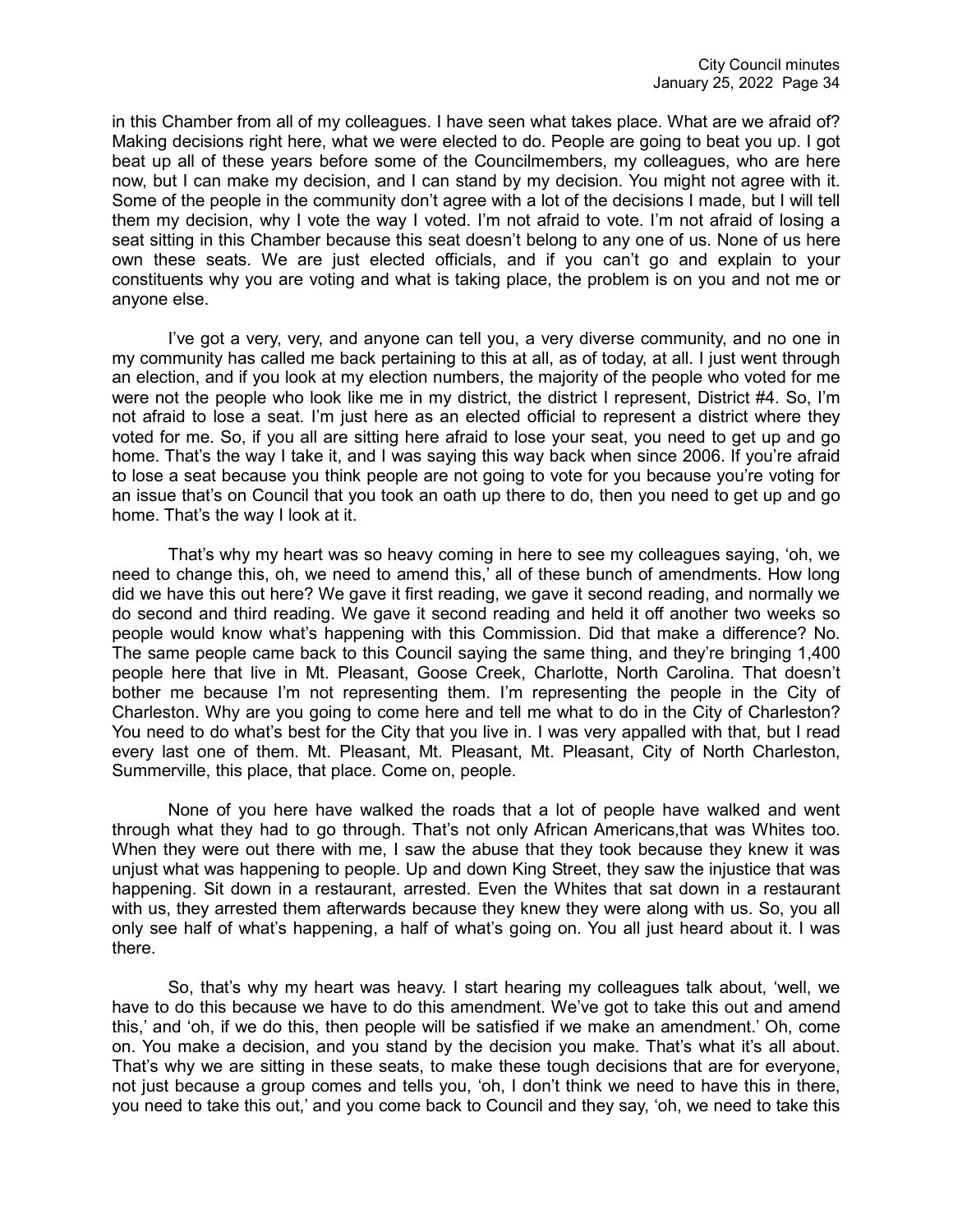in this Chamber from all of my colleagues. I have seen what takes place. What are we afraid of? Making decisions right here, what we were elected to do. People are going to beat you up. I got beat up all of these years before some of the Councilmembers, my colleagues, who are here now, but I can make my decision, and I can stand by my decision. You might not agree with it. Some of the people in the community don't agree with a lot of the decisions I made, but I will tell them my decision, why I vote the way I voted. I'm not afraid to vote. I'm not afraid of losing a seat sitting in this Chamber because this seat doesn't belong to any one of us. None of us here own these seats. We are just elected officials, and if you can't go and explain to your constituents why you are voting and what is taking place, the problem is on you and not me or anyone else.

I've got a very, very, and anyone can tell you, a very diverse community, and no one in my community has called me back pertaining to this at all, as of today, at all. I just went through an election, and if you look at my election numbers, the majority of the people who voted for me were not the people who look like me in my district, the district I represent, District #4. So, I'm not afraid to lose a seat. I'm just here as an elected official to represent a district where they voted for me. So, if you all are sitting here afraid to lose your seat, you need to get up and go home. That's the way I take it, and I was saying this way back when since 2006. If you're afraid to lose a seat because you think people are not going to vote for you because you're voting for an issue that's on Council that you took an oath up there to do, then you need to get up and go home. That's the way I look at it.

That's why my heart was so heavy coming in here to see my colleagues saying, 'oh, we need to change this, oh, we need to amend this,' all of these bunch of amendments. How long did we have this out here? We gave it first reading, we gave it second reading, and normally we do second and third reading. We gave it second reading and held it off another two weeks so people would know what's happening with this Commission. Did that make a difference? No. The same people came back to this Council saying the same thing, and they're bringing 1,400 people here that live in Mt. Pleasant, Goose Creek, Charlotte, North Carolina. That doesn't bother me because I'm not representing them. I'm representing the people in the City of Charleston. Why are you going to come here and tell me what to do in the City of Charleston? You need to do what's best for the City that you live in. I was very appalled with that, but I read every last one of them. Mt. Pleasant, Mt. Pleasant, Mt. Pleasant, City of North Charleston, Summerville, this place, that place. Come on, people.

None of you here have walked the roads that a lot of people have walked and went through what they had to go through. That's not only African Americans,that was Whites too. When they were out there with me, I saw the abuse that they took because they knew it was unjust what was happening to people. Up and down King Street, they saw the injustice that was happening. Sit down in a restaurant, arrested. Even the Whites that sat down in a restaurant with us, they arrested them afterwards because they knew they were along with us. So, you all only see half of what's happening, a half of what's going on. You all just heard about it. I was there.

So, that's why my heart was heavy. I start hearing my colleagues talk about, 'well, we have to do this because we have to do this amendment. We've got to take this out and amend this,' and 'oh, if we do this, then people will be satisfied if we make an amendment.' Oh, come on. You make a decision, and you stand by the decision you make. That's what it's all about. That's why we are sitting in these seats, to make these tough decisions that are for everyone, not just because a group comes and tells you, 'oh, I don't think we need to have this in there, you need to take this out,' and you come back to Council and they say, 'oh, we need to take this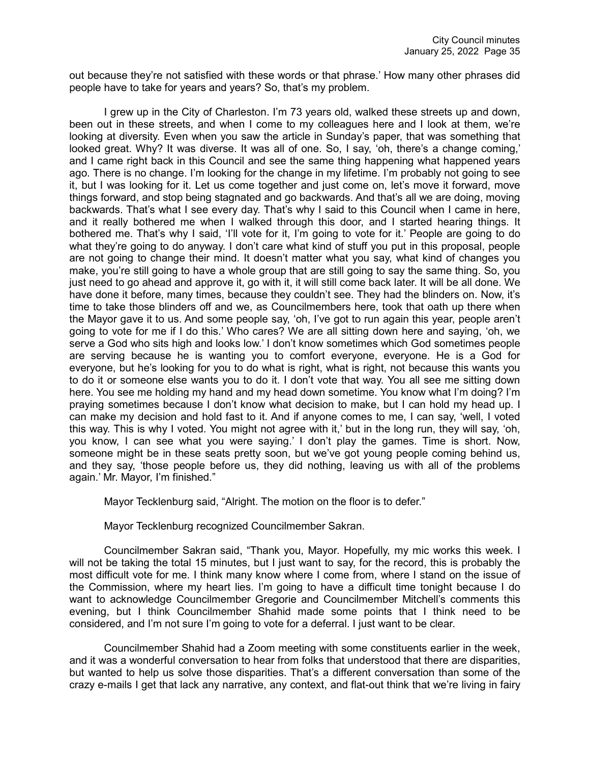out because they're not satisfied with these words or that phrase.' How many other phrases did people have to take for years and years? So, that's my problem.

I grew up in the City of Charleston. I'm 73 years old, walked these streets up and down, been out in these streets, and when I come to my colleagues here and I look at them, we're looking at diversity. Even when you saw the article in Sunday's paper, that was something that looked great. Why? It was diverse. It was all of one. So, I say, 'oh, there's a change coming,' and I came right back in this Council and see the same thing happening what happened years ago. There is no change. I'm looking for the change in my lifetime. I'm probably not going to see it, but I was looking for it. Let us come together and just come on, let's move it forward, move things forward, and stop being stagnated and go backwards. And that's all we are doing, moving backwards. That's what I see every day. That's why I said to this Council when I came in here, and it really bothered me when I walked through this door, and I started hearing things. It bothered me. That's why I said, 'I'll vote for it, I'm going to vote for it.' People are going to do what they're going to do anyway. I don't care what kind of stuff you put in this proposal, people are not going to change their mind. It doesn't matter what you say, what kind of changes you make, you're still going to have a whole group that are still going to say the same thing. So, you just need to go ahead and approve it, go with it, it will still come back later. It will be all done. We have done it before, many times, because they couldn't see. They had the blinders on. Now, it's time to take those blinders off and we, as Councilmembers here, took that oath up there when the Mayor gave it to us. And some people say, 'oh, I've got to run again this year, people aren't going to vote for me if I do this.' Who cares? We are all sitting down here and saying, 'oh, we serve a God who sits high and looks low.' I don't know sometimes which God sometimes people are serving because he is wanting you to comfort everyone, everyone. He is a God for everyone, but he's looking for you to do what is right, what is right, not because this wants you to do it or someone else wants you to do it. I don't vote that way. You all see me sitting down here. You see me holding my hand and my head down sometime. You know what I'm doing? I'm praying sometimes because I don't know what decision to make, but I can hold my head up. I can make my decision and hold fast to it. And if anyone comes to me, I can say, 'well, I voted this way. This is why I voted. You might not agree with it,' but in the long run, they will say, 'oh, you know, I can see what you were saying.' I don't play the games. Time is short. Now, someone might be in these seats pretty soon, but we've got young people coming behind us, and they say, 'those people before us, they did nothing, leaving us with all of the problems again.' Mr. Mayor, I'm finished."

Mayor Tecklenburg said, "Alright. The motion on the floor is to defer."

Mayor Tecklenburg recognized Councilmember Sakran.

Councilmember Sakran said, "Thank you, Mayor. Hopefully, my mic works this week. I will not be taking the total 15 minutes, but I just want to say, for the record, this is probably the most difficult vote for me. I think many know where I come from, where I stand on the issue of the Commission, where my heart lies. I'm going to have a difficult time tonight because I do want to acknowledge Councilmember Gregorie and Councilmember Mitchell's comments this evening, but I think Councilmember Shahid made some points that I think need to be considered, and I'm not sure I'm going to vote for a deferral. I just want to be clear.

Councilmember Shahid had a Zoom meeting with some constituents earlier in the week, and it was a wonderful conversation to hear from folks that understood that there are disparities, but wanted to help us solve those disparities. That's a different conversation than some of the crazy e-mails I get that lack any narrative, any context, and flat-out think that we're living in fairy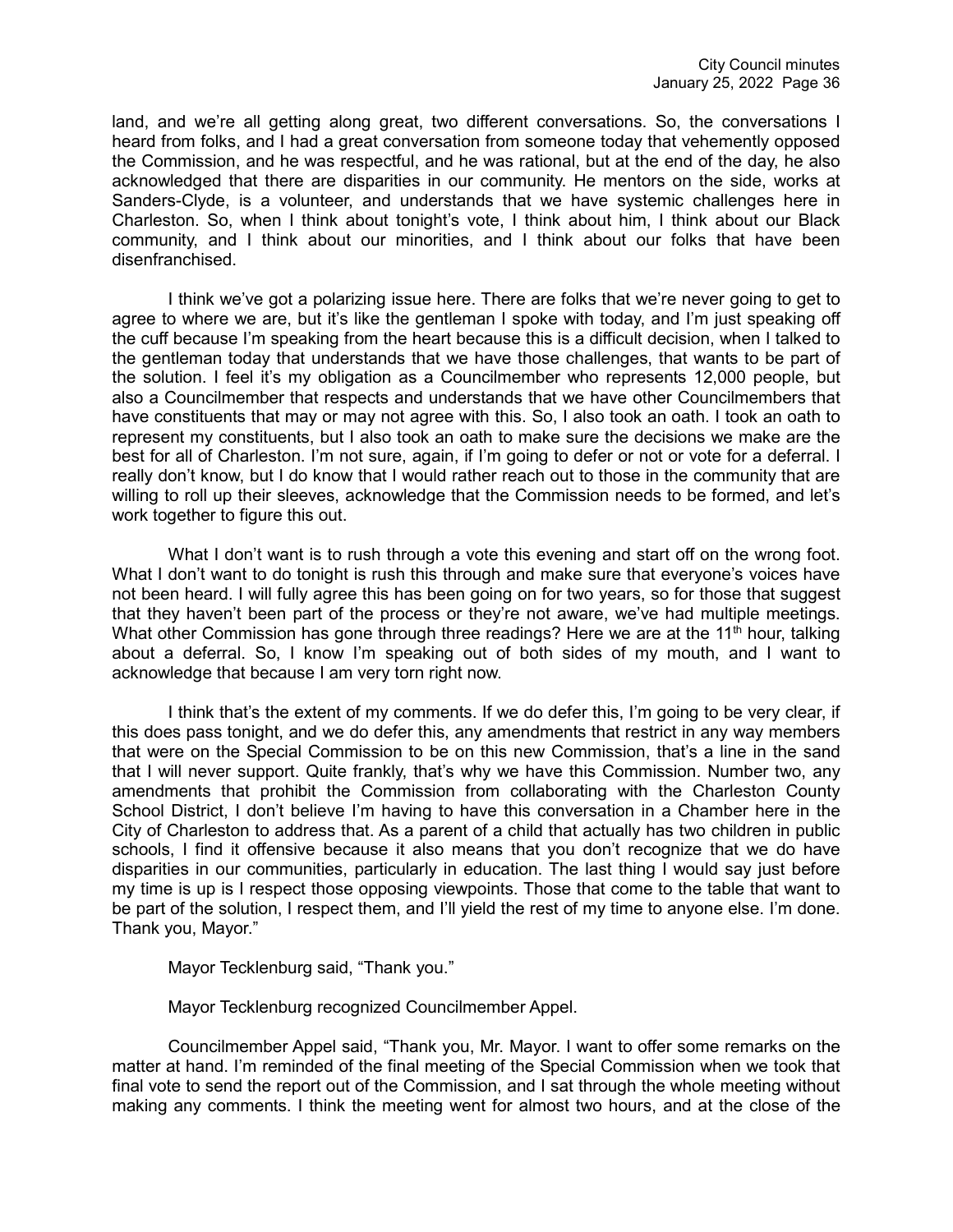land, and we're all getting along great, two different conversations. So, the conversations I heard from folks, and I had a great conversation from someone today that vehemently opposed the Commission, and he was respectful, and he was rational, but at the end of the day, he also acknowledged that there are disparities in our community. He mentors on the side, works at Sanders-Clyde, is a volunteer, and understands that we have systemic challenges here in Charleston. So, when I think about tonight's vote, I think about him, I think about our Black community, and I think about our minorities, and I think about our folks that have been disenfranchised.

I think we've got a polarizing issue here. There are folks that we're never going to get to agree to where we are, but it's like the gentleman I spoke with today, and I'm just speaking off the cuff because I'm speaking from the heart because this is a difficult decision, when I talked to the gentleman today that understands that we have those challenges, that wants to be part of the solution. I feel it's my obligation as a Councilmember who represents 12,000 people, but also a Councilmember that respects and understands that we have other Councilmembers that have constituents that may or may not agree with this. So, I also took an oath. I took an oath to represent my constituents, but I also took an oath to make sure the decisions we make are the best for all of Charleston. I'm not sure, again, if I'm going to defer or not or vote for a deferral. I really don't know, but I do know that I would rather reach out to those in the community that are willing to roll up their sleeves, acknowledge that the Commission needs to be formed, and let's work together to figure this out.

What I don't want is to rush through a vote this evening and start off on the wrong foot. What I don't want to do tonight is rush this through and make sure that everyone's voices have not been heard. I will fully agree this has been going on for two years, so for those that suggest that they haven't been part of the process or they're not aware, we've had multiple meetings. What other Commission has gone through three readings? Here we are at the 11th hour, talking about a deferral. So, I know I'm speaking out of both sides of my mouth, and I want to acknowledge that because I am very torn right now.

I think that's the extent of my comments. If we do defer this, I'm going to be very clear, if this does pass tonight, and we do defer this, any amendments that restrict in any way members that were on the Special Commission to be on this new Commission, that's a line in the sand that I will never support. Quite frankly, that's why we have this Commission. Number two, any amendments that prohibit the Commission from collaborating with the Charleston County School District, I don't believe I'm having to have this conversation in a Chamber here in the City of Charleston to address that. As a parent of a child that actually has two children in public schools, I find it offensive because it also means that you don't recognize that we do have disparities in our communities, particularly in education. The last thing I would say just before my time is up is I respect those opposing viewpoints. Those that come to the table that want to be part of the solution, I respect them, and I'll yield the rest of my time to anyone else. I'm done. Thank you, Mayor."

Mayor Tecklenburg said, "Thank you."

Mayor Tecklenburg recognized Councilmember Appel.

Councilmember Appel said, "Thank you, Mr. Mayor. I want to offer some remarks on the matter at hand. I'm reminded of the final meeting of the Special Commission when we took that final vote to send the report out of the Commission, and I sat through the whole meeting without making any comments. I think the meeting went for almost two hours, and at the close of the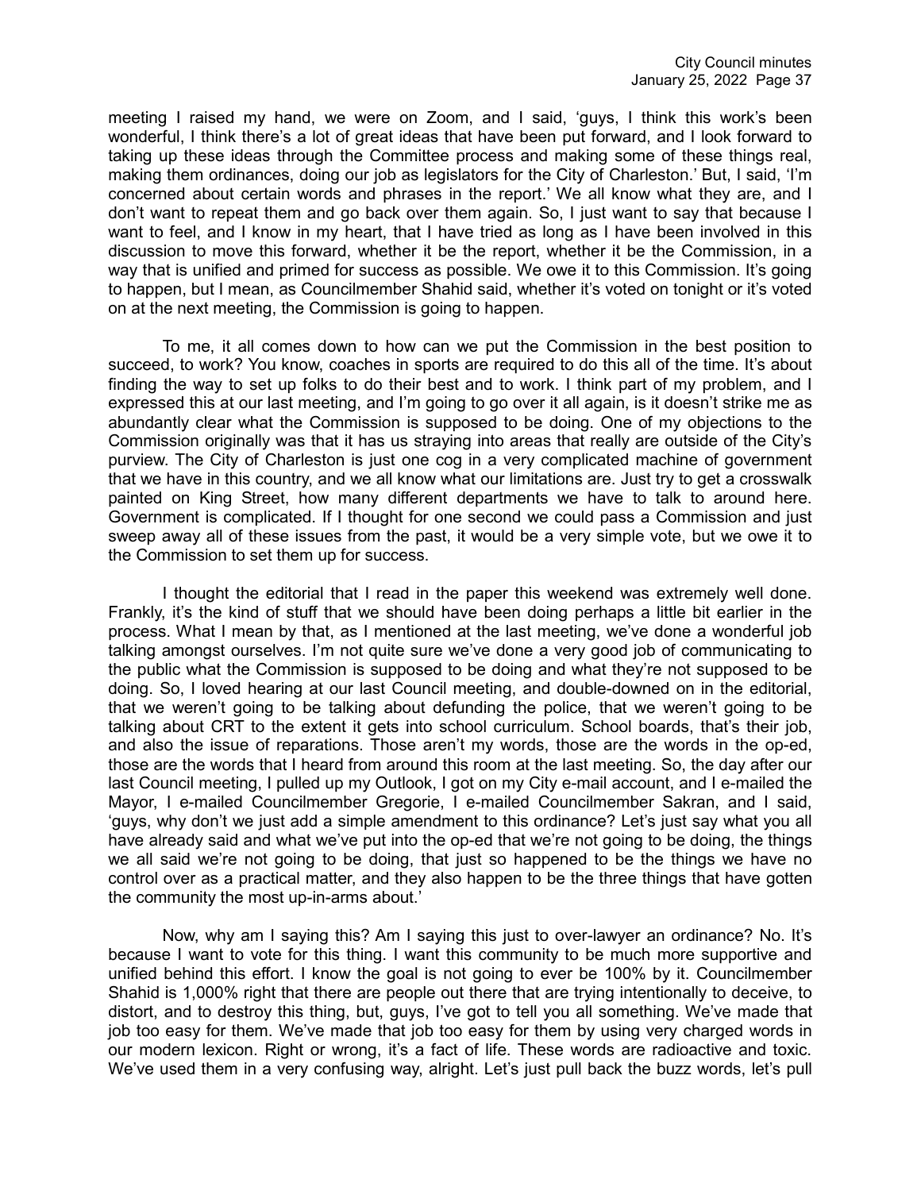meeting I raised my hand, we were on Zoom, and I said, 'guys, I think this work's been wonderful, I think there's a lot of great ideas that have been put forward, and I look forward to taking up these ideas through the Committee process and making some of these things real, making them ordinances, doing our job as legislators for the City of Charleston.' But, I said, 'I'm concerned about certain words and phrases in the report.' We all know what they are, and I don't want to repeat them and go back over them again. So, I just want to say that because I want to feel, and I know in my heart, that I have tried as long as I have been involved in this discussion to move this forward, whether it be the report, whether it be the Commission, in a way that is unified and primed for success as possible. We owe it to this Commission. It's going to happen, but I mean, as Councilmember Shahid said, whether it's voted on tonight or it's voted on at the next meeting, the Commission is going to happen.

To me, it all comes down to how can we put the Commission in the best position to succeed, to work? You know, coaches in sports are required to do this all of the time. It's about finding the way to set up folks to do their best and to work. I think part of my problem, and I expressed this at our last meeting, and I'm going to go over it all again, is it doesn't strike me as abundantly clear what the Commission is supposed to be doing. One of my objections to the Commission originally was that it has us straying into areas that really are outside of the City's purview. The City of Charleston is just one cog in a very complicated machine of government that we have in this country, and we all know what our limitations are. Just try to get a crosswalk painted on King Street, how many different departments we have to talk to around here. Government is complicated. If I thought for one second we could pass a Commission and just sweep away all of these issues from the past, it would be a very simple vote, but we owe it to the Commission to set them up for success.

I thought the editorial that I read in the paper this weekend was extremely well done. Frankly, it's the kind of stuff that we should have been doing perhaps a little bit earlier in the process. What I mean by that, as I mentioned at the last meeting, we've done a wonderful job talking amongst ourselves. I'm not quite sure we've done a very good job of communicating to the public what the Commission is supposed to be doing and what they're not supposed to be doing. So, I loved hearing at our last Council meeting, and double-downed on in the editorial, that we weren't going to be talking about defunding the police, that we weren't going to be talking about CRT to the extent it gets into school curriculum. School boards, that's their job, and also the issue of reparations. Those aren't my words, those are the words in the op-ed, those are the words that I heard from around this room at the last meeting. So, the day after our last Council meeting, I pulled up my Outlook, I got on my City e-mail account, and I e-mailed the Mayor, I e-mailed Councilmember Gregorie, I e-mailed Councilmember Sakran, and I said, 'guys, why don't we just add a simple amendment to this ordinance? Let's just say what you all have already said and what we've put into the op-ed that we're not going to be doing, the things we all said we're not going to be doing, that just so happened to be the things we have no control over as a practical matter, and they also happen to be the three things that have gotten the community the most up-in-arms about.'

Now, why am I saying this? Am I saying this just to over-lawyer an ordinance? No. It's because I want to vote for this thing. I want this community to be much more supportive and unified behind this effort. I know the goal is not going to ever be 100% by it. Councilmember Shahid is 1,000% right that there are people out there that are trying intentionally to deceive, to distort, and to destroy this thing, but, guys, I've got to tell you all something. We've made that job too easy for them. We've made that job too easy for them by using very charged words in our modern lexicon. Right or wrong, it's a fact of life. These words are radioactive and toxic. We've used them in a very confusing way, alright. Let's just pull back the buzz words, let's pull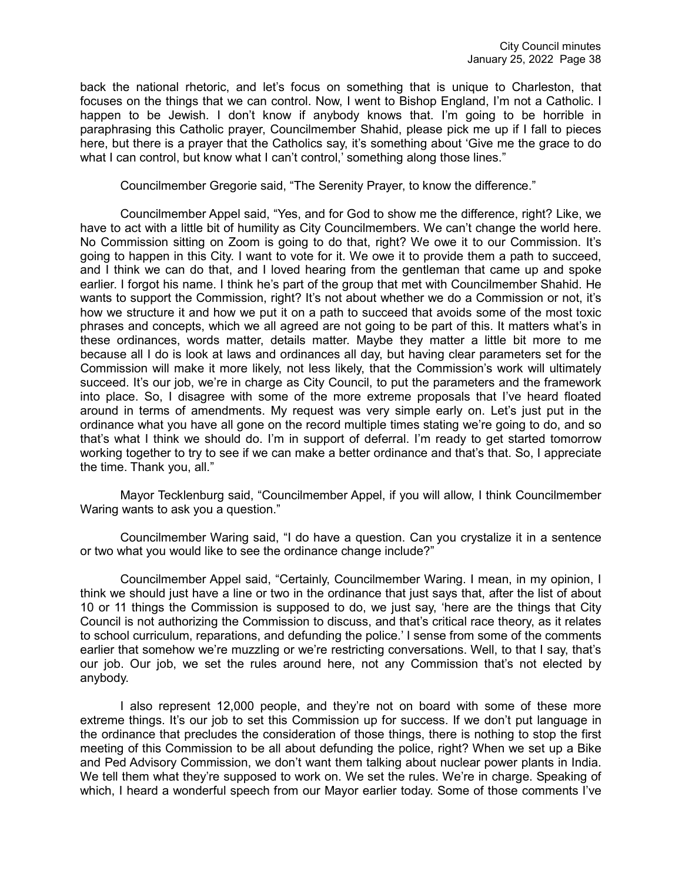back the national rhetoric, and let's focus on something that is unique to Charleston, that focuses on the things that we can control. Now, I went to Bishop England, I'm not a Catholic. I happen to be Jewish. I don't know if anybody knows that. I'm going to be horrible in paraphrasing this Catholic prayer, Councilmember Shahid, please pick me up if I fall to pieces here, but there is a prayer that the Catholics say, it's something about 'Give me the grace to do what I can control, but know what I can't control,' something along those lines."

Councilmember Gregorie said, "The Serenity Prayer, to know the difference."

Councilmember Appel said, "Yes, and for God to show me the difference, right? Like, we have to act with a little bit of humility as City Councilmembers. We can't change the world here. No Commission sitting on Zoom is going to do that, right? We owe it to our Commission. It's going to happen in this City. I want to vote for it. We owe it to provide them a path to succeed, and I think we can do that, and I loved hearing from the gentleman that came up and spoke earlier. I forgot his name. I think he's part of the group that met with Councilmember Shahid. He wants to support the Commission, right? It's not about whether we do a Commission or not, it's how we structure it and how we put it on a path to succeed that avoids some of the most toxic phrases and concepts, which we all agreed are not going to be part of this. It matters what's in these ordinances, words matter, details matter. Maybe they matter a little bit more to me because all I do is look at laws and ordinances all day, but having clear parameters set for the Commission will make it more likely, not less likely, that the Commission's work will ultimately succeed. It's our job, we're in charge as City Council, to put the parameters and the framework into place. So, I disagree with some of the more extreme proposals that I've heard floated around in terms of amendments. My request was very simple early on. Let's just put in the ordinance what you have all gone on the record multiple times stating we're going to do, and so that's what I think we should do. I'm in support of deferral. I'm ready to get started tomorrow working together to try to see if we can make a better ordinance and that's that. So, I appreciate the time. Thank you, all."

Mayor Tecklenburg said, "Councilmember Appel, if you will allow, I think Councilmember Waring wants to ask you a question."

Councilmember Waring said, "I do have a question. Can you crystalize it in a sentence or two what you would like to see the ordinance change include?"

Councilmember Appel said, "Certainly, Councilmember Waring. I mean, in my opinion, I think we should just have a line or two in the ordinance that just says that, after the list of about 10 or 11 things the Commission is supposed to do, we just say, 'here are the things that City Council is not authorizing the Commission to discuss, and that's critical race theory, as it relates to school curriculum, reparations, and defunding the police.' I sense from some of the comments earlier that somehow we're muzzling or we're restricting conversations. Well, to that I say, that's our job. Our job, we set the rules around here, not any Commission that's not elected by anybody.

I also represent 12,000 people, and they're not on board with some of these more extreme things. It's our job to set this Commission up for success. If we don't put language in the ordinance that precludes the consideration of those things, there is nothing to stop the first meeting of this Commission to be all about defunding the police, right? When we set up a Bike and Ped Advisory Commission, we don't want them talking about nuclear power plants in India. We tell them what they're supposed to work on. We set the rules. We're in charge. Speaking of which, I heard a wonderful speech from our Mayor earlier today. Some of those comments I've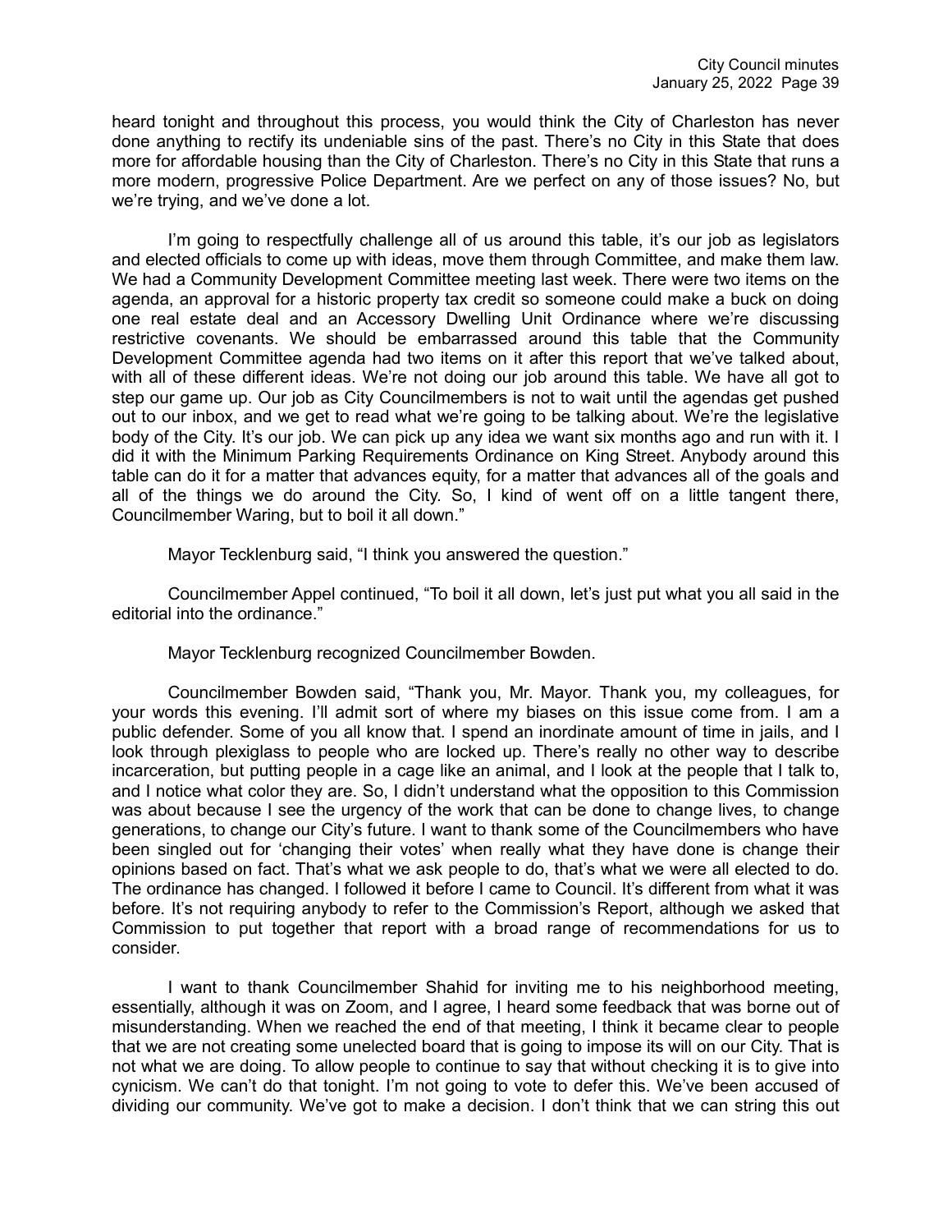heard tonight and throughout this process, you would think the City of Charleston has never done anything to rectify its undeniable sins of the past. There's no City in this State that does more for affordable housing than the City of Charleston. There's no City in this State that runs a more modern, progressive Police Department. Are we perfect on any of those issues? No, but we're trying, and we've done a lot.

I'm going to respectfully challenge all of us around this table, it's our job as legislators and elected officials to come up with ideas, move them through Committee, and make them law. We had a Community Development Committee meeting last week. There were two items on the agenda, an approval for a historic property tax credit so someone could make a buck on doing one real estate deal and an Accessory Dwelling Unit Ordinance where we're discussing restrictive covenants. We should be embarrassed around this table that the Community Development Committee agenda had two items on it after this report that we've talked about, with all of these different ideas. We're not doing our job around this table. We have all got to step our game up. Our job as City Councilmembers is not to wait until the agendas get pushed out to our inbox, and we get to read what we're going to be talking about. We're the legislative body of the City. It's our job. We can pick up any idea we want six months ago and run with it. I did it with the Minimum Parking Requirements Ordinance on King Street. Anybody around this table can do it for a matter that advances equity, for a matter that advances all of the goals and all of the things we do around the City. So, I kind of went off on a little tangent there, Councilmember Waring, but to boil it all down."

Mayor Tecklenburg said, "I think you answered the question."

Councilmember Appel continued, "To boil it all down, let's just put what you all said in the editorial into the ordinance."

Mayor Tecklenburg recognized Councilmember Bowden.

Councilmember Bowden said, "Thank you, Mr. Mayor. Thank you, my colleagues, for your words this evening. I'll admit sort of where my biases on this issue come from. I am a public defender. Some of you all know that. I spend an inordinate amount of time in jails, and I look through plexiglass to people who are locked up. There's really no other way to describe incarceration, but putting people in a cage like an animal, and I look at the people that I talk to, and I notice what color they are. So, I didn't understand what the opposition to this Commission was about because I see the urgency of the work that can be done to change lives, to change generations, to change our City's future. I want to thank some of the Councilmembers who have been singled out for 'changing their votes' when really what they have done is change their opinions based on fact. That's what we ask people to do, that's what we were all elected to do. The ordinance has changed. I followed it before I came to Council. It's different from what it was before. It's not requiring anybody to refer to the Commission's Report, although we asked that Commission to put together that report with a broad range of recommendations for us to consider.

I want to thank Councilmember Shahid for inviting me to his neighborhood meeting, essentially, although it was on Zoom, and I agree, I heard some feedback that was borne out of misunderstanding. When we reached the end of that meeting, I think it became clear to people that we are not creating some unelected board that is going to impose its will on our City. That is not what we are doing. To allow people to continue to say that without checking it is to give into cynicism. We can't do that tonight. I'm not going to vote to defer this. We've been accused of dividing our community. We've got to make a decision. I don't think that we can string this out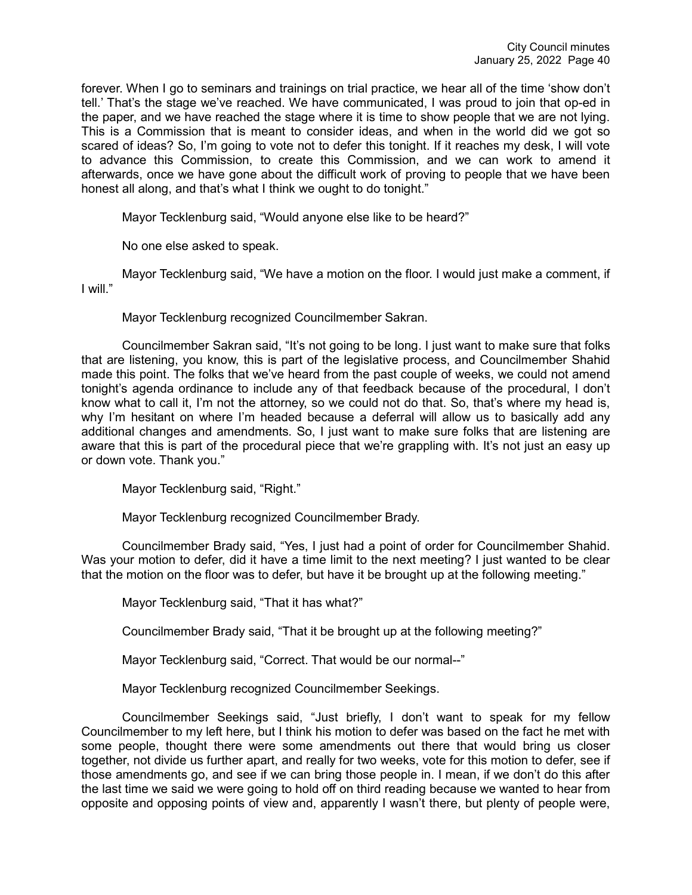forever. When I go to seminars and trainings on trial practice, we hear all of the time 'show don't tell.' That's the stage we've reached. We have communicated, I was proud to join that op-ed in the paper, and we have reached the stage where it is time to show people that we are not lying. This is a Commission that is meant to consider ideas, and when in the world did we got so scared of ideas? So, I'm going to vote not to defer this tonight. If it reaches my desk, I will vote to advance this Commission, to create this Commission, and we can work to amend it afterwards, once we have gone about the difficult work of proving to people that we have been honest all along, and that's what I think we ought to do tonight."

Mayor Tecklenburg said, "Would anyone else like to be heard?"

No one else asked to speak.

Mayor Tecklenburg said, "We have a motion on the floor. I would just make a comment, if I will."

Mayor Tecklenburg recognized Councilmember Sakran.

Councilmember Sakran said, "It's not going to be long. I just want to make sure that folks that are listening, you know, this is part of the legislative process, and Councilmember Shahid made this point. The folks that we've heard from the past couple of weeks, we could not amend tonight's agenda ordinance to include any of that feedback because of the procedural, I don't know what to call it, I'm not the attorney, so we could not do that. So, that's where my head is, why I'm hesitant on where I'm headed because a deferral will allow us to basically add any additional changes and amendments. So, I just want to make sure folks that are listening are aware that this is part of the procedural piece that we're grappling with. It's not just an easy up or down vote. Thank you."

Mayor Tecklenburg said, "Right."

Mayor Tecklenburg recognized Councilmember Brady.

Councilmember Brady said, "Yes, I just had a point of order for Councilmember Shahid. Was your motion to defer, did it have a time limit to the next meeting? I just wanted to be clear that the motion on the floor was to defer, but have it be brought up at the following meeting."

Mayor Tecklenburg said, "That it has what?"

Councilmember Brady said, "That it be brought up at the following meeting?"

Mayor Tecklenburg said, "Correct. That would be our normal--"

Mayor Tecklenburg recognized Councilmember Seekings.

Councilmember Seekings said, "Just briefly, I don't want to speak for my fellow Councilmember to my left here, but I think his motion to defer was based on the fact he met with some people, thought there were some amendments out there that would bring us closer together, not divide us further apart, and really for two weeks, vote for this motion to defer, see if those amendments go, and see if we can bring those people in. I mean, if we don't do this after the last time we said we were going to hold off on third reading because we wanted to hear from opposite and opposing points of view and, apparently I wasn't there, but plenty of people were,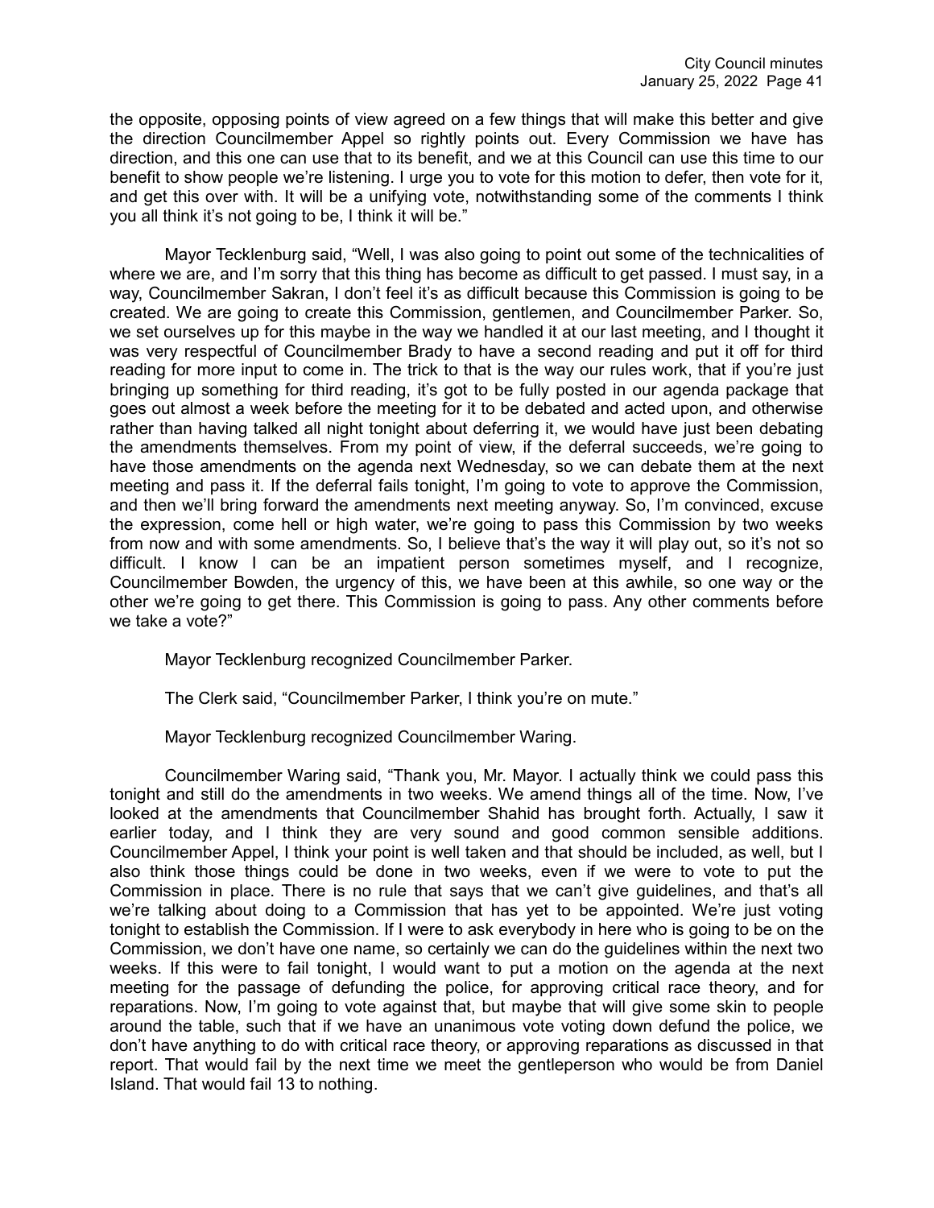the opposite, opposing points of view agreed on a few things that will make this better and give the direction Councilmember Appel so rightly points out. Every Commission we have has direction, and this one can use that to its benefit, and we at this Council can use this time to our benefit to show people we're listening. I urge you to vote for this motion to defer, then vote for it, and get this over with. It will be a unifying vote, notwithstanding some of the comments I think you all think it's not going to be, I think it will be."

Mayor Tecklenburg said, "Well, I was also going to point out some of the technicalities of where we are, and I'm sorry that this thing has become as difficult to get passed. I must say, in a way, Councilmember Sakran, I don't feel it's as difficult because this Commission is going to be created. We are going to create this Commission, gentlemen, and Councilmember Parker. So, we set ourselves up for this maybe in the way we handled it at our last meeting, and I thought it was very respectful of Councilmember Brady to have a second reading and put it off for third reading for more input to come in. The trick to that is the way our rules work, that if you're just bringing up something for third reading, it's got to be fully posted in our agenda package that goes out almost a week before the meeting for it to be debated and acted upon, and otherwise rather than having talked all night tonight about deferring it, we would have just been debating the amendments themselves. From my point of view, if the deferral succeeds, we're going to have those amendments on the agenda next Wednesday, so we can debate them at the next meeting and pass it. If the deferral fails tonight, I'm going to vote to approve the Commission, and then we'll bring forward the amendments next meeting anyway. So, I'm convinced, excuse the expression, come hell or high water, we're going to pass this Commission by two weeks from now and with some amendments. So, I believe that's the way it will play out, so it's not so difficult. I know I can be an impatient person sometimes myself, and I recognize, Councilmember Bowden, the urgency of this, we have been at this awhile, so one way or the other we're going to get there. This Commission is going to pass. Any other comments before we take a vote?"

Mayor Tecklenburg recognized Councilmember Parker.

The Clerk said, "Councilmember Parker, I think you're on mute."

Mayor Tecklenburg recognized Councilmember Waring.

Councilmember Waring said, "Thank you, Mr. Mayor. I actually think we could pass this tonight and still do the amendments in two weeks. We amend things all of the time. Now, I've looked at the amendments that Councilmember Shahid has brought forth. Actually, I saw it earlier today, and I think they are very sound and good common sensible additions. Councilmember Appel, I think your point is well taken and that should be included, as well, but I also think those things could be done in two weeks, even if we were to vote to put the Commission in place. There is no rule that says that we can't give guidelines, and that's all we're talking about doing to a Commission that has yet to be appointed. We're just voting tonight to establish the Commission. If I were to ask everybody in here who is going to be on the Commission, we don't have one name, so certainly we can do the guidelines within the next two weeks. If this were to fail tonight, I would want to put a motion on the agenda at the next meeting for the passage of defunding the police, for approving critical race theory, and for reparations. Now, I'm going to vote against that, but maybe that will give some skin to people around the table, such that if we have an unanimous vote voting down defund the police, we don't have anything to do with critical race theory, or approving reparations as discussed in that report. That would fail by the next time we meet the gentleperson who would be from Daniel Island. That would fail 13 to nothing.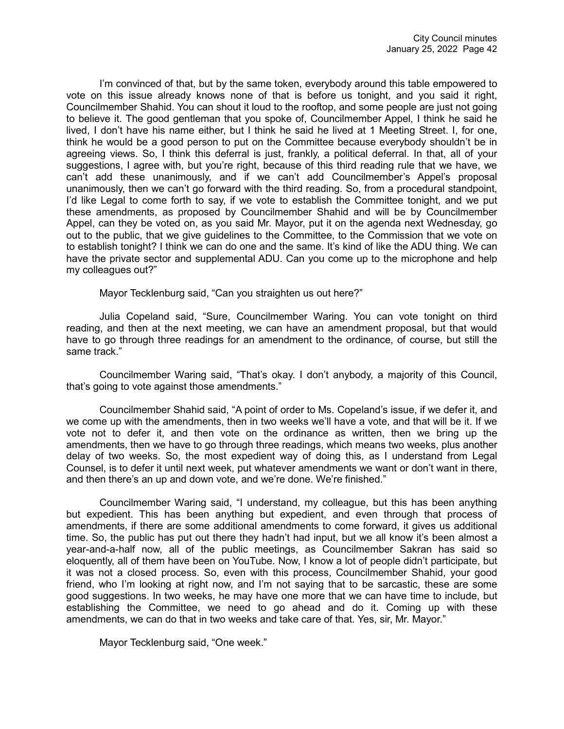I'm convinced of that, but by the same token, everybody around this table empowered to vote on this issue already knows none of that is before us tonight, and you said it right, Councilmember Shahid. You can shout it loud to the rooftop, and some people are just not going to believe it. The good gentleman that you spoke of, Councilmember Appel, I think he said he lived, I don't have his name either, but I think he said he lived at 1 Meeting Street. I, for one, think he would be a good person to put on the Committee because everybody shouldn't be in agreeing views. So, I think this deferral is just, frankly, a political deferral. In that, all of your suggestions, I agree with, but you're right, because of this third reading rule that we have, we can't add these unanimously, and if we can't add Councilmember's Appel's proposal unanimously, then we can't go forward with the third reading. So, from a procedural standpoint, I'd like Legal to come forth to say, if we vote to establish the Committee tonight, and we put these amendments, as proposed by Councilmember Shahid and will be by Councilmember Appel, can they be voted on, as you said Mr. Mayor, put it on the agenda next Wednesday, go out to the public, that we give guidelines to the Committee, to the Commission that we vote on to establish tonight? I think we can do one and the same. It's kind of like the ADU thing. We can have the private sector and supplemental ADU. Can you come up to the microphone and help my colleagues out?"

Mayor Tecklenburg said, "Can you straighten us out here?"

Julia Copeland said, "Sure, Councilmember Waring. You can vote tonight on third reading, and then at the next meeting, we can have an amendment proposal, but that would have to go through three readings for an amendment to the ordinance, of course, but still the same track."

Councilmember Waring said, "That's okay. I don't anybody, a majority of this Council, that's going to vote against those amendments."

Councilmember Shahid said, "A point of order to Ms. Copeland's issue, if we defer it, and we come up with the amendments, then in two weeks we'll have a vote, and that will be it. If we vote not to defer it, and then vote on the ordinance as written, then we bring up the amendments, then we have to go through three readings, which means two weeks, plus another delay of two weeks. So, the most expedient way of doing this, as I understand from Legal Counsel, is to defer it until next week, put whatever amendments we want or don't want in there, and then there's an up and down vote, and we're done. We're finished."

Councilmember Waring said, "I understand, my colleague, but this has been anything but expedient. This has been anything but expedient, and even through that process of amendments, if there are some additional amendments to come forward, it gives us additional time. So, the public has put out there they hadn't had input, but we all know it's been almost a year-and-a-half now, all of the public meetings, as Councilmember Sakran has said so eloquently, all of them have been on YouTube. Now, I know a lot of people didn't participate, but it was not a closed process. So, even with this process, Councilmember Shahid, your good friend, who I'm looking at right now, and I'm not saying that to be sarcastic, these are some good suggestions. In two weeks, he may have one more that we can have time to include, but establishing the Committee, we need to go ahead and do it. Coming up with these amendments, we can do that in two weeks and take care of that. Yes, sir, Mr. Mayor."

Mayor Tecklenburg said, "One week."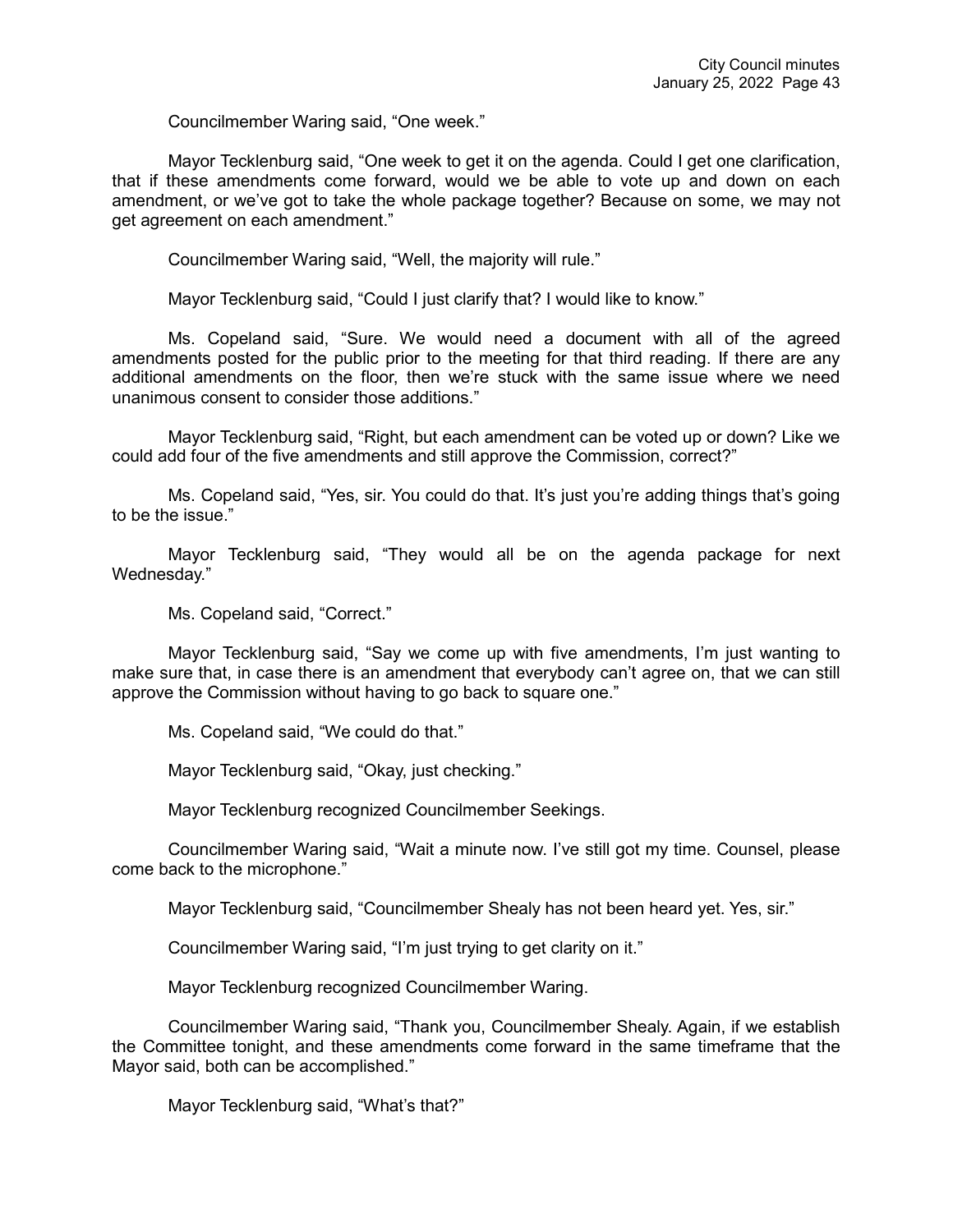Councilmember Waring said, “One week.”

Mayor Tecklenburg said, “One week to get it on the agenda. Could I get one clarification, that if these amendments come forward, would we be able to vote up and down on each amendment, or we’ve got to take the whole package together? Because on some, we may not get agreement on each amendment.”

Councilmember Waring said, “Well, the majority will rule.”

Mayor Tecklenburg said, “Could I just clarify that? I would like to know.”

Ms. Copeland said, “Sure. We would need a document with all of the agreed amendments posted for the public prior to the meeting for that third reading. If there are any additional amendments on the floor, then we’re stuck with the same issue where we need unanimous consent to consider those additions.”

Mayor Tecklenburg said, “Right, but each amendment can be voted up or down? Like we could add four of the five amendments and still approve the Commission, correct?”

Ms. Copeland said, “Yes, sir. You could do that. It’s just you’re adding things that’s going to be the issue.”

Mayor Tecklenburg said, “They would all be on the agenda package for next Wednesday.”

Ms. Copeland said, “Correct.”

Mayor Tecklenburg said, “Say we come up with five amendments, I’m just wanting to make sure that, in case there is an amendment that everybody can’t agree on, that we can still approve the Commission without having to go back to square one.”

Ms. Copeland said, “We could do that.”

Mayor Tecklenburg said, “Okay, just checking.”

Mayor Tecklenburg recognized Councilmember Seekings.

Councilmember Waring said, “Wait a minute now. I’ve still got my time. Counsel, please come back to the microphone.”

Mayor Tecklenburg said, “Councilmember Shealy has not been heard yet. Yes, sir.”

Councilmember Waring said, “I’m just trying to get clarity on it.”

Mayor Tecklenburg recognized Councilmember Waring.

Councilmember Waring said, “Thank you, Councilmember Shealy. Again, if we establish the Committee tonight, and these amendments come forward in the same timeframe that the Mayor said, both can be accomplished.”

Mayor Tecklenburg said, “What’s that?”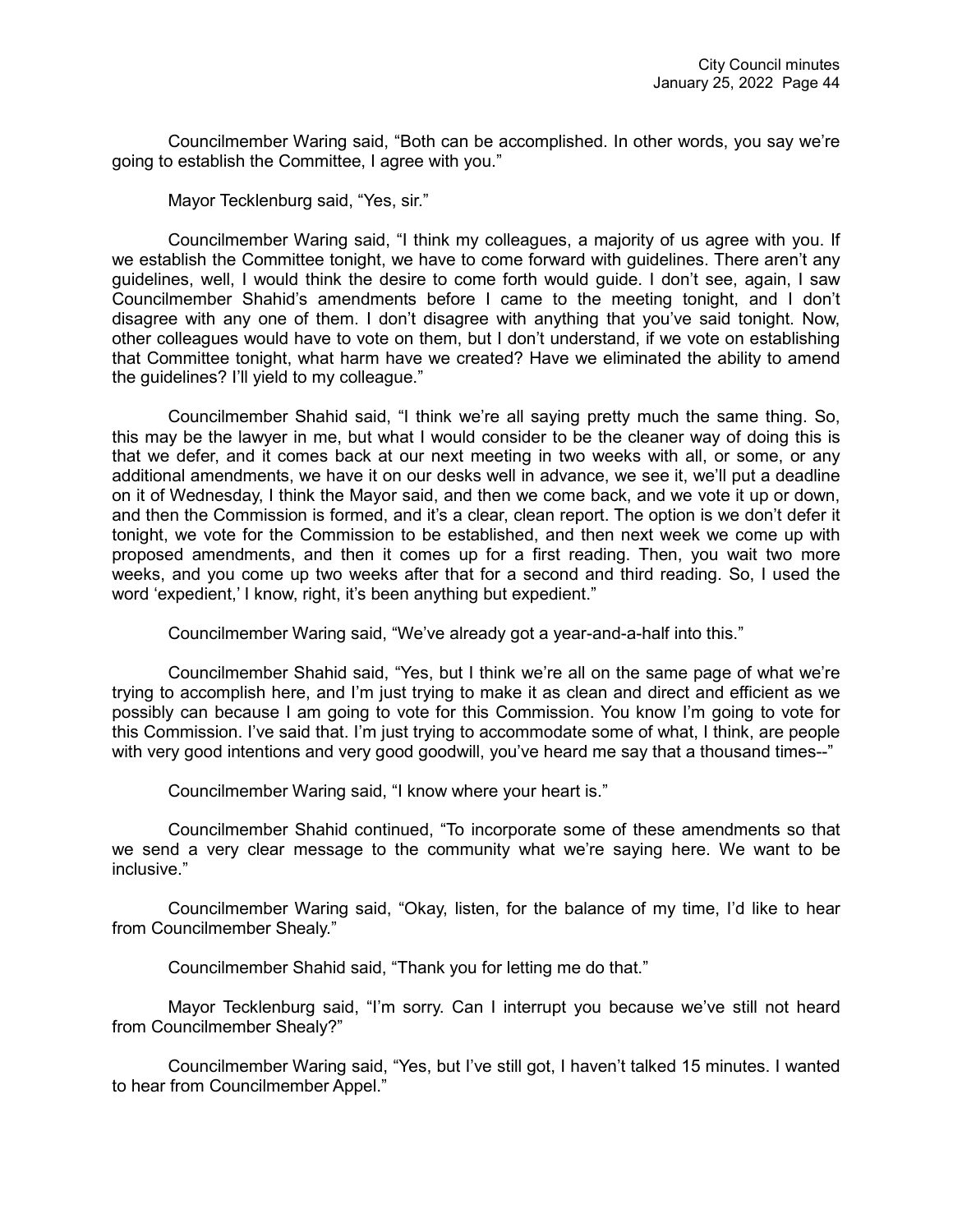Councilmember Waring said, "Both can be accomplished. In other words, you say we're going to establish the Committee, I agree with you."

Mayor Tecklenburg said, "Yes, sir."

Councilmember Waring said, "I think my colleagues, a majority of us agree with you. If we establish the Committee tonight, we have to come forward with guidelines. There aren't any guidelines, well, I would think the desire to come forth would guide. I don't see, again, I saw Councilmember Shahid's amendments before I came to the meeting tonight, and I don't disagree with any one of them. I don't disagree with anything that you've said tonight. Now, other colleagues would have to vote on them, but I don't understand, if we vote on establishing that Committee tonight, what harm have we created? Have we eliminated the ability to amend the guidelines? I'll yield to my colleague."

Councilmember Shahid said, "I think we're all saying pretty much the same thing. So, this may be the lawyer in me, but what I would consider to be the cleaner way of doing this is that we defer, and it comes back at our next meeting in two weeks with all, or some, or any additional amendments, we have it on our desks well in advance, we see it, we'll put a deadline on it of Wednesday, I think the Mayor said, and then we come back, and we vote it up or down, and then the Commission is formed, and it's a clear, clean report. The option is we don't defer it tonight, we vote for the Commission to be established, and then next week we come up with proposed amendments, and then it comes up for a first reading. Then, you wait two more weeks, and you come up two weeks after that for a second and third reading. So, I used the word 'expedient,' I know, right, it's been anything but expedient."

Councilmember Waring said, "We've already got a year-and-a-half into this."

Councilmember Shahid said, "Yes, but I think we're all on the same page of what we're trying to accomplish here, and I'm just trying to make it as clean and direct and efficient as we possibly can because I am going to vote for this Commission. You know I'm going to vote for this Commission. I've said that. I'm just trying to accommodate some of what, I think, are people with very good intentions and very good goodwill, you've heard me say that a thousand times--"

Councilmember Waring said, "I know where your heart is."

Councilmember Shahid continued, "To incorporate some of these amendments so that we send a very clear message to the community what we're saying here. We want to be inclusive."

Councilmember Waring said, "Okay, listen, for the balance of my time, I'd like to hear from Councilmember Shealy."

Councilmember Shahid said, "Thank you for letting me do that."

Mayor Tecklenburg said, "I'm sorry. Can I interrupt you because we've still not heard from Councilmember Shealy?"

Councilmember Waring said, "Yes, but I've still got, I haven't talked 15 minutes. I wanted to hear from Councilmember Appel."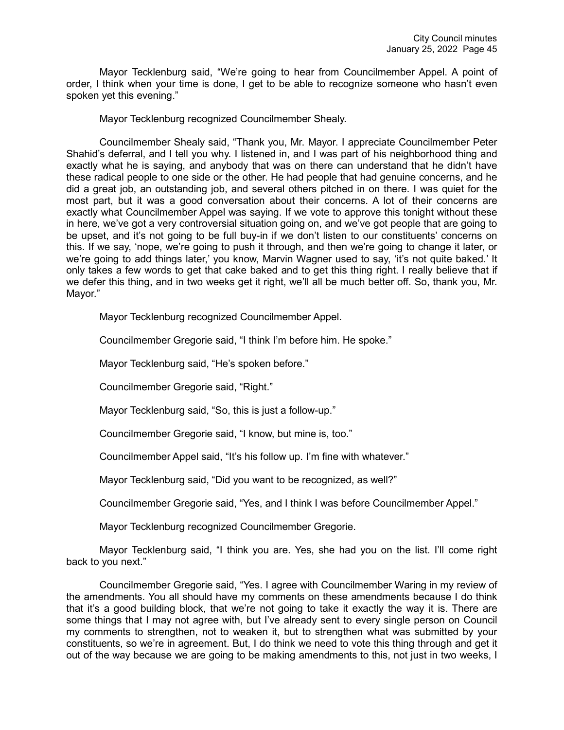Mayor Tecklenburg said, "We're going to hear from Councilmember Appel. A point of order, I think when your time is done, I get to be able to recognize someone who hasn't even spoken yet this evening."

Mayor Tecklenburg recognized Councilmember Shealy.

Councilmember Shealy said, "Thank you, Mr. Mayor. I appreciate Councilmember Peter Shahid's deferral, and I tell you why. I listened in, and I was part of his neighborhood thing and exactly what he is saying, and anybody that was on there can understand that he didn't have these radical people to one side or the other. He had people that had genuine concerns, and he did a great job, an outstanding job, and several others pitched in on there. I was quiet for the most part, but it was a good conversation about their concerns. A lot of their concerns are exactly what Councilmember Appel was saying. If we vote to approve this tonight without these in here, we've got a very controversial situation going on, and we've got people that are going to be upset, and it's not going to be full buy-in if we don't listen to our constituents' concerns on this. If we say, 'nope, we're going to push it through, and then we're going to change it later, or we're going to add things later,' you know, Marvin Wagner used to say, 'it's not quite baked.' It only takes a few words to get that cake baked and to get this thing right. I really believe that if we defer this thing, and in two weeks get it right, we'll all be much better off. So, thank you, Mr. Mayor."

Mayor Tecklenburg recognized Councilmember Appel.

Councilmember Gregorie said, "I think I'm before him. He spoke."

Mayor Tecklenburg said, "He's spoken before."

Councilmember Gregorie said, "Right."

Mayor Tecklenburg said, "So, this is just a follow-up."

Councilmember Gregorie said, "I know, but mine is, too."

Councilmember Appel said, "It's his follow up. I'm fine with whatever."

Mayor Tecklenburg said, "Did you want to be recognized, as well?"

Councilmember Gregorie said, "Yes, and I think I was before Councilmember Appel."

Mayor Tecklenburg recognized Councilmember Gregorie.

Mayor Tecklenburg said, "I think you are. Yes, she had you on the list. I'll come right back to you next."

Councilmember Gregorie said, "Yes. I agree with Councilmember Waring in my review of the amendments. You all should have my comments on these amendments because I do think that it's a good building block, that we're not going to take it exactly the way it is. There are some things that I may not agree with, but I've already sent to every single person on Council my comments to strengthen, not to weaken it, but to strengthen what was submitted by your constituents, so we're in agreement. But, I do think we need to vote this thing through and get it out of the way because we are going to be making amendments to this, not just in two weeks, I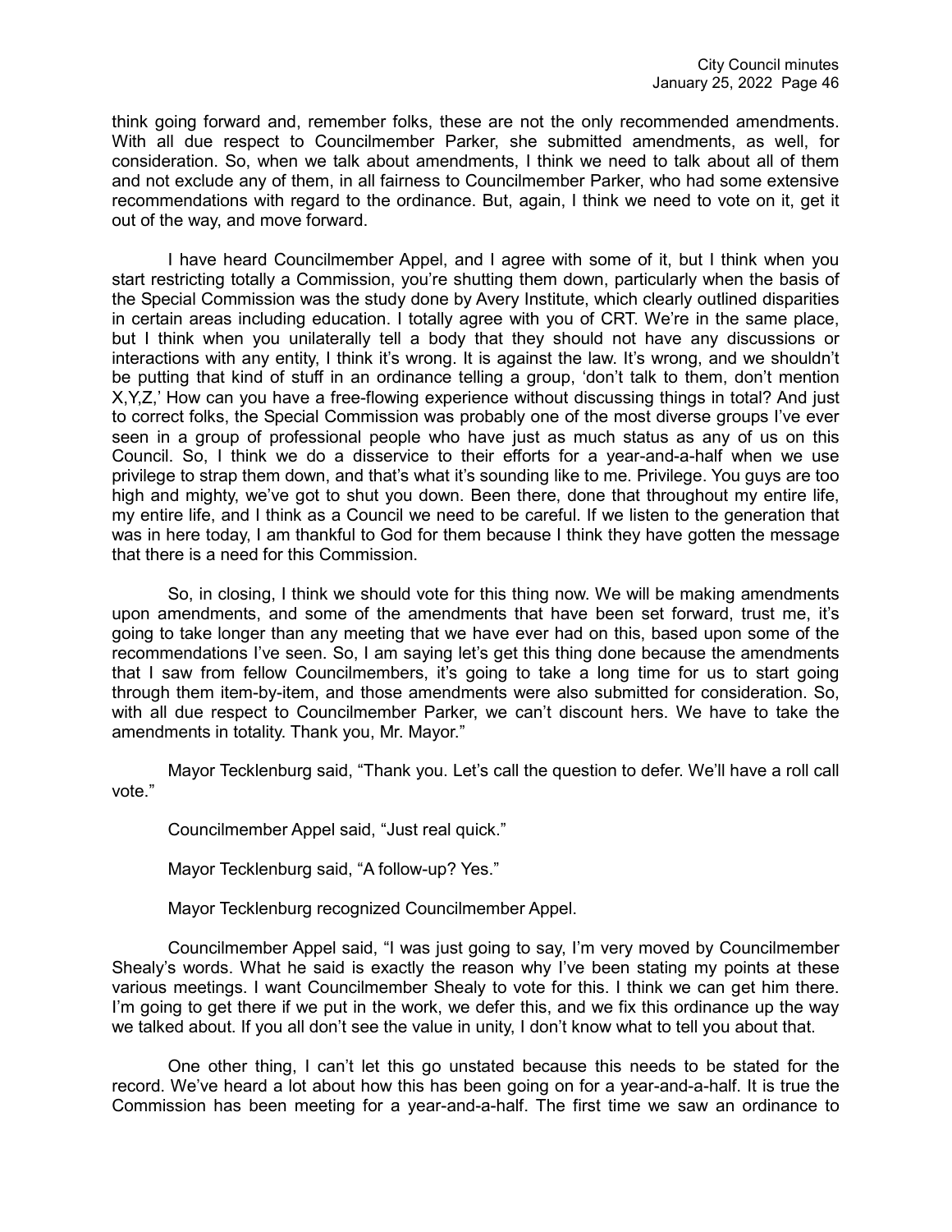think going forward and, remember folks, these are not the only recommended amendments. With all due respect to Councilmember Parker, she submitted amendments, as well, for consideration. So, when we talk about amendments, I think we need to talk about all of them and not exclude any of them, in all fairness to Councilmember Parker, who had some extensive recommendations with regard to the ordinance. But, again, I think we need to vote on it, get it out of the way, and move forward.

I have heard Councilmember Appel, and I agree with some of it, but I think when you start restricting totally a Commission, you're shutting them down, particularly when the basis of the Special Commission was the study done by Avery Institute, which clearly outlined disparities in certain areas including education. I totally agree with you of CRT. We're in the same place, but I think when you unilaterally tell a body that they should not have any discussions or interactions with any entity, I think it's wrong. It is against the law. It's wrong, and we shouldn't be putting that kind of stuff in an ordinance telling a group, 'don't talk to them, don't mention X,Y,Z,' How can you have a free-flowing experience without discussing things in total? And just to correct folks, the Special Commission was probably one of the most diverse groups I've ever seen in a group of professional people who have just as much status as any of us on this Council. So, I think we do a disservice to their efforts for a year-and-a-half when we use privilege to strap them down, and that's what it's sounding like to me. Privilege. You guys are too high and mighty, we've got to shut you down. Been there, done that throughout my entire life, my entire life, and I think as a Council we need to be careful. If we listen to the generation that was in here today, I am thankful to God for them because I think they have gotten the message that there is a need for this Commission.

So, in closing, I think we should vote for this thing now. We will be making amendments upon amendments, and some of the amendments that have been set forward, trust me, it's going to take longer than any meeting that we have ever had on this, based upon some of the recommendations I've seen. So, I am saying let's get this thing done because the amendments that I saw from fellow Councilmembers, it's going to take a long time for us to start going through them item-by-item, and those amendments were also submitted for consideration. So, with all due respect to Councilmember Parker, we can't discount hers. We have to take the amendments in totality. Thank you, Mr. Mayor."

Mayor Tecklenburg said, "Thank you. Let's call the question to defer. We'll have a roll call vote."

Councilmember Appel said, "Just real quick."

Mayor Tecklenburg said, "A follow-up? Yes."

Mayor Tecklenburg recognized Councilmember Appel.

Councilmember Appel said, "I was just going to say, I'm very moved by Councilmember Shealy's words. What he said is exactly the reason why I've been stating my points at these various meetings. I want Councilmember Shealy to vote for this. I think we can get him there. I'm going to get there if we put in the work, we defer this, and we fix this ordinance up the way we talked about. If you all don't see the value in unity, I don't know what to tell you about that.

One other thing, I can't let this go unstated because this needs to be stated for the record. We've heard a lot about how this has been going on for a year-and-a-half. It is true the Commission has been meeting for a year-and-a-half. The first time we saw an ordinance to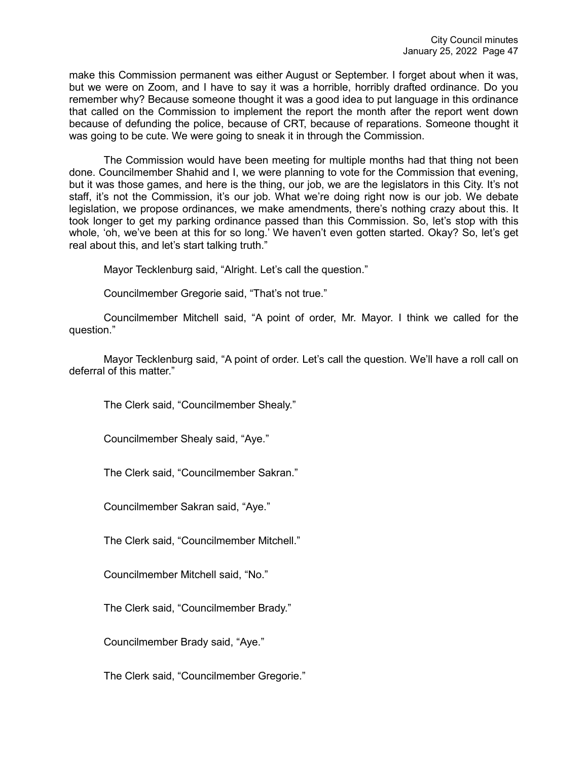make this Commission permanent was either August or September. I forget about when it was, but we were on Zoom, and I have to say it was a horrible, horribly drafted ordinance. Do you remember why? Because someone thought it was a good idea to put language in this ordinance that called on the Commission to implement the report the month after the report went down because of defunding the police, because of CRT, because of reparations. Someone thought it was going to be cute. We were going to sneak it in through the Commission.

The Commission would have been meeting for multiple months had that thing not been done. Councilmember Shahid and I, we were planning to vote for the Commission that evening, but it was those games, and here is the thing, our job, we are the legislators in this City. It's not staff, it's not the Commission, it's our job. What we're doing right now is our job. We debate legislation, we propose ordinances, we make amendments, there's nothing crazy about this. It took longer to get my parking ordinance passed than this Commission. So, let's stop with this whole, 'oh, we've been at this for so long.' We haven't even gotten started. Okay? So, let's get real about this, and let's start talking truth."

Mayor Tecklenburg said, "Alright. Let's call the question."

Councilmember Gregorie said, "That's not true."

Councilmember Mitchell said, "A point of order, Mr. Mayor. I think we called for the question."

Mayor Tecklenburg said, "A point of order. Let's call the question. We'll have a roll call on deferral of this matter."

The Clerk said, "Councilmember Shealy."

Councilmember Shealy said, "Aye."

The Clerk said, "Councilmember Sakran."

Councilmember Sakran said, "Aye."

The Clerk said, "Councilmember Mitchell."

Councilmember Mitchell said, "No."

The Clerk said, "Councilmember Brady."

Councilmember Brady said, "Aye."

The Clerk said, "Councilmember Gregorie."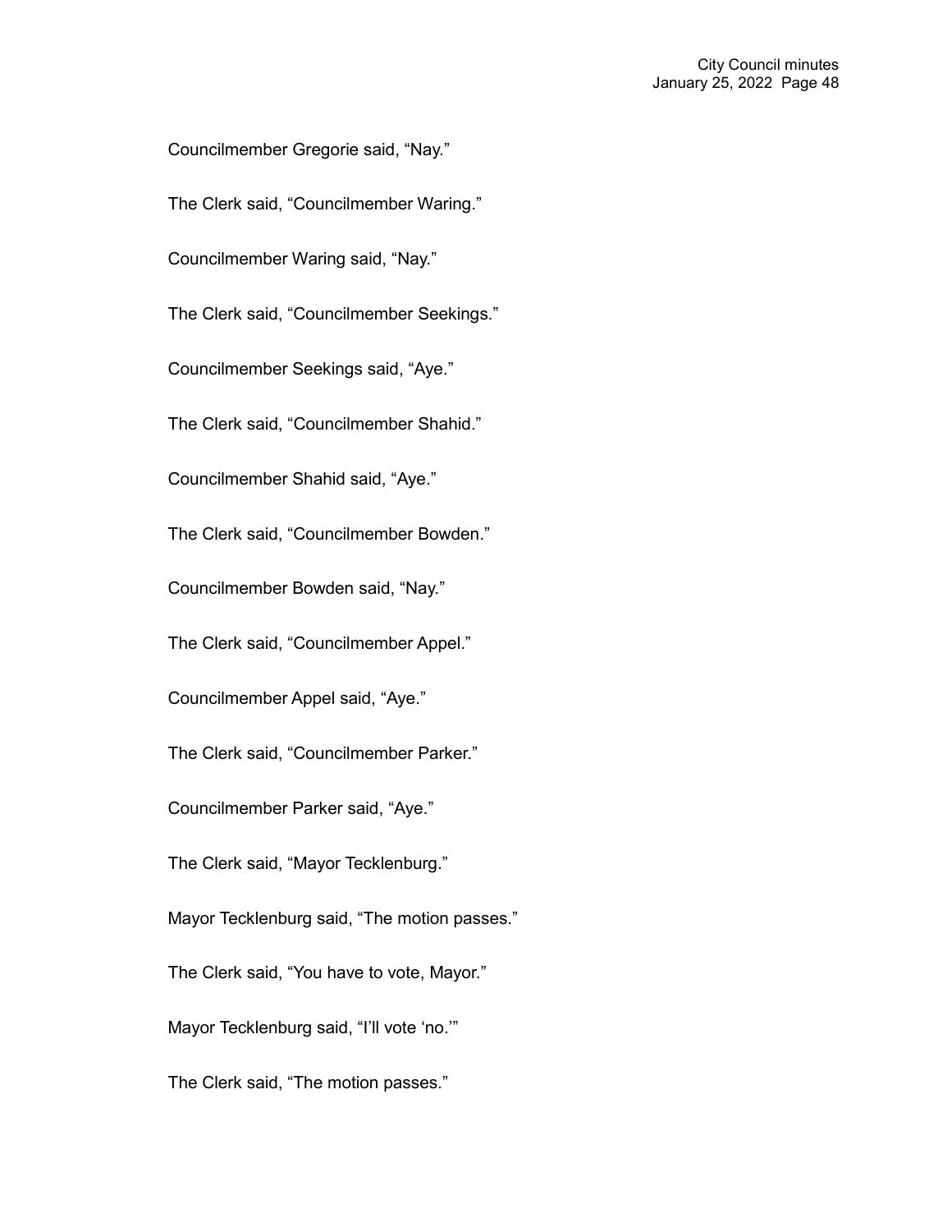Councilmember Gregorie said, “Nay.”

The Clerk said, “Councilmember Waring.”

Councilmember Waring said, “Nay.”

The Clerk said, “Councilmember Seekings.”

Councilmember Seekings said, “Aye.”

The Clerk said, “Councilmember Shahid.”

Councilmember Shahid said, “Aye.”

The Clerk said, “Councilmember Bowden.”

Councilmember Bowden said, “Nay.”

The Clerk said, “Councilmember Appel.”

Councilmember Appel said, “Aye.”

The Clerk said, “Councilmember Parker.”

Councilmember Parker said, “Aye.”

The Clerk said, “Mayor Tecklenburg.”

Mayor Tecklenburg said, “The motion passes.”

The Clerk said, “You have to vote, Mayor.”

Mayor Tecklenburg said, “I’ll vote ‘no.’”

The Clerk said, “The motion passes.”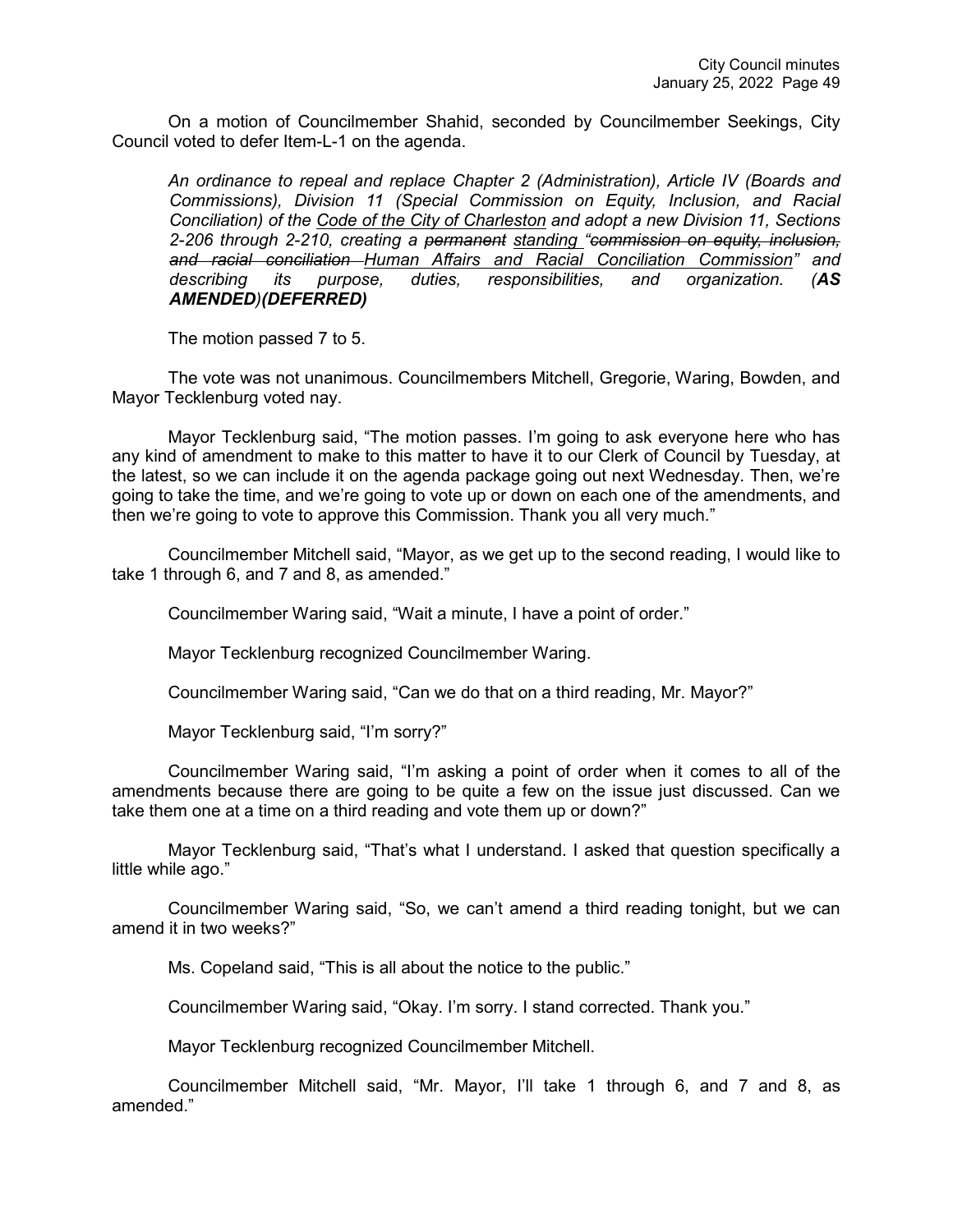On a motion of Councilmember Shahid, seconded by Councilmember Seekings, City Council voted to defer Item-L-1 on the agenda.

> *An ordinance to repeal and replace Chapter 2 (Administration), Article IV (Boards and Commissions), Division 11 (Special Commission on Equity, Inclusion, and Racial Conciliation) of the Code of the City of Charleston and adopt a new Division 11, Sections 2-206 through 2-210, creating a ~~permanent~~ standing "~~commission on equity, inclusion, and racial conciliation~~ Human Affairs and Racial Conciliation Commission" and describing its purpose, duties, responsibilities, and organization. (**AS AMENDED**)**(DEFERRED)***

The motion passed 7 to 5.

The vote was not unanimous. Councilmembers Mitchell, Gregorie, Waring, Bowden, and Mayor Tecklenburg voted nay.

Mayor Tecklenburg said, "The motion passes. I'm going to ask everyone here who has any kind of amendment to make to this matter to have it to our Clerk of Council by Tuesday, at the latest, so we can include it on the agenda package going out next Wednesday. Then, we're going to take the time, and we're going to vote up or down on each one of the amendments, and then we're going to vote to approve this Commission. Thank you all very much."

Councilmember Mitchell said, "Mayor, as we get up to the second reading, I would like to take 1 through 6, and 7 and 8, as amended."

Councilmember Waring said, "Wait a minute, I have a point of order."

Mayor Tecklenburg recognized Councilmember Waring.

Councilmember Waring said, "Can we do that on a third reading, Mr. Mayor?"

Mayor Tecklenburg said, "I'm sorry?"

Councilmember Waring said, "I'm asking a point of order when it comes to all of the amendments because there are going to be quite a few on the issue just discussed. Can we take them one at a time on a third reading and vote them up or down?"

Mayor Tecklenburg said, "That's what I understand. I asked that question specifically a little while ago."

Councilmember Waring said, "So, we can't amend a third reading tonight, but we can amend it in two weeks?"

Ms. Copeland said, "This is all about the notice to the public."

Councilmember Waring said, "Okay. I'm sorry. I stand corrected. Thank you."

Mayor Tecklenburg recognized Councilmember Mitchell.

Councilmember Mitchell said, "Mr. Mayor, I'll take 1 through 6, and 7 and 8, as amended."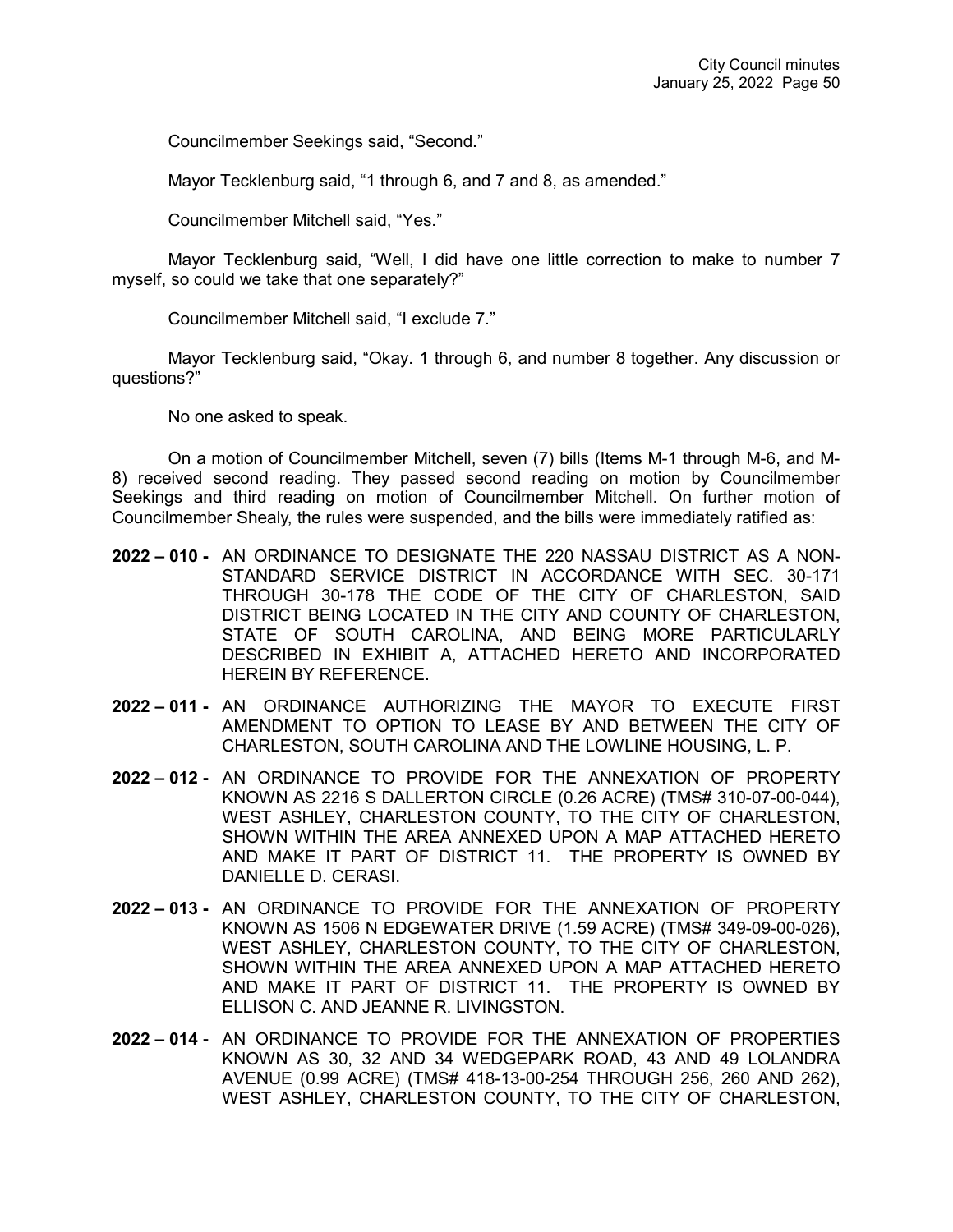Councilmember Seekings said, "Second."

Mayor Tecklenburg said, "1 through 6, and 7 and 8, as amended."

Councilmember Mitchell said, "Yes."

Mayor Tecklenburg said, "Well, I did have one little correction to make to number 7 myself, so could we take that one separately?"

Councilmember Mitchell said, "I exclude 7."

Mayor Tecklenburg said, "Okay. 1 through 6, and number 8 together. Any discussion or questions?"

No one asked to speak.

On a motion of Councilmember Mitchell, seven (7) bills (Items M-1 through M-6, and M-8) received second reading. They passed second reading on motion by Councilmember Seekings and third reading on motion of Councilmember Mitchell. On further motion of Councilmember Shealy, the rules were suspended, and the bills were immediately ratified as:

**2022 – 010 -** AN ORDINANCE TO DESIGNATE THE 220 NASSAU DISTRICT AS A NON-STANDARD SERVICE DISTRICT IN ACCORDANCE WITH SEC. 30-171 THROUGH 30-178 THE CODE OF THE CITY OF CHARLESTON, SAID DISTRICT BEING LOCATED IN THE CITY AND COUNTY OF CHARLESTON, STATE OF SOUTH CAROLINA, AND BEING MORE PARTICULARLY DESCRIBED IN EXHIBIT A, ATTACHED HERETO AND INCORPORATED HEREIN BY REFERENCE.

**2022 – 011 -** AN ORDINANCE AUTHORIZING THE MAYOR TO EXECUTE FIRST AMENDMENT TO OPTION TO LEASE BY AND BETWEEN THE CITY OF CHARLESTON, SOUTH CAROLINA AND THE LOWLINE HOUSING, L. P.

**2022 – 012 -** AN ORDINANCE TO PROVIDE FOR THE ANNEXATION OF PROPERTY KNOWN AS 2216 S DALLERTON CIRCLE (0.26 ACRE) (TMS# 310-07-00-044), WEST ASHLEY, CHARLESTON COUNTY, TO THE CITY OF CHARLESTON, SHOWN WITHIN THE AREA ANNEXED UPON A MAP ATTACHED HERETO AND MAKE IT PART OF DISTRICT 11. THE PROPERTY IS OWNED BY DANIELLE D. CERASI.

**2022 – 013 -** AN ORDINANCE TO PROVIDE FOR THE ANNEXATION OF PROPERTY KNOWN AS 1506 N EDGEWATER DRIVE (1.59 ACRE) (TMS# 349-09-00-026), WEST ASHLEY, CHARLESTON COUNTY, TO THE CITY OF CHARLESTON, SHOWN WITHIN THE AREA ANNEXED UPON A MAP ATTACHED HERETO AND MAKE IT PART OF DISTRICT 11. THE PROPERTY IS OWNED BY ELLISON C. AND JEANNE R. LIVINGSTON.

**2022 – 014 -** AN ORDINANCE TO PROVIDE FOR THE ANNEXATION OF PROPERTIES KNOWN AS 30, 32 AND 34 WEDGEPARK ROAD, 43 AND 49 LOLANDRA AVENUE (0.99 ACRE) (TMS# 418-13-00-254 THROUGH 256, 260 AND 262), WEST ASHLEY, CHARLESTON COUNTY, TO THE CITY OF CHARLESTON,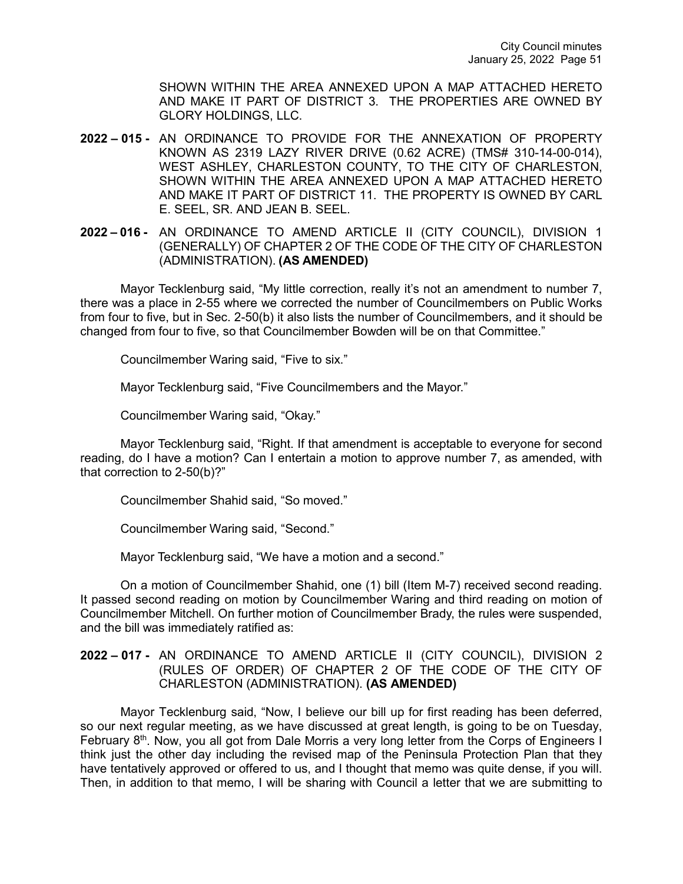SHOWN WITHIN THE AREA ANNEXED UPON A MAP ATTACHED HERETO AND MAKE IT PART OF DISTRICT 3. THE PROPERTIES ARE OWNED BY GLORY HOLDINGS, LLC.

**2022 – 015 -** AN ORDINANCE TO PROVIDE FOR THE ANNEXATION OF PROPERTY KNOWN AS 2319 LAZY RIVER DRIVE (0.62 ACRE) (TMS# 310-14-00-014), WEST ASHLEY, CHARLESTON COUNTY, TO THE CITY OF CHARLESTON, SHOWN WITHIN THE AREA ANNEXED UPON A MAP ATTACHED HERETO AND MAKE IT PART OF DISTRICT 11. THE PROPERTY IS OWNED BY CARL E. SEEL, SR. AND JEAN B. SEEL.

**2022 – 016 -** AN ORDINANCE TO AMEND ARTICLE II (CITY COUNCIL), DIVISION 1 (GENERALLY) OF CHAPTER 2 OF THE CODE OF THE CITY OF CHARLESTON (ADMINISTRATION). **(AS AMENDED)**

Mayor Tecklenburg said, "My little correction, really it's not an amendment to number 7, there was a place in 2-55 where we corrected the number of Councilmembers on Public Works from four to five, but in Sec. 2-50(b) it also lists the number of Councilmembers, and it should be changed from four to five, so that Councilmember Bowden will be on that Committee."

Councilmember Waring said, "Five to six."

Mayor Tecklenburg said, "Five Councilmembers and the Mayor."

Councilmember Waring said, "Okay."

Mayor Tecklenburg said, "Right. If that amendment is acceptable to everyone for second reading, do I have a motion? Can I entertain a motion to approve number 7, as amended, with that correction to 2-50(b)?"

Councilmember Shahid said, "So moved."

Councilmember Waring said, "Second."

Mayor Tecklenburg said, "We have a motion and a second."

On a motion of Councilmember Shahid, one (1) bill (Item M-7) received second reading. It passed second reading on motion by Councilmember Waring and third reading on motion of Councilmember Mitchell. On further motion of Councilmember Brady, the rules were suspended, and the bill was immediately ratified as:

**2022 – 017 -** AN ORDINANCE TO AMEND ARTICLE II (CITY COUNCIL), DIVISION 2 (RULES OF ORDER) OF CHAPTER 2 OF THE CODE OF THE CITY OF CHARLESTON (ADMINISTRATION). **(AS AMENDED)**

Mayor Tecklenburg said, "Now, I believe our bill up for first reading has been deferred, so our next regular meeting, as we have discussed at great length, is going to be on Tuesday, February 8th. Now, you all got from Dale Morris a very long letter from the Corps of Engineers I think just the other day including the revised map of the Peninsula Protection Plan that they have tentatively approved or offered to us, and I thought that memo was quite dense, if you will. Then, in addition to that memo, I will be sharing with Council a letter that we are submitting to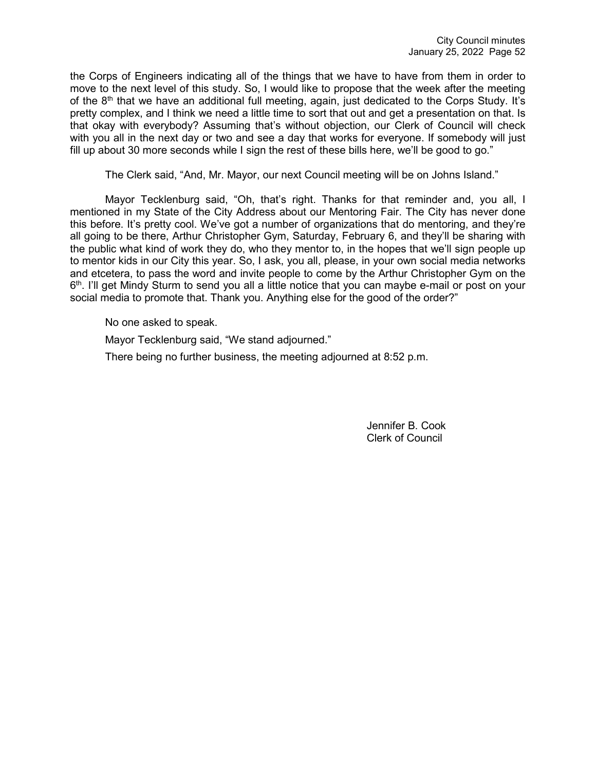the Corps of Engineers indicating all of the things that we have to have from them in order to move to the next level of this study. So, I would like to propose that the week after the meeting of the 8th that we have an additional full meeting, again, just dedicated to the Corps Study. It's pretty complex, and I think we need a little time to sort that out and get a presentation on that. Is that okay with everybody? Assuming that's without objection, our Clerk of Council will check with you all in the next day or two and see a day that works for everyone. If somebody will just fill up about 30 more seconds while I sign the rest of these bills here, we'll be good to go."

The Clerk said, "And, Mr. Mayor, our next Council meeting will be on Johns Island."

Mayor Tecklenburg said, "Oh, that's right. Thanks for that reminder and, you all, I mentioned in my State of the City Address about our Mentoring Fair. The City has never done this before. It's pretty cool. We've got a number of organizations that do mentoring, and they're all going to be there, Arthur Christopher Gym, Saturday, February 6, and they'll be sharing with the public what kind of work they do, who they mentor to, in the hopes that we'll sign people up to mentor kids in our City this year. So, I ask, you all, please, in your own social media networks and etcetera, to pass the word and invite people to come by the Arthur Christopher Gym on the 6th. I'll get Mindy Sturm to send you all a little notice that you can maybe e-mail or post on your social media to promote that. Thank you. Anything else for the good of the order?"

No one asked to speak.

Mayor Tecklenburg said, "We stand adjourned."

There being no further business, the meeting adjourned at 8:52 p.m.

Jennifer B. Cook
Clerk of Council